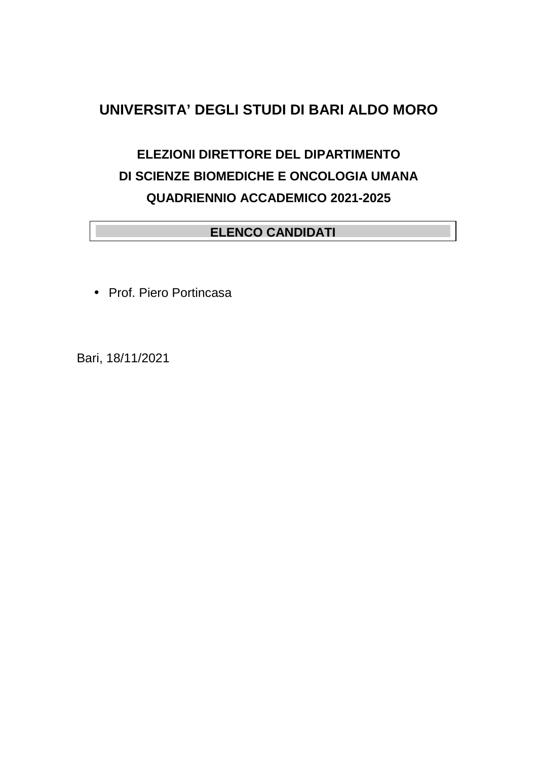# UNIVERSITA' DEGLI STUDI DI BARI ALDO MORO

## ELEZIONI DIRETTORE DEL DIPARTIMENTO
## DI SCIENZE BIOMEDICHE E ONCOLOGIA UMANA
## QUADRIENNIO ACCADEMICO 2021-2025

**ELENCO CANDIDATI**

- Prof. Piero Portincasa

Bari, 18/11/2021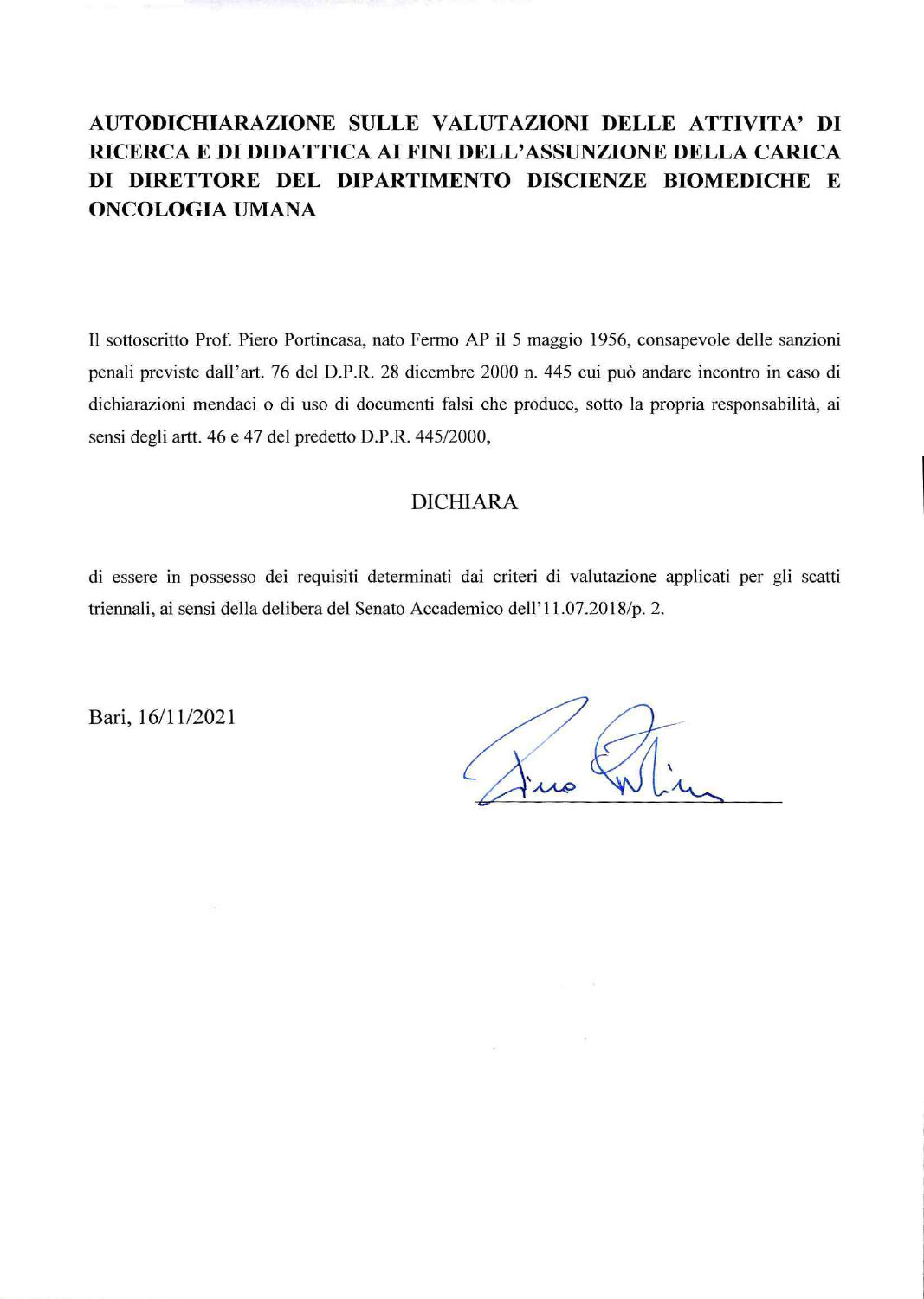**AUTODICHIARAZIONE SULLE VALUTAZIONI DELLE ATTIVITA' DI RICERCA E DI DIDATTICA AI FINI DELL'ASSUNZIONE DELLA CARICA DI DIRETTORE DEL DIPARTIMENTO DISCIENZE BIOMEDICHE E ONCOLOGIA UMANA**

Il sottoscritto Prof. Piero Portincasa, nato Fermo AP il 5 maggio 1956, consapevole delle sanzioni penali previste dall'art. 76 del D.P.R. 28 dicembre 2000 n. 445 cui può andare incontro in caso di dichiarazioni mendaci o di uso di documenti falsi che produce, sotto la propria responsabilità, ai sensi degli artt. 46 e 47 del predetto D.P.R. 445/2000,

DICHIARA

di essere in possesso dei requisiti determinati dai criteri di valutazione applicati per gli scatti triennali, ai sensi della delibera del Senato Accademico dell'11.07.2018/p. 2.

Bari, 16/11/2021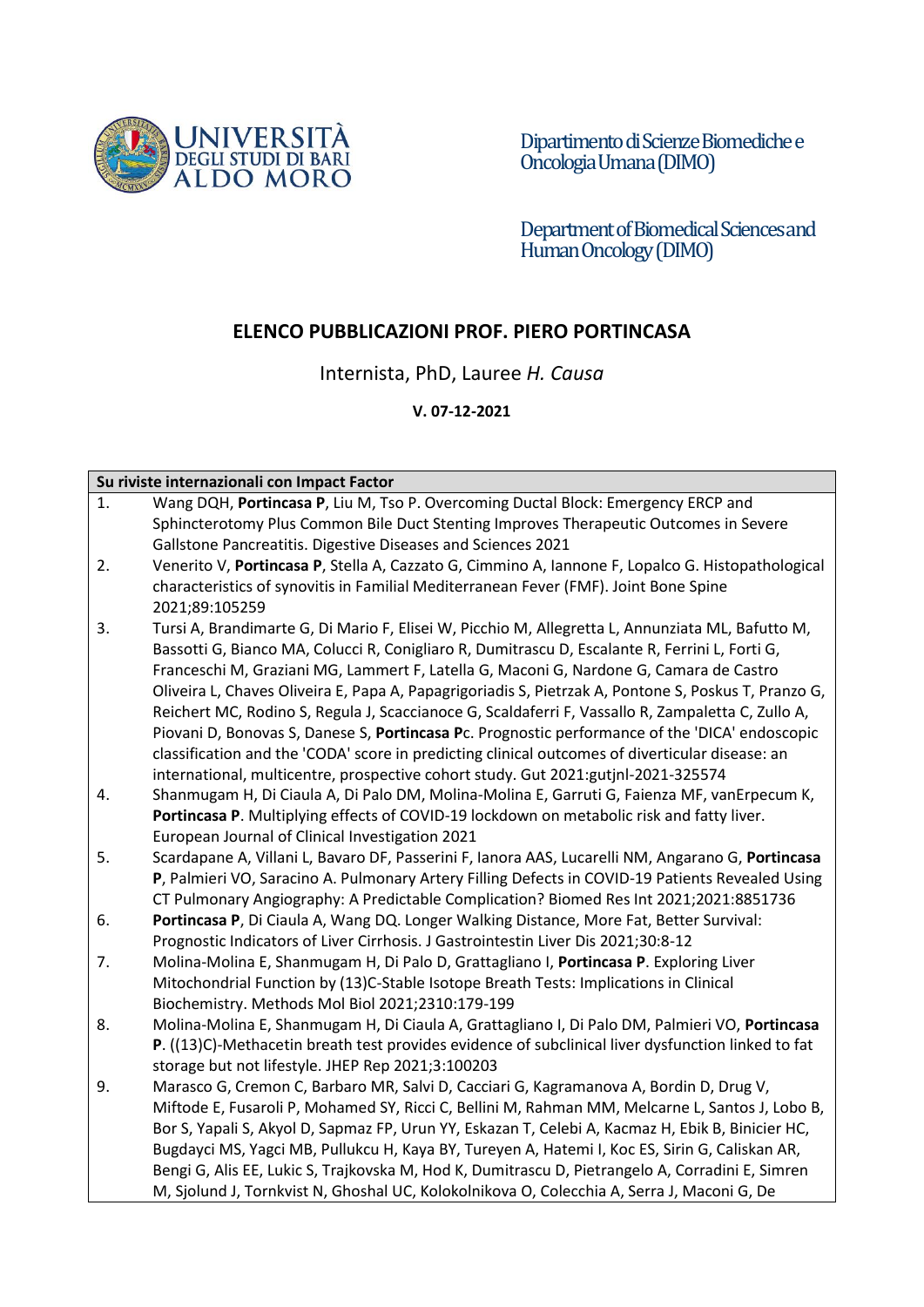Dipartimento di Scienze Biomediche e Oncologia Umana (DIMO)

Department of Biomedical Sciences and Human Oncology (DIMO)

## ELENCO PUBBLICAZIONI PROF. PIERO PORTINCASA

Internista, PhD, Lauree *H. Causa*

**V. 07-12-2021**

**Su riviste internazionali con Impact Factor**

1. Wang DQH, **Portincasa P**, Liu M, Tso P. Overcoming Ductal Block: Emergency ERCP and Sphincterotomy Plus Common Bile Duct Stenting Improves Therapeutic Outcomes in Severe Gallstone Pancreatitis. Digestive Diseases and Sciences 2021
2. Venerito V, **Portincasa P**, Stella A, Cazzato G, Cimmino A, Iannone F, Lopalco G. Histopathological characteristics of synovitis in Familial Mediterranean Fever (FMF). Joint Bone Spine 2021;89:105259
3. Tursi A, Brandimarte G, Di Mario F, Elisei W, Picchio M, Allegretta L, Annunziata ML, Bafutto M, Bassotti G, Bianco MA, Colucci R, Conigliaro R, Dumitrascu D, Escalante R, Ferrini L, Forti G, Franceschi M, Graziani MG, Lammert F, Latella G, Maconi G, Nardone G, Camara de Castro Oliveira L, Chaves Oliveira E, Papa A, Papagrigoriadis S, Pietrzak A, Pontone S, Poskus T, Pranzo G, Reichert MC, Rodino S, Regula J, Scaccianoce G, Scaldaferri F, Vassallo R, Zampaletta C, Zullo A, Piovani D, Bonovas S, Danese S, **Portincasa P**c. Prognostic performance of the 'DICA' endoscopic classification and the 'CODA' score in predicting clinical outcomes of diverticular disease: an international, multicentre, prospective cohort study. Gut 2021:gutjnl-2021-325574
4. Shanmugam H, Di Ciaula A, Di Palo DM, Molina-Molina E, Garruti G, Faienza MF, vanErpecum K, **Portincasa P**. Multiplying effects of COVID-19 lockdown on metabolic risk and fatty liver. European Journal of Clinical Investigation 2021
5. Scardapane A, Villani L, Bavaro DF, Passerini F, Ianora AAS, Lucarelli NM, Angarano G, **Portincasa P**, Palmieri VO, Saracino A. Pulmonary Artery Filling Defects in COVID-19 Patients Revealed Using CT Pulmonary Angiography: A Predictable Complication? Biomed Res Int 2021;2021:8851736
6. **Portincasa P**, Di Ciaula A, Wang DQ. Longer Walking Distance, More Fat, Better Survival: Prognostic Indicators of Liver Cirrhosis. J Gastrointestin Liver Dis 2021;30:8-12
7. Molina-Molina E, Shanmugam H, Di Palo D, Grattagliano I, **Portincasa P**. Exploring Liver Mitochondrial Function by (13)C-Stable Isotope Breath Tests: Implications in Clinical Biochemistry. Methods Mol Biol 2021;2310:179-199
8. Molina-Molina E, Shanmugam H, Di Ciaula A, Grattagliano I, Di Palo DM, Palmieri VO, **Portincasa P**. ((13)C)-Methacetin breath test provides evidence of subclinical liver dysfunction linked to fat storage but not lifestyle. JHEP Rep 2021;3:100203
9. Marasco G, Cremon C, Barbaro MR, Salvi D, Cacciari G, Kagramanova A, Bordin D, Drug V, Miftode E, Fusaroli P, Mohamed SY, Ricci C, Bellini M, Rahman MM, Melcarne L, Santos J, Lobo B, Bor S, Yapali S, Akyol D, Sapmaz FP, Urun YY, Eskazan T, Celebi A, Kacmaz H, Ebik B, Binicier HC, Bugdayci MS, Yagci MB, Pullukcu H, Kaya BY, Tureyen A, Hatemi I, Koc ES, Sirin G, Caliskan AR, Bengi G, Alis EE, Lukic S, Trajkovska M, Hod K, Dumitrascu D, Pietrangelo A, Corradini E, Simren M, Sjolund J, Tornkvist N, Ghoshal UC, Kolokolnikova O, Colecchia A, Serra J, Maconi G, De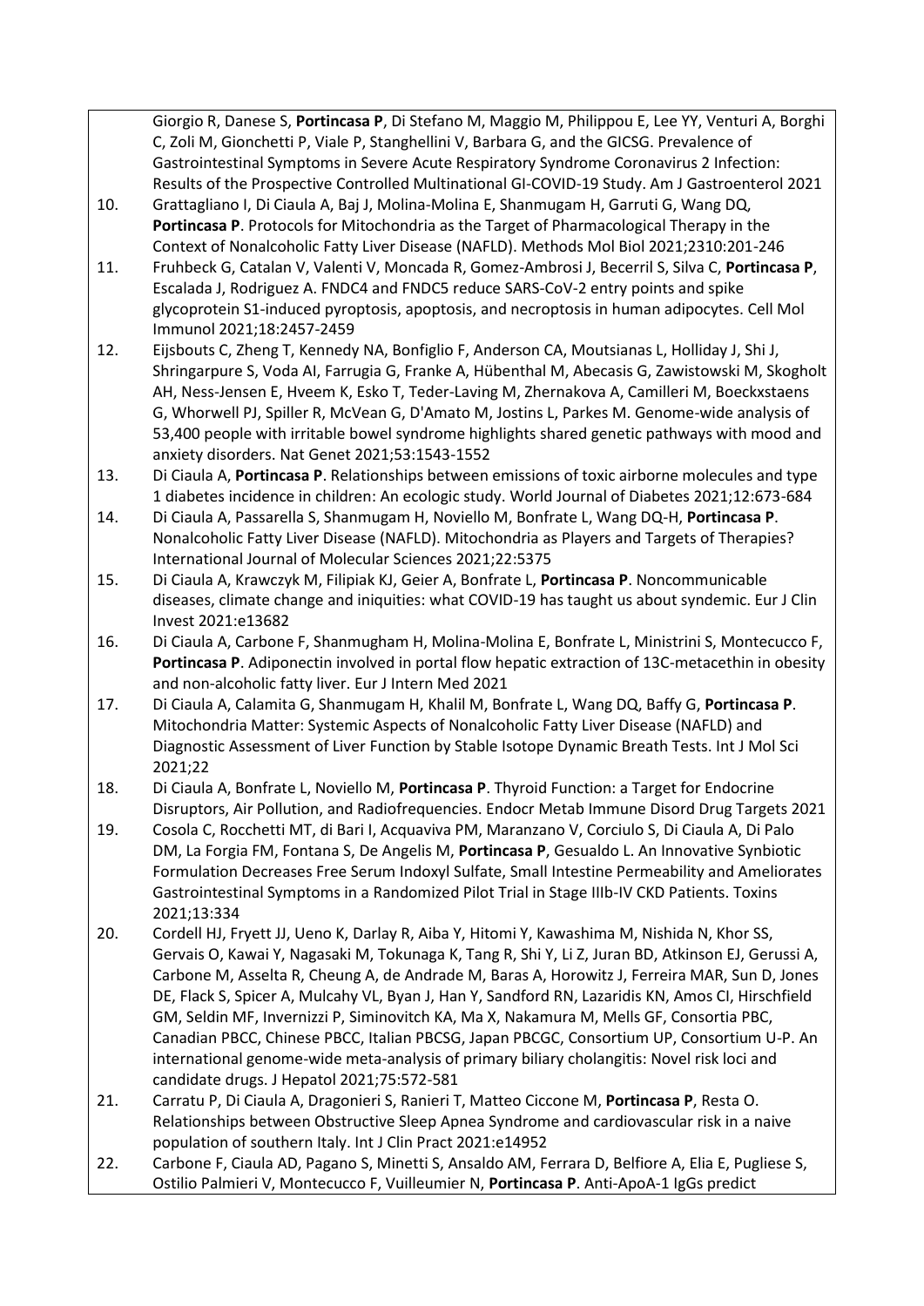Giorgio R, Danese S, **Portincasa P**, Di Stefano M, Maggio M, Philippou E, Lee YY, Venturi A, Borghi C, Zoli M, Gionchetti P, Viale P, Stanghellini V, Barbara G, and the GICSG. Prevalence of Gastrointestinal Symptoms in Severe Acute Respiratory Syndrome Coronavirus 2 Infection: Results of the Prospective Controlled Multinational GI-COVID-19 Study. Am J Gastroenterol 2021

10. Grattagliano I, Di Ciaula A, Baj J, Molina-Molina E, Shanmugam H, Garruti G, Wang DQ, **Portincasa P**. Protocols for Mitochondria as the Target of Pharmacological Therapy in the Context of Nonalcoholic Fatty Liver Disease (NAFLD). Methods Mol Biol 2021;2310:201-246
11. Fruhbeck G, Catalan V, Valenti V, Moncada R, Gomez-Ambrosi J, Becerril S, Silva C, **Portincasa P**, Escalada J, Rodriguez A. FNDC4 and FNDC5 reduce SARS-CoV-2 entry points and spike glycoprotein S1-induced pyroptosis, apoptosis, and necroptosis in human adipocytes. Cell Mol Immunol 2021;18:2457-2459
12. Eijsbouts C, Zheng T, Kennedy NA, Bonfiglio F, Anderson CA, Moutsianas L, Holliday J, Shi J, Shringarpure S, Voda AI, Farrugia G, Franke A, Hübenthal M, Abecasis G, Zawistowski M, Skogholt AH, Ness-Jensen E, Hveem K, Esko T, Teder-Laving M, Zhernakova A, Camilleri M, Boeckxstaens G, Whorwell PJ, Spiller R, McVean G, D'Amato M, Jostins L, Parkes M. Genome-wide analysis of 53,400 people with irritable bowel syndrome highlights shared genetic pathways with mood and anxiety disorders. Nat Genet 2021;53:1543-1552
13. Di Ciaula A, **Portincasa P**. Relationships between emissions of toxic airborne molecules and type 1 diabetes incidence in children: An ecologic study. World Journal of Diabetes 2021;12:673-684
14. Di Ciaula A, Passarella S, Shanmugam H, Noviello M, Bonfrate L, Wang DQ-H, **Portincasa P**. Nonalcoholic Fatty Liver Disease (NAFLD). Mitochondria as Players and Targets of Therapies? International Journal of Molecular Sciences 2021;22:5375
15. Di Ciaula A, Krawczyk M, Filipiak KJ, Geier A, Bonfrate L, **Portincasa P**. Noncommunicable diseases, climate change and iniquities: what COVID-19 has taught us about syndemic. Eur J Clin Invest 2021:e13682
16. Di Ciaula A, Carbone F, Shanmugham H, Molina-Molina E, Bonfrate L, Ministrini S, Montecucco F, **Portincasa P**. Adiponectin involved in portal flow hepatic extraction of 13C-metacethin in obesity and non-alcoholic fatty liver. Eur J Intern Med 2021
17. Di Ciaula A, Calamita G, Shanmugam H, Khalil M, Bonfrate L, Wang DQ, Baffy G, **Portincasa P**. Mitochondria Matter: Systemic Aspects of Nonalcoholic Fatty Liver Disease (NAFLD) and Diagnostic Assessment of Liver Function by Stable Isotope Dynamic Breath Tests. Int J Mol Sci 2021;22
18. Di Ciaula A, Bonfrate L, Noviello M, **Portincasa P**. Thyroid Function: a Target for Endocrine Disruptors, Air Pollution, and Radiofrequencies. Endocr Metab Immune Disord Drug Targets 2021
19. Cosola C, Rocchetti MT, di Bari I, Acquaviva PM, Maranzano V, Corciulo S, Di Ciaula A, Di Palo DM, La Forgia FM, Fontana S, De Angelis M, **Portincasa P**, Gesualdo L. An Innovative Synbiotic Formulation Decreases Free Serum Indoxyl Sulfate, Small Intestine Permeability and Ameliorates Gastrointestinal Symptoms in a Randomized Pilot Trial in Stage IIIb-IV CKD Patients. Toxins 2021;13:334
20. Cordell HJ, Fryett JJ, Ueno K, Darlay R, Aiba Y, Hitomi Y, Kawashima M, Nishida N, Khor SS, Gervais O, Kawai Y, Nagasaki M, Tokunaga K, Tang R, Shi Y, Li Z, Juran BD, Atkinson EJ, Gerussi A, Carbone M, Asselta R, Cheung A, de Andrade M, Baras A, Horowitz J, Ferreira MAR, Sun D, Jones DE, Flack S, Spicer A, Mulcahy VL, Byan J, Han Y, Sandford RN, Lazaridis KN, Amos CI, Hirschfield GM, Seldin MF, Invernizzi P, Siminovitch KA, Ma X, Nakamura M, Mells GF, Consortia PBC, Canadian PBCC, Chinese PBCC, Italian PBCSG, Japan PBCGC, Consortium UP, Consortium U-P. An international genome-wide meta-analysis of primary biliary cholangitis: Novel risk loci and candidate drugs. J Hepatol 2021;75:572-581
21. Carratu P, Di Ciaula A, Dragonieri S, Ranieri T, Matteo Ciccone M, **Portincasa P**, Resta O. Relationships between Obstructive Sleep Apnea Syndrome and cardiovascular risk in a naive population of southern Italy. Int J Clin Pract 2021:e14952
22. Carbone F, Ciaula AD, Pagano S, Minetti S, Ansaldo AM, Ferrara D, Belfiore A, Elia E, Pugliese S, Ostilio Palmieri V, Montecucco F, Vuilleumier N, **Portincasa P**. Anti-ApoA-1 IgGs predict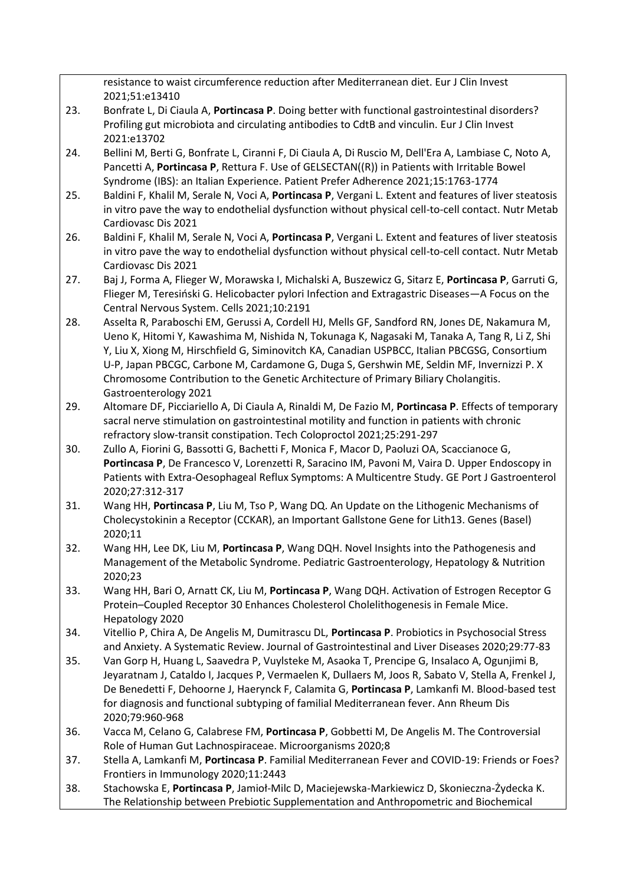resistance to waist circumference reduction after Mediterranean diet. Eur J Clin Invest 2021;51:e13410

23. Bonfrate L, Di Ciaula A, **Portincasa P**. Doing better with functional gastrointestinal disorders? Profiling gut microbiota and circulating antibodies to CdtB and vinculin. Eur J Clin Invest 2021:e13702
24. Bellini M, Berti G, Bonfrate L, Ciranni F, Di Ciaula A, Di Ruscio M, Dell'Era A, Lambiase C, Noto A, Pancetti A, **Portincasa P**, Rettura F. Use of GELSECTAN((R)) in Patients with Irritable Bowel Syndrome (IBS): an Italian Experience. Patient Prefer Adherence 2021;15:1763-1774
25. Baldini F, Khalil M, Serale N, Voci A, **Portincasa P**, Vergani L. Extent and features of liver steatosis in vitro pave the way to endothelial dysfunction without physical cell-to-cell contact. Nutr Metab Cardiovasc Dis 2021
26. Baldini F, Khalil M, Serale N, Voci A, **Portincasa P**, Vergani L. Extent and features of liver steatosis in vitro pave the way to endothelial dysfunction without physical cell-to-cell contact. Nutr Metab Cardiovasc Dis 2021
27. Baj J, Forma A, Flieger W, Morawska I, Michalski A, Buszewicz G, Sitarz E, **Portincasa P**, Garruti G, Flieger M, Teresiński G. Helicobacter pylori Infection and Extragastric Diseases—A Focus on the Central Nervous System. Cells 2021;10:2191
28. Asselta R, Paraboschi EM, Gerussi A, Cordell HJ, Mells GF, Sandford RN, Jones DE, Nakamura M, Ueno K, Hitomi Y, Kawashima M, Nishida N, Tokunaga K, Nagasaki M, Tanaka A, Tang R, Li Z, Shi Y, Liu X, Xiong M, Hirschfield G, Siminovitch KA, Canadian USPBCC, Italian PBCGSG, Consortium U-P, Japan PBCGC, Carbone M, Cardamone G, Duga S, Gershwin ME, Seldin MF, Invernizzi P. X Chromosome Contribution to the Genetic Architecture of Primary Biliary Cholangitis. Gastroenterology 2021
29. Altomare DF, Picciariello A, Di Ciaula A, Rinaldi M, De Fazio M, **Portincasa P**. Effects of temporary sacral nerve stimulation on gastrointestinal motility and function in patients with chronic refractory slow-transit constipation. Tech Coloproctol 2021;25:291-297
30. Zullo A, Fiorini G, Bassotti G, Bachetti F, Monica F, Macor D, Paoluzi OA, Scaccianoce G, **Portincasa P**, De Francesco V, Lorenzetti R, Saracino IM, Pavoni M, Vaira D. Upper Endoscopy in Patients with Extra-Oesophageal Reflux Symptoms: A Multicentre Study. GE Port J Gastroenterol 2020;27:312-317
31. Wang HH, **Portincasa P**, Liu M, Tso P, Wang DQ. An Update on the Lithogenic Mechanisms of Cholecystokinin a Receptor (CCKAR), an Important Gallstone Gene for Lith13. Genes (Basel) 2020;11
32. Wang HH, Lee DK, Liu M, **Portincasa P**, Wang DQH. Novel Insights into the Pathogenesis and Management of the Metabolic Syndrome. Pediatric Gastroenterology, Hepatology & Nutrition 2020;23
33. Wang HH, Bari O, Arnatt CK, Liu M, **Portincasa P**, Wang DQH. Activation of Estrogen Receptor G Protein–Coupled Receptor 30 Enhances Cholesterol Cholelithogenesis in Female Mice. Hepatology 2020
34. Vitellio P, Chira A, De Angelis M, Dumitrascu DL, **Portincasa P**. Probiotics in Psychosocial Stress and Anxiety. A Systematic Review. Journal of Gastrointestinal and Liver Diseases 2020;29:77-83
35. Van Gorp H, Huang L, Saavedra P, Vuylsteke M, Asaoka T, Prencipe G, Insalaco A, Ogunjimi B, Jeyaratnam J, Cataldo I, Jacques P, Vermaelen K, Dullaers M, Joos R, Sabato V, Stella A, Frenkel J, De Benedetti F, Dehoorne J, Haerynck F, Calamita G, **Portincasa P**, Lamkanfi M. Blood-based test for diagnosis and functional subtyping of familial Mediterranean fever. Ann Rheum Dis 2020;79:960-968
36. Vacca M, Celano G, Calabrese FM, **Portincasa P**, Gobbetti M, De Angelis M. The Controversial Role of Human Gut Lachnospiraceae. Microorganisms 2020;8
37. Stella A, Lamkanfi M, **Portincasa P**. Familial Mediterranean Fever and COVID-19: Friends or Foes? Frontiers in Immunology 2020;11:2443
38. Stachowska E, **Portincasa P**, Jamioł-Milc D, Maciejewska-Markiewicz D, Skonieczna-Żydecka K. The Relationship between Prebiotic Supplementation and Anthropometric and Biochemical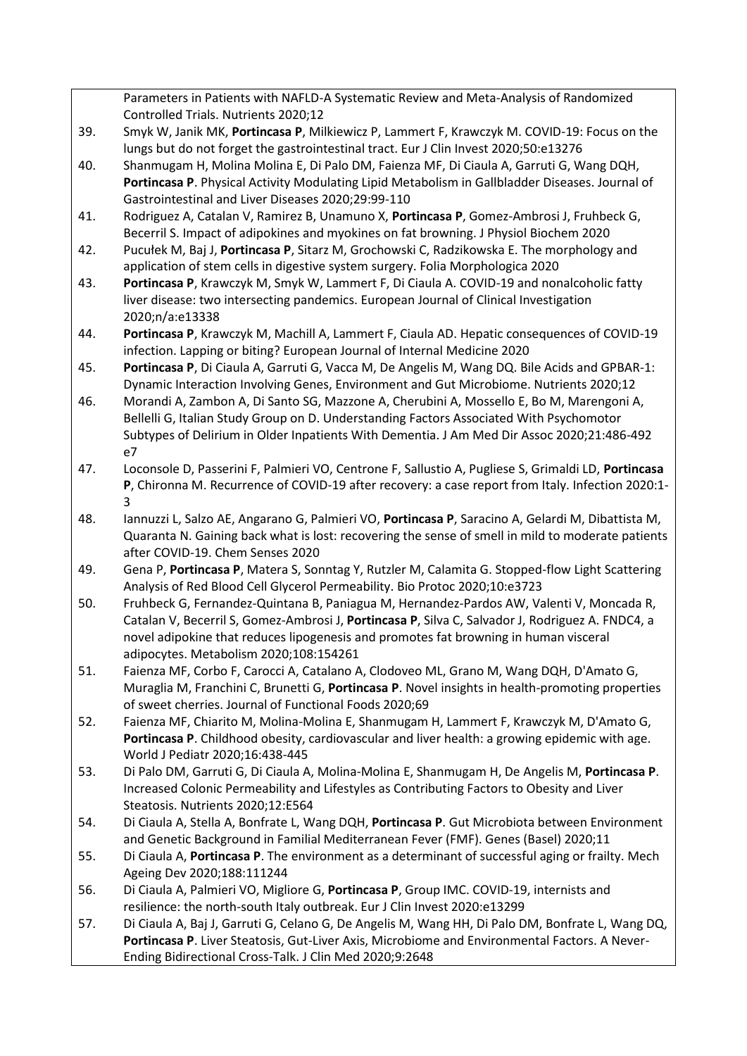Parameters in Patients with NAFLD-A Systematic Review and Meta-Analysis of Randomized Controlled Trials. Nutrients 2020;12

39. Smyk W, Janik MK, **Portincasa P**, Milkiewicz P, Lammert F, Krawczyk M. COVID-19: Focus on the lungs but do not forget the gastrointestinal tract. Eur J Clin Invest 2020;50:e13276
40. Shanmugam H, Molina Molina E, Di Palo DM, Faienza MF, Di Ciaula A, Garruti G, Wang DQH, **Portincasa P**. Physical Activity Modulating Lipid Metabolism in Gallbladder Diseases. Journal of Gastrointestinal and Liver Diseases 2020;29:99-110
41. Rodriguez A, Catalan V, Ramirez B, Unamuno X, **Portincasa P**, Gomez-Ambrosi J, Fruhbeck G, Becerril S. Impact of adipokines and myokines on fat browning. J Physiol Biochem 2020
42. Pucułek M, Baj J, **Portincasa P**, Sitarz M, Grochowski C, Radzikowska E. The morphology and application of stem cells in digestive system surgery. Folia Morphologica 2020
43. **Portincasa P**, Krawczyk M, Smyk W, Lammert F, Di Ciaula A. COVID-19 and nonalcoholic fatty liver disease: two intersecting pandemics. European Journal of Clinical Investigation 2020;n/a:e13338
44. **Portincasa P**, Krawczyk M, Machill A, Lammert F, Ciaula AD. Hepatic consequences of COVID-19 infection. Lapping or biting? European Journal of Internal Medicine 2020
45. **Portincasa P**, Di Ciaula A, Garruti G, Vacca M, De Angelis M, Wang DQ. Bile Acids and GPBAR-1: Dynamic Interaction Involving Genes, Environment and Gut Microbiome. Nutrients 2020;12
46. Morandi A, Zambon A, Di Santo SG, Mazzone A, Cherubini A, Mossello E, Bo M, Marengoni A, Bellelli G, Italian Study Group on D. Understanding Factors Associated With Psychomotor Subtypes of Delirium in Older Inpatients With Dementia. J Am Med Dir Assoc 2020;21:486-492 e7
47. Loconsole D, Passerini F, Palmieri VO, Centrone F, Sallustio A, Pugliese S, Grimaldi LD, **Portincasa P**, Chironna M. Recurrence of COVID-19 after recovery: a case report from Italy. Infection 2020:1-3
48. Iannuzzi L, Salzo AE, Angarano G, Palmieri VO, **Portincasa P**, Saracino A, Gelardi M, Dibattista M, Quaranta N. Gaining back what is lost: recovering the sense of smell in mild to moderate patients after COVID-19. Chem Senses 2020
49. Gena P, **Portincasa P**, Matera S, Sonntag Y, Rutzler M, Calamita G. Stopped-flow Light Scattering Analysis of Red Blood Cell Glycerol Permeability. Bio Protoc 2020;10:e3723
50. Fruhbeck G, Fernandez-Quintana B, Paniagua M, Hernandez-Pardos AW, Valenti V, Moncada R, Catalan V, Becerril S, Gomez-Ambrosi J, **Portincasa P**, Silva C, Salvador J, Rodriguez A. FNDC4, a novel adipokine that reduces lipogenesis and promotes fat browning in human visceral adipocytes. Metabolism 2020;108:154261
51. Faienza MF, Corbo F, Carocci A, Catalano A, Clodoveo ML, Grano M, Wang DQH, D'Amato G, Muraglia M, Franchini C, Brunetti G, **Portincasa P**. Novel insights in health-promoting properties of sweet cherries. Journal of Functional Foods 2020;69
52. Faienza MF, Chiarito M, Molina-Molina E, Shanmugam H, Lammert F, Krawczyk M, D'Amato G, **Portincasa P**. Childhood obesity, cardiovascular and liver health: a growing epidemic with age. World J Pediatr 2020;16:438-445
53. Di Palo DM, Garruti G, Di Ciaula A, Molina-Molina E, Shanmugam H, De Angelis M, **Portincasa P**. Increased Colonic Permeability and Lifestyles as Contributing Factors to Obesity and Liver Steatosis. Nutrients 2020;12:E564
54. Di Ciaula A, Stella A, Bonfrate L, Wang DQH, **Portincasa P**. Gut Microbiota between Environment and Genetic Background in Familial Mediterranean Fever (FMF). Genes (Basel) 2020;11
55. Di Ciaula A, **Portincasa P**. The environment as a determinant of successful aging or frailty. Mech Ageing Dev 2020;188:111244
56. Di Ciaula A, Palmieri VO, Migliore G, **Portincasa P**, Group IMC. COVID-19, internists and resilience: the north-south Italy outbreak. Eur J Clin Invest 2020:e13299
57. Di Ciaula A, Baj J, Garruti G, Celano G, De Angelis M, Wang HH, Di Palo DM, Bonfrate L, Wang DQ, **Portincasa P**. Liver Steatosis, Gut-Liver Axis, Microbiome and Environmental Factors. A Never-Ending Bidirectional Cross-Talk. J Clin Med 2020;9:2648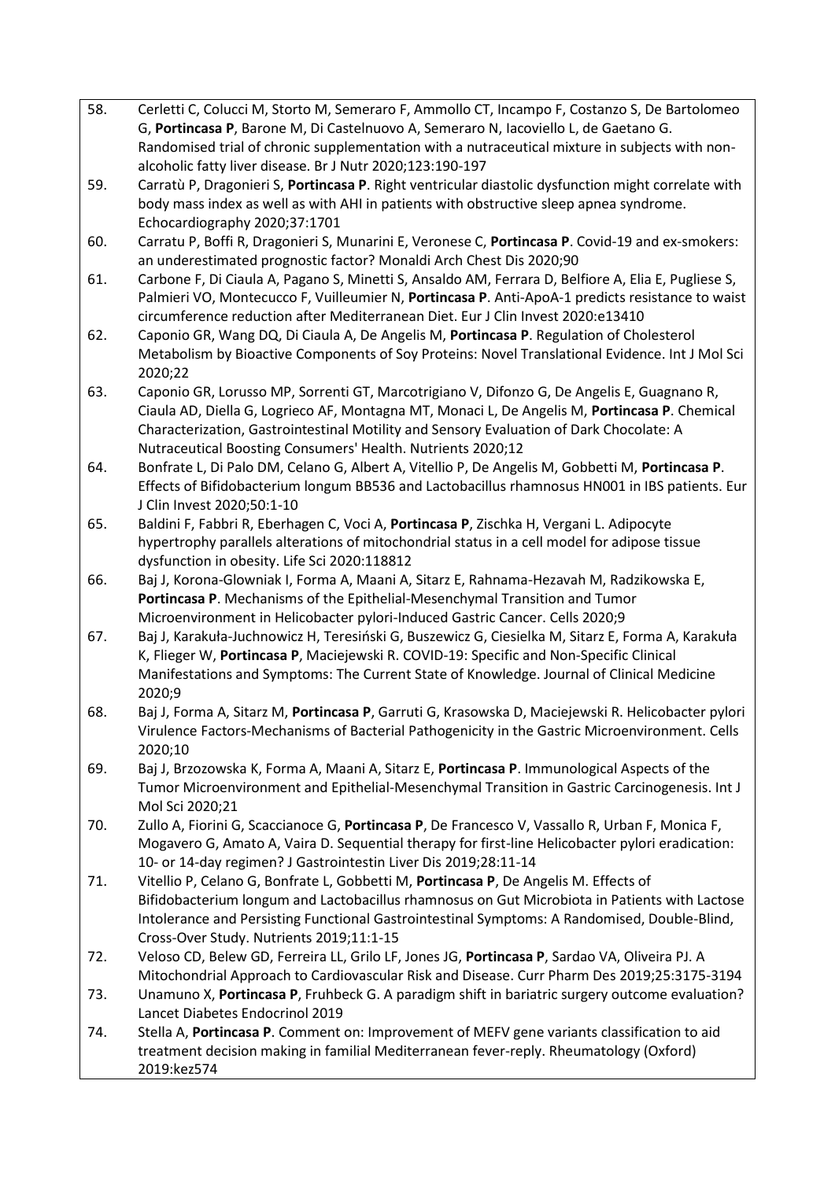58. Cerletti C, Colucci M, Storto M, Semeraro F, Ammollo CT, Incampo F, Costanzo S, De Bartolomeo G, **Portincasa P**, Barone M, Di Castelnuovo A, Semeraro N, Iacoviello L, de Gaetano G. Randomised trial of chronic supplementation with a nutraceutical mixture in subjects with non-alcoholic fatty liver disease. Br J Nutr 2020;123:190-197
59. Carratù P, Dragonieri S, **Portincasa P**. Right ventricular diastolic dysfunction might correlate with body mass index as well as with AHI in patients with obstructive sleep apnea syndrome. Echocardiography 2020;37:1701
60. Carratu P, Boffi R, Dragonieri S, Munarini E, Veronese C, **Portincasa P**. Covid-19 and ex-smokers: an underestimated prognostic factor? Monaldi Arch Chest Dis 2020;90
61. Carbone F, Di Ciaula A, Pagano S, Minetti S, Ansaldo AM, Ferrara D, Belfiore A, Elia E, Pugliese S, Palmieri VO, Montecucco F, Vuilleumier N, **Portincasa P**. Anti-ApoA-1 predicts resistance to waist circumference reduction after Mediterranean Diet. Eur J Clin Invest 2020:e13410
62. Caponio GR, Wang DQ, Di Ciaula A, De Angelis M, **Portincasa P**. Regulation of Cholesterol Metabolism by Bioactive Components of Soy Proteins: Novel Translational Evidence. Int J Mol Sci 2020;22
63. Caponio GR, Lorusso MP, Sorrenti GT, Marcotrigiano V, Difonzo G, De Angelis E, Guagnano R, Ciaula AD, Diella G, Logrieco AF, Montagna MT, Monaci L, De Angelis M, **Portincasa P**. Chemical Characterization, Gastrointestinal Motility and Sensory Evaluation of Dark Chocolate: A Nutraceutical Boosting Consumers' Health. Nutrients 2020;12
64. Bonfrate L, Di Palo DM, Celano G, Albert A, Vitellio P, De Angelis M, Gobbetti M, **Portincasa P**. Effects of Bifidobacterium longum BB536 and Lactobacillus rhamnosus HN001 in IBS patients. Eur J Clin Invest 2020;50:1-10
65. Baldini F, Fabbri R, Eberhagen C, Voci A, **Portincasa P**, Zischka H, Vergani L. Adipocyte hypertrophy parallels alterations of mitochondrial status in a cell model for adipose tissue dysfunction in obesity. Life Sci 2020:118812
66. Baj J, Korona-Glowniak I, Forma A, Maani A, Sitarz E, Rahnama-Hezavah M, Radzikowska E, **Portincasa P**. Mechanisms of the Epithelial-Mesenchymal Transition and Tumor Microenvironment in Helicobacter pylori-Induced Gastric Cancer. Cells 2020;9
67. Baj J, Karakuła-Juchnowicz H, Teresiński G, Buszewicz G, Ciesielka M, Sitarz E, Forma A, Karakuła K, Flieger W, **Portincasa P**, Maciejewski R. COVID-19: Specific and Non-Specific Clinical Manifestations and Symptoms: The Current State of Knowledge. Journal of Clinical Medicine 2020;9
68. Baj J, Forma A, Sitarz M, **Portincasa P**, Garruti G, Krasowska D, Maciejewski R. Helicobacter pylori Virulence Factors-Mechanisms of Bacterial Pathogenicity in the Gastric Microenvironment. Cells 2020;10
69. Baj J, Brzozowska K, Forma A, Maani A, Sitarz E, **Portincasa P**. Immunological Aspects of the Tumor Microenvironment and Epithelial-Mesenchymal Transition in Gastric Carcinogenesis. Int J Mol Sci 2020;21
70. Zullo A, Fiorini G, Scaccianoce G, **Portincasa P**, De Francesco V, Vassallo R, Urban F, Monica F, Mogavero G, Amato A, Vaira D. Sequential therapy for first-line Helicobacter pylori eradication: 10- or 14-day regimen? J Gastrointestin Liver Dis 2019;28:11-14
71. Vitellio P, Celano G, Bonfrate L, Gobbetti M, **Portincasa P**, De Angelis M. Effects of Bifidobacterium longum and Lactobacillus rhamnosus on Gut Microbiota in Patients with Lactose Intolerance and Persisting Functional Gastrointestinal Symptoms: A Randomised, Double-Blind, Cross-Over Study. Nutrients 2019;11:1-15
72. Veloso CD, Belew GD, Ferreira LL, Grilo LF, Jones JG, **Portincasa P**, Sardao VA, Oliveira PJ. A Mitochondrial Approach to Cardiovascular Risk and Disease. Curr Pharm Des 2019;25:3175-3194
73. Unamuno X, **Portincasa P**, Fruhbeck G. A paradigm shift in bariatric surgery outcome evaluation? Lancet Diabetes Endocrinol 2019
74. Stella A, **Portincasa P**. Comment on: Improvement of MEFV gene variants classification to aid treatment decision making in familial Mediterranean fever-reply. Rheumatology (Oxford) 2019:kez574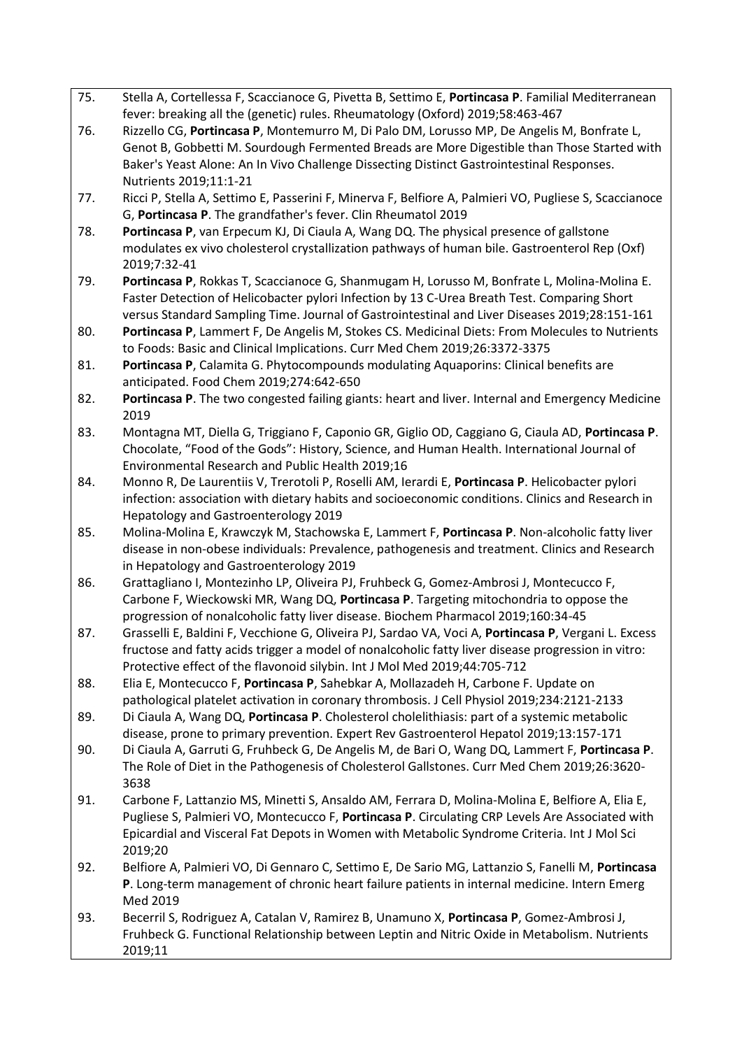75. Stella A, Cortellessa F, Scaccianoce G, Pivetta B, Settimo E, **Portincasa P**. Familial Mediterranean fever: breaking all the (genetic) rules. Rheumatology (Oxford) 2019;58:463-467
76. Rizzello CG, **Portincasa P**, Montemurro M, Di Palo DM, Lorusso MP, De Angelis M, Bonfrate L, Genot B, Gobbetti M. Sourdough Fermented Breads are More Digestible than Those Started with Baker's Yeast Alone: An In Vivo Challenge Dissecting Distinct Gastrointestinal Responses. Nutrients 2019;11:1-21
77. Ricci P, Stella A, Settimo E, Passerini F, Minerva F, Belfiore A, Palmieri VO, Pugliese S, Scaccianoce G, **Portincasa P**. The grandfather's fever. Clin Rheumatol 2019
78. **Portincasa P**, van Erpecum KJ, Di Ciaula A, Wang DQ. The physical presence of gallstone modulates ex vivo cholesterol crystallization pathways of human bile. Gastroenterol Rep (Oxf) 2019;7:32-41
79. **Portincasa P**, Rokkas T, Scaccianoce G, Shanmugam H, Lorusso M, Bonfrate L, Molina-Molina E. Faster Detection of Helicobacter pylori Infection by 13 C-Urea Breath Test. Comparing Short versus Standard Sampling Time. Journal of Gastrointestinal and Liver Diseases 2019;28:151-161
80. **Portincasa P**, Lammert F, De Angelis M, Stokes CS. Medicinal Diets: From Molecules to Nutrients to Foods: Basic and Clinical Implications. Curr Med Chem 2019;26:3372-3375
81. **Portincasa P**, Calamita G. Phytocompounds modulating Aquaporins: Clinical benefits are anticipated. Food Chem 2019;274:642-650
82. **Portincasa P**. The two congested failing giants: heart and liver. Internal and Emergency Medicine 2019
83. Montagna MT, Diella G, Triggiano F, Caponio GR, Giglio OD, Caggiano G, Ciaula AD, **Portincasa P**. Chocolate, "Food of the Gods": History, Science, and Human Health. International Journal of Environmental Research and Public Health 2019;16
84. Monno R, De Laurentiis V, Trerotoli P, Roselli AM, Ierardi E, **Portincasa P**. Helicobacter pylori infection: association with dietary habits and socioeconomic conditions. Clinics and Research in Hepatology and Gastroenterology 2019
85. Molina-Molina E, Krawczyk M, Stachowska E, Lammert F, **Portincasa P**. Non-alcoholic fatty liver disease in non-obese individuals: Prevalence, pathogenesis and treatment. Clinics and Research in Hepatology and Gastroenterology 2019
86. Grattagliano I, Montezinho LP, Oliveira PJ, Fruhbeck G, Gomez-Ambrosi J, Montecucco F, Carbone F, Wieckowski MR, Wang DQ, **Portincasa P**. Targeting mitochondria to oppose the progression of nonalcoholic fatty liver disease. Biochem Pharmacol 2019;160:34-45
87. Grasselli E, Baldini F, Vecchione G, Oliveira PJ, Sardao VA, Voci A, **Portincasa P**, Vergani L. Excess fructose and fatty acids trigger a model of nonalcoholic fatty liver disease progression in vitro: Protective effect of the flavonoid silybin. Int J Mol Med 2019;44:705-712
88. Elia E, Montecucco F, **Portincasa P**, Sahebkar A, Mollazadeh H, Carbone F. Update on pathological platelet activation in coronary thrombosis. J Cell Physiol 2019;234:2121-2133
89. Di Ciaula A, Wang DQ, **Portincasa P**. Cholesterol cholelithiasis: part of a systemic metabolic disease, prone to primary prevention. Expert Rev Gastroenterol Hepatol 2019;13:157-171
90. Di Ciaula A, Garruti G, Fruhbeck G, De Angelis M, de Bari O, Wang DQ, Lammert F, **Portincasa P**. The Role of Diet in the Pathogenesis of Cholesterol Gallstones. Curr Med Chem 2019;26:3620-3638
91. Carbone F, Lattanzio MS, Minetti S, Ansaldo AM, Ferrara D, Molina-Molina E, Belfiore A, Elia E, Pugliese S, Palmieri VO, Montecucco F, **Portincasa P**. Circulating CRP Levels Are Associated with Epicardial and Visceral Fat Depots in Women with Metabolic Syndrome Criteria. Int J Mol Sci 2019;20
92. Belfiore A, Palmieri VO, Di Gennaro C, Settimo E, De Sario MG, Lattanzio S, Fanelli M, **Portincasa P**. Long-term management of chronic heart failure patients in internal medicine. Intern Emerg Med 2019
93. Becerril S, Rodriguez A, Catalan V, Ramirez B, Unamuno X, **Portincasa P**, Gomez-Ambrosi J, Fruhbeck G. Functional Relationship between Leptin and Nitric Oxide in Metabolism. Nutrients 2019;11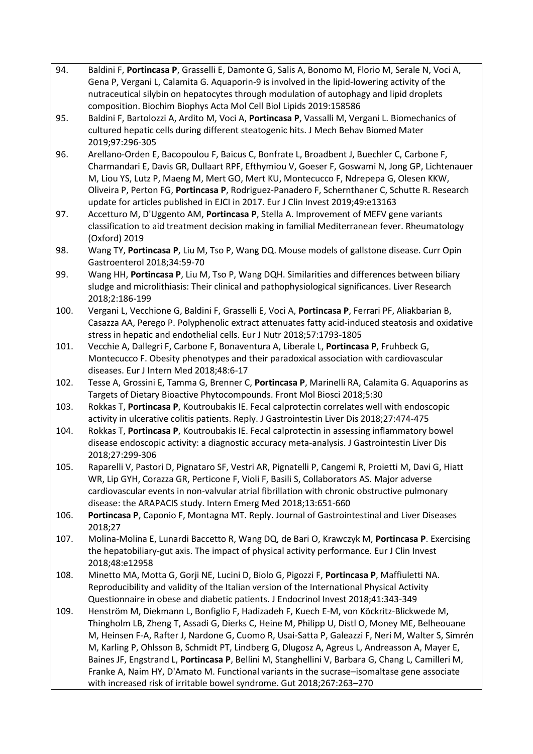94. Baldini F, **Portincasa P**, Grasselli E, Damonte G, Salis A, Bonomo M, Florio M, Serale N, Voci A, Gena P, Vergani L, Calamita G. Aquaporin-9 is involved in the lipid-lowering activity of the nutraceutical silybin on hepatocytes through modulation of autophagy and lipid droplets composition. Biochim Biophys Acta Mol Cell Biol Lipids 2019:158586
95. Baldini F, Bartolozzi A, Ardito M, Voci A, **Portincasa P**, Vassalli M, Vergani L. Biomechanics of cultured hepatic cells during different steatogenic hits. J Mech Behav Biomed Mater 2019;97:296-305
96. Arellano-Orden E, Bacopoulou F, Baicus C, Bonfrate L, Broadbent J, Buechler C, Carbone F, Charmandari E, Davis GR, Dullaart RPF, Efthymiou V, Goeser F, Goswami N, Jong GP, Lichtenauer M, Liou YS, Lutz P, Maeng M, Mert GO, Mert KU, Montecucco F, Ndrepepa G, Olesen KKW, Oliveira P, Perton FG, **Portincasa P**, Rodriguez-Panadero F, Schernthaner C, Schutte R. Research update for articles published in EJCI in 2017. Eur J Clin Invest 2019;49:e13163
97. Accetturo M, D'Uggento AM, **Portincasa P**, Stella A. Improvement of MEFV gene variants classification to aid treatment decision making in familial Mediterranean fever. Rheumatology (Oxford) 2019
98. Wang TY, **Portincasa P**, Liu M, Tso P, Wang DQ. Mouse models of gallstone disease. Curr Opin Gastroenterol 2018;34:59-70
99. Wang HH, **Portincasa P**, Liu M, Tso P, Wang DQH. Similarities and differences between biliary sludge and microlithiasis: Their clinical and pathophysiological significances. Liver Research 2018;2:186-199
100. Vergani L, Vecchione G, Baldini F, Grasselli E, Voci A, **Portincasa P**, Ferrari PF, Aliakbarian B, Casazza AA, Perego P. Polyphenolic extract attenuates fatty acid-induced steatosis and oxidative stress in hepatic and endothelial cells. Eur J Nutr 2018;57:1793-1805
101. Vecchie A, Dallegri F, Carbone F, Bonaventura A, Liberale L, **Portincasa P**, Fruhbeck G, Montecucco F. Obesity phenotypes and their paradoxical association with cardiovascular diseases. Eur J Intern Med 2018;48:6-17
102. Tesse A, Grossini E, Tamma G, Brenner C, **Portincasa P**, Marinelli RA, Calamita G. Aquaporins as Targets of Dietary Bioactive Phytocompounds. Front Mol Biosci 2018;5:30
103. Rokkas T, **Portincasa P**, Koutroubakis IE. Fecal calprotectin correlates well with endoscopic activity in ulcerative colitis patients. Reply. J Gastrointestin Liver Dis 2018;27:474-475
104. Rokkas T, **Portincasa P**, Koutroubakis IE. Fecal calprotectin in assessing inflammatory bowel disease endoscopic activity: a diagnostic accuracy meta-analysis. J Gastrointestin Liver Dis 2018;27:299-306
105. Raparelli V, Pastori D, Pignataro SF, Vestri AR, Pignatelli P, Cangemi R, Proietti M, Davi G, Hiatt WR, Lip GYH, Corazza GR, Perticone F, Violi F, Basili S, Collaborators AS. Major adverse cardiovascular events in non-valvular atrial fibrillation with chronic obstructive pulmonary disease: the ARAPACIS study. Intern Emerg Med 2018;13:651-660
106. **Portincasa P**, Caponio F, Montagna MT. Reply. Journal of Gastrointestinal and Liver Diseases 2018;27
107. Molina-Molina E, Lunardi Baccetto R, Wang DQ, de Bari O, Krawczyk M, **Portincasa P**. Exercising the hepatobiliary-gut axis. The impact of physical activity performance. Eur J Clin Invest 2018;48:e12958
108. Minetto MA, Motta G, Gorji NE, Lucini D, Biolo G, Pigozzi F, **Portincasa P**, Maffiuletti NA. Reproducibility and validity of the Italian version of the International Physical Activity Questionnaire in obese and diabetic patients. J Endocrinol Invest 2018;41:343-349
109. Henström M, Diekmann L, Bonfiglio F, Hadizadeh F, Kuech E-M, von Köckritz-Blickwede M, Thingholm LB, Zheng T, Assadi G, Dierks C, Heine M, Philipp U, Distl O, Money ME, Belheouane M, Heinsen F-A, Rafter J, Nardone G, Cuomo R, Usai-Satta P, Galeazzi F, Neri M, Walter S, Simrén M, Karling P, Ohlsson B, Schmidt PT, Lindberg G, Dlugosz A, Agreus L, Andreasson A, Mayer E, Baines JF, Engstrand L, **Portincasa P**, Bellini M, Stanghellini V, Barbara G, Chang L, Camilleri M, Franke A, Naim HY, D'Amato M. Functional variants in the sucrase–isomaltase gene associate with increased risk of irritable bowel syndrome. Gut 2018;267:263–270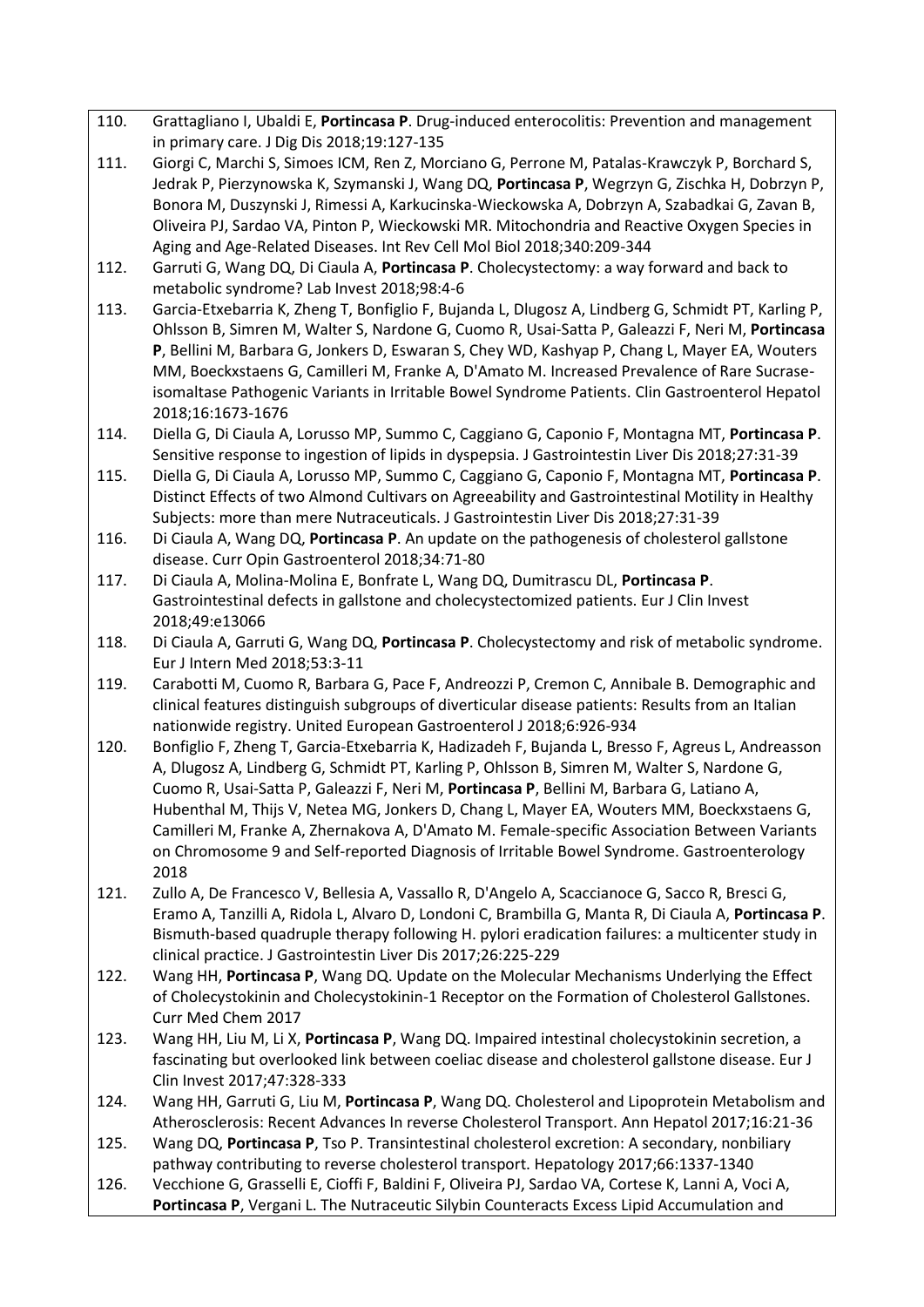110. Grattagliano I, Ubaldi E, **Portincasa P**. Drug-induced enterocolitis: Prevention and management in primary care. J Dig Dis 2018;19:127-135

111. Giorgi C, Marchi S, Simoes ICM, Ren Z, Morciano G, Perrone M, Patalas-Krawczyk P, Borchard S, Jedrak P, Pierzynowska K, Szymanski J, Wang DQ, **Portincasa P**, Wegrzyn G, Zischka H, Dobrzyn P, Bonora M, Duszynski J, Rimessi A, Karkucinska-Wieckowska A, Dobrzyn A, Szabadkai G, Zavan B, Oliveira PJ, Sardao VA, Pinton P, Wieckowski MR. Mitochondria and Reactive Oxygen Species in Aging and Age-Related Diseases. Int Rev Cell Mol Biol 2018;340:209-344

112. Garruti G, Wang DQ, Di Ciaula A, **Portincasa P**. Cholecystectomy: a way forward and back to metabolic syndrome? Lab Invest 2018;98:4-6

113. Garcia-Etxebarria K, Zheng T, Bonfiglio F, Bujanda L, Dlugosz A, Lindberg G, Schmidt PT, Karling P, Ohlsson B, Simren M, Walter S, Nardone G, Cuomo R, Usai-Satta P, Galeazzi F, Neri M, **Portincasa P**, Bellini M, Barbara G, Jonkers D, Eswaran S, Chey WD, Kashyap P, Chang L, Mayer EA, Wouters MM, Boeckxstaens G, Camilleri M, Franke A, D'Amato M. Increased Prevalence of Rare Sucrase-isomaltase Pathogenic Variants in Irritable Bowel Syndrome Patients. Clin Gastroenterol Hepatol 2018;16:1673-1676

114. Diella G, Di Ciaula A, Lorusso MP, Summo C, Caggiano G, Caponio F, Montagna MT, **Portincasa P**. Sensitive response to ingestion of lipids in dyspepsia. J Gastrointestin Liver Dis 2018;27:31-39

115. Diella G, Di Ciaula A, Lorusso MP, Summo C, Caggiano G, Caponio F, Montagna MT, **Portincasa P**. Distinct Effects of two Almond Cultivars on Agreeability and Gastrointestinal Motility in Healthy Subjects: more than mere Nutraceuticals. J Gastrointestin Liver Dis 2018;27:31-39

116. Di Ciaula A, Wang DQ, **Portincasa P**. An update on the pathogenesis of cholesterol gallstone disease. Curr Opin Gastroenterol 2018;34:71-80

117. Di Ciaula A, Molina-Molina E, Bonfrate L, Wang DQ, Dumitrascu DL, **Portincasa P**. Gastrointestinal defects in gallstone and cholecystectomized patients. Eur J Clin Invest 2018;49:e13066

118. Di Ciaula A, Garruti G, Wang DQ, **Portincasa P**. Cholecystectomy and risk of metabolic syndrome. Eur J Intern Med 2018;53:3-11

119. Carabotti M, Cuomo R, Barbara G, Pace F, Andreozzi P, Cremon C, Annibale B. Demographic and clinical features distinguish subgroups of diverticular disease patients: Results from an Italian nationwide registry. United European Gastroenterol J 2018;6:926-934

120. Bonfiglio F, Zheng T, Garcia-Etxebarria K, Hadizadeh F, Bujanda L, Bresso F, Agreus L, Andreasson A, Dlugosz A, Lindberg G, Schmidt PT, Karling P, Ohlsson B, Simren M, Walter S, Nardone G, Cuomo R, Usai-Satta P, Galeazzi F, Neri M, **Portincasa P**, Bellini M, Barbara G, Latiano A, Hubenthal M, Thijs V, Netea MG, Jonkers D, Chang L, Mayer EA, Wouters MM, Boeckxstaens G, Camilleri M, Franke A, Zhernakova A, D'Amato M. Female-specific Association Between Variants on Chromosome 9 and Self-reported Diagnosis of Irritable Bowel Syndrome. Gastroenterology 2018

121. Zullo A, De Francesco V, Bellesia A, Vassallo R, D'Angelo A, Scaccianoce G, Sacco R, Bresci G, Eramo A, Tanzilli A, Ridola L, Alvaro D, Londoni C, Brambilla G, Manta R, Di Ciaula A, **Portincasa P**. Bismuth-based quadruple therapy following H. pylori eradication failures: a multicenter study in clinical practice. J Gastrointestin Liver Dis 2017;26:225-229

122. Wang HH, **Portincasa P**, Wang DQ. Update on the Molecular Mechanisms Underlying the Effect of Cholecystokinin and Cholecystokinin-1 Receptor on the Formation of Cholesterol Gallstones. Curr Med Chem 2017

123. Wang HH, Liu M, Li X, **Portincasa P**, Wang DQ. Impaired intestinal cholecystokinin secretion, a fascinating but overlooked link between coeliac disease and cholesterol gallstone disease. Eur J Clin Invest 2017;47:328-333

124. Wang HH, Garruti G, Liu M, **Portincasa P**, Wang DQ. Cholesterol and Lipoprotein Metabolism and Atherosclerosis: Recent Advances In reverse Cholesterol Transport. Ann Hepatol 2017;16:21-36

125. Wang DQ, **Portincasa P**, Tso P. Transintestinal cholesterol excretion: A secondary, nonbiliary pathway contributing to reverse cholesterol transport. Hepatology 2017;66:1337-1340

126. Vecchione G, Grasselli E, Cioffi F, Baldini F, Oliveira PJ, Sardao VA, Cortese K, Lanni A, Voci A, **Portincasa P**, Vergani L. The Nutraceutic Silybin Counteracts Excess Lipid Accumulation and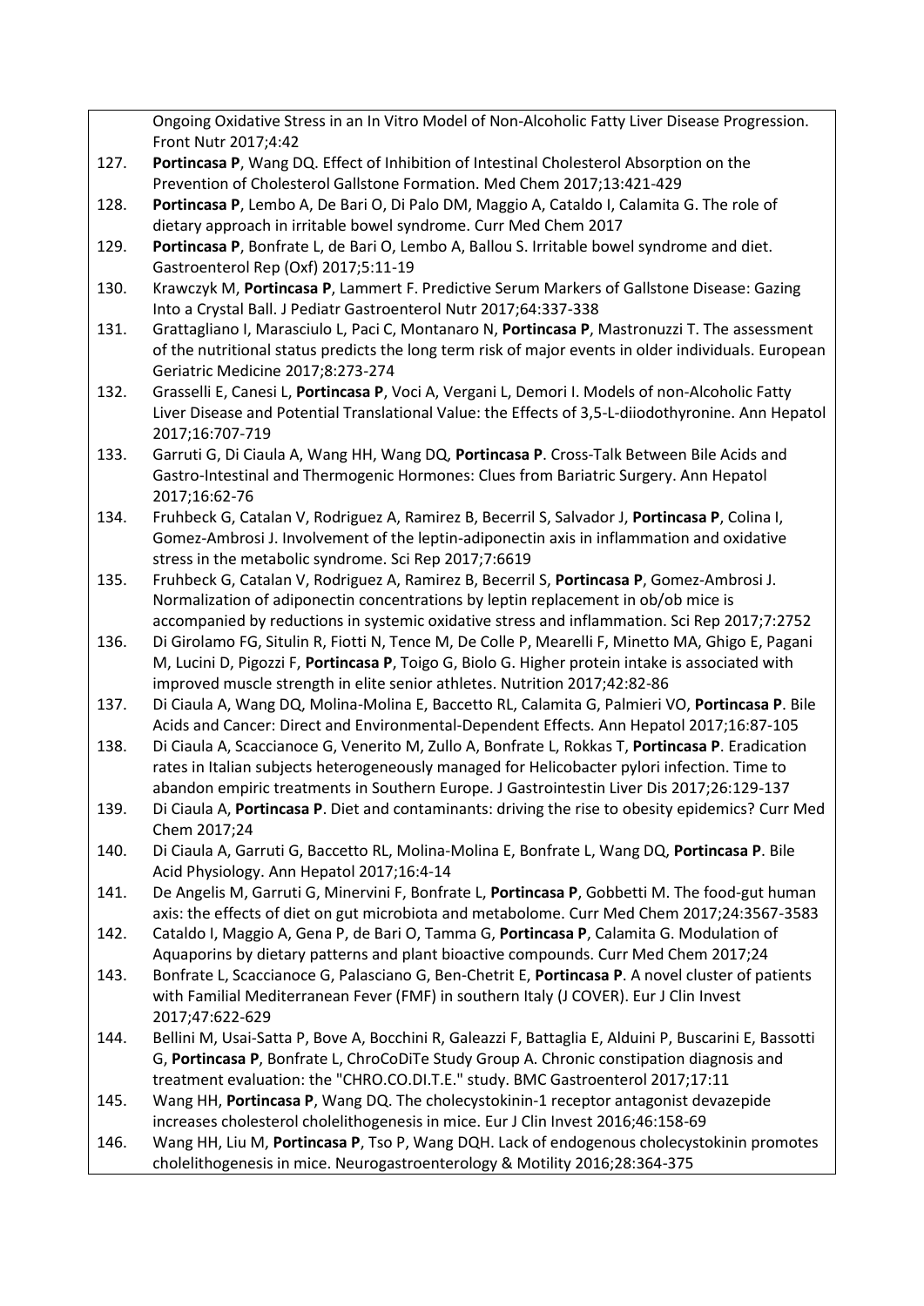Ongoing Oxidative Stress in an In Vitro Model of Non-Alcoholic Fatty Liver Disease Progression. Front Nutr 2017;4:42

127. **Portincasa P**, Wang DQ. Effect of Inhibition of Intestinal Cholesterol Absorption on the Prevention of Cholesterol Gallstone Formation. Med Chem 2017;13:421-429
128. **Portincasa P**, Lembo A, De Bari O, Di Palo DM, Maggio A, Cataldo I, Calamita G. The role of dietary approach in irritable bowel syndrome. Curr Med Chem 2017
129. **Portincasa P**, Bonfrate L, de Bari O, Lembo A, Ballou S. Irritable bowel syndrome and diet. Gastroenterol Rep (Oxf) 2017;5:11-19
130. Krawczyk M, **Portincasa P**, Lammert F. Predictive Serum Markers of Gallstone Disease: Gazing Into a Crystal Ball. J Pediatr Gastroenterol Nutr 2017;64:337-338
131. Grattagliano I, Marasciulo L, Paci C, Montanaro N, **Portincasa P**, Mastronuzzi T. The assessment of the nutritional status predicts the long term risk of major events in older individuals. European Geriatric Medicine 2017;8:273-274
132. Grasselli E, Canesi L, **Portincasa P**, Voci A, Vergani L, Demori I. Models of non-Alcoholic Fatty Liver Disease and Potential Translational Value: the Effects of 3,5-L-diiodothyronine. Ann Hepatol 2017;16:707-719
133. Garruti G, Di Ciaula A, Wang HH, Wang DQ, **Portincasa P**. Cross-Talk Between Bile Acids and Gastro-Intestinal and Thermogenic Hormones: Clues from Bariatric Surgery. Ann Hepatol 2017;16:62-76
134. Fruhbeck G, Catalan V, Rodriguez A, Ramirez B, Becerril S, Salvador J, **Portincasa P**, Colina I, Gomez-Ambrosi J. Involvement of the leptin-adiponectin axis in inflammation and oxidative stress in the metabolic syndrome. Sci Rep 2017;7:6619
135. Fruhbeck G, Catalan V, Rodriguez A, Ramirez B, Becerril S, **Portincasa P**, Gomez-Ambrosi J. Normalization of adiponectin concentrations by leptin replacement in ob/ob mice is accompanied by reductions in systemic oxidative stress and inflammation. Sci Rep 2017;7:2752
136. Di Girolamo FG, Situlin R, Fiotti N, Tence M, De Colle P, Mearelli F, Minetto MA, Ghigo E, Pagani M, Lucini D, Pigozzi F, **Portincasa P**, Toigo G, Biolo G. Higher protein intake is associated with improved muscle strength in elite senior athletes. Nutrition 2017;42:82-86
137. Di Ciaula A, Wang DQ, Molina-Molina E, Baccetto RL, Calamita G, Palmieri VO, **Portincasa P**. Bile Acids and Cancer: Direct and Environmental-Dependent Effects. Ann Hepatol 2017;16:87-105
138. Di Ciaula A, Scaccianoce G, Venerito M, Zullo A, Bonfrate L, Rokkas T, **Portincasa P**. Eradication rates in Italian subjects heterogeneously managed for Helicobacter pylori infection. Time to abandon empiric treatments in Southern Europe. J Gastrointestin Liver Dis 2017;26:129-137
139. Di Ciaula A, **Portincasa P**. Diet and contaminants: driving the rise to obesity epidemics? Curr Med Chem 2017;24
140. Di Ciaula A, Garruti G, Baccetto RL, Molina-Molina E, Bonfrate L, Wang DQ, **Portincasa P**. Bile Acid Physiology. Ann Hepatol 2017;16:4-14
141. De Angelis M, Garruti G, Minervini F, Bonfrate L, **Portincasa P**, Gobbetti M. The food-gut human axis: the effects of diet on gut microbiota and metabolome. Curr Med Chem 2017;24:3567-3583
142. Cataldo I, Maggio A, Gena P, de Bari O, Tamma G, **Portincasa P**, Calamita G. Modulation of Aquaporins by dietary patterns and plant bioactive compounds. Curr Med Chem 2017;24
143. Bonfrate L, Scaccianoce G, Palasciano G, Ben-Chetrit E, **Portincasa P**. A novel cluster of patients with Familial Mediterranean Fever (FMF) in southern Italy (J COVER). Eur J Clin Invest 2017;47:622-629
144. Bellini M, Usai-Satta P, Bove A, Bocchini R, Galeazzi F, Battaglia E, Alduini P, Buscarini E, Bassotti G, **Portincasa P**, Bonfrate L, ChroCoDiTe Study Group A. Chronic constipation diagnosis and treatment evaluation: the "CHRO.CO.DI.T.E." study. BMC Gastroenterol 2017;17:11
145. Wang HH, **Portincasa P**, Wang DQ. The cholecystokinin-1 receptor antagonist devazepide increases cholesterol cholelithogenesis in mice. Eur J Clin Invest 2016;46:158-69
146. Wang HH, Liu M, **Portincasa P**, Tso P, Wang DQH. Lack of endogenous cholecystokinin promotes cholelithogenesis in mice. Neurogastroenterology & Motility 2016;28:364-375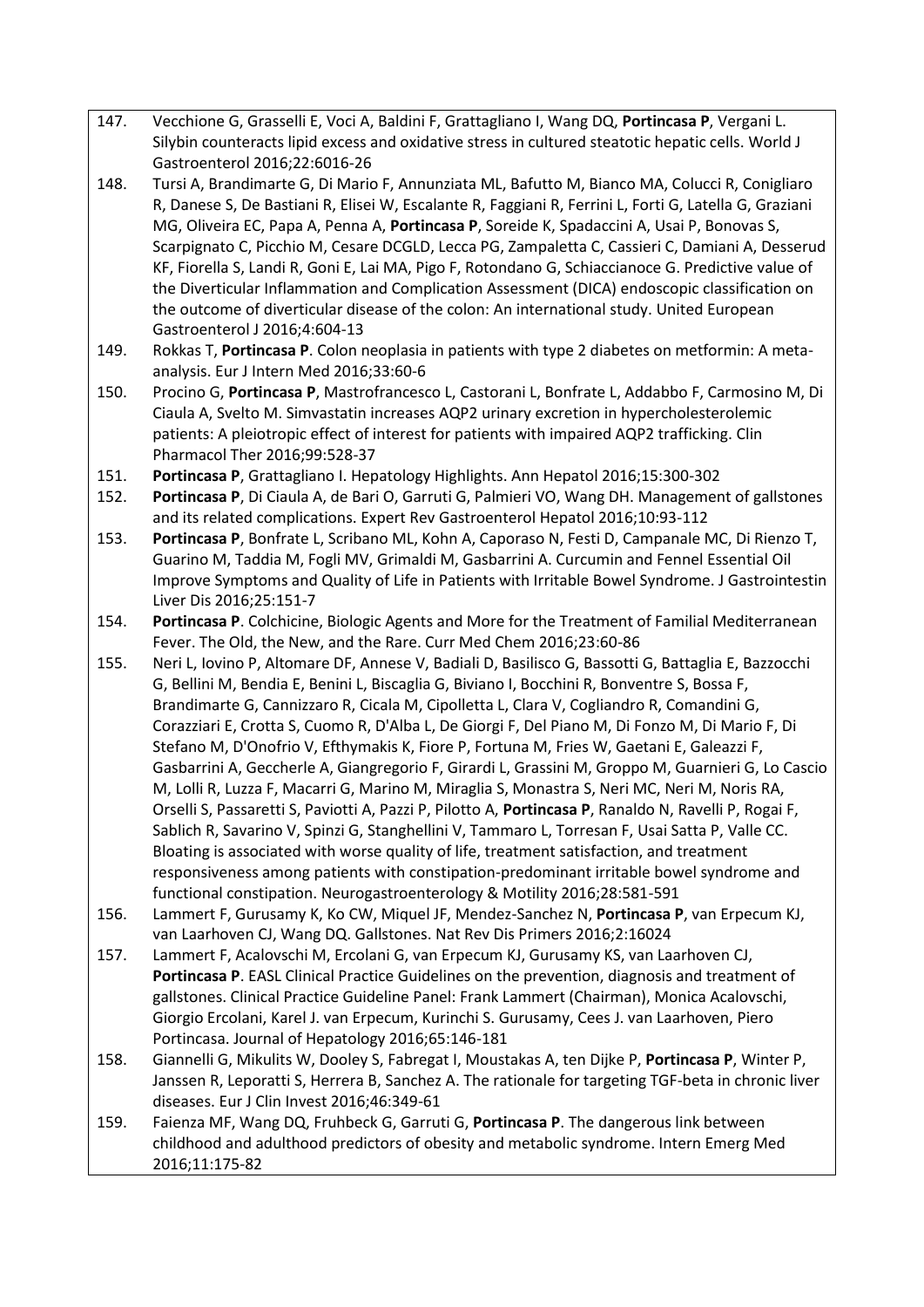147. Vecchione G, Grasselli E, Voci A, Baldini F, Grattagliano I, Wang DQ, **Portincasa P**, Vergani L. Silybin counteracts lipid excess and oxidative stress in cultured steatotic hepatic cells. World J Gastroenterol 2016;22:6016-26

148. Tursi A, Brandimarte G, Di Mario F, Annunziata ML, Bafutto M, Bianco MA, Colucci R, Conigliaro R, Danese S, De Bastiani R, Elisei W, Escalante R, Faggiani R, Ferrini L, Forti G, Latella G, Graziani MG, Oliveira EC, Papa A, Penna A, **Portincasa P**, Soreide K, Spadaccini A, Usai P, Bonovas S, Scarpignato C, Picchio M, Cesare DCGLD, Lecca PG, Zampaletta C, Cassieri C, Damiani A, Desserud KF, Fiorella S, Landi R, Goni E, Lai MA, Pigo F, Rotondano G, Schiaccianoce G. Predictive value of the Diverticular Inflammation and Complication Assessment (DICA) endoscopic classification on the outcome of diverticular disease of the colon: An international study. United European Gastroenterol J 2016;4:604-13

149. Rokkas T, **Portincasa P**. Colon neoplasia in patients with type 2 diabetes on metformin: A meta-analysis. Eur J Intern Med 2016;33:60-6

150. Procino G, **Portincasa P**, Mastrofrancesco L, Castorani L, Bonfrate L, Addabbo F, Carmosino M, Di Ciaula A, Svelto M. Simvastatin increases AQP2 urinary excretion in hypercholesterolemic patients: A pleiotropic effect of interest for patients with impaired AQP2 trafficking. Clin Pharmacol Ther 2016;99:528-37

151. **Portincasa P**, Grattagliano I. Hepatology Highlights. Ann Hepatol 2016;15:300-302

152. **Portincasa P**, Di Ciaula A, de Bari O, Garruti G, Palmieri VO, Wang DH. Management of gallstones and its related complications. Expert Rev Gastroenterol Hepatol 2016;10:93-112

153. **Portincasa P**, Bonfrate L, Scribano ML, Kohn A, Caporaso N, Festi D, Campanale MC, Di Rienzo T, Guarino M, Taddia M, Fogli MV, Grimaldi M, Gasbarrini A. Curcumin and Fennel Essential Oil Improve Symptoms and Quality of Life in Patients with Irritable Bowel Syndrome. J Gastrointestin Liver Dis 2016;25:151-7

154. **Portincasa P**. Colchicine, Biologic Agents and More for the Treatment of Familial Mediterranean Fever. The Old, the New, and the Rare. Curr Med Chem 2016;23:60-86

155. Neri L, Iovino P, Altomare DF, Annese V, Badiali D, Basilisco G, Bassotti G, Battaglia E, Bazzocchi G, Bellini M, Bendia E, Benini L, Biscaglia G, Biviano I, Bocchini R, Bonventre S, Bossa F, Brandimarte G, Cannizzaro R, Cicala M, Cipolletta L, Clara V, Cogliandro R, Comandini G, Corazziari E, Crotta S, Cuomo R, D'Alba L, De Giorgi F, Del Piano M, Di Fonzo M, Di Mario F, Di Stefano M, D'Onofrio V, Efthymakis K, Fiore P, Fortuna M, Fries W, Gaetani E, Galeazzi F, Gasbarrini A, Geccherle A, Giangregorio F, Girardi L, Grassini M, Groppo M, Guarnieri G, Lo Cascio M, Lolli R, Luzza F, Macarri G, Marino M, Miraglia S, Monastra S, Neri MC, Neri M, Noris RA, Orselli S, Passaretti S, Paviotti A, Pazzi P, Pilotto A, **Portincasa P**, Ranaldo N, Ravelli P, Rogai F, Sablich R, Savarino V, Spinzi G, Stanghellini V, Tammaro L, Torresan F, Usai Satta P, Valle CC. Bloating is associated with worse quality of life, treatment satisfaction, and treatment responsiveness among patients with constipation-predominant irritable bowel syndrome and functional constipation. Neurogastroenterology & Motility 2016;28:581-591

156. Lammert F, Gurusamy K, Ko CW, Miquel JF, Mendez-Sanchez N, **Portincasa P**, van Erpecum KJ, van Laarhoven CJ, Wang DQ. Gallstones. Nat Rev Dis Primers 2016;2:16024

157. Lammert F, Acalovschi M, Ercolani G, van Erpecum KJ, Gurusamy KS, van Laarhoven CJ, **Portincasa P**. EASL Clinical Practice Guidelines on the prevention, diagnosis and treatment of gallstones. Clinical Practice Guideline Panel: Frank Lammert (Chairman), Monica Acalovschi, Giorgio Ercolani, Karel J. van Erpecum, Kurinchi S. Gurusamy, Cees J. van Laarhoven, Piero Portincasa. Journal of Hepatology 2016;65:146-181

158. Giannelli G, Mikulits W, Dooley S, Fabregat I, Moustakas A, ten Dijke P, **Portincasa P**, Winter P, Janssen R, Leporatti S, Herrera B, Sanchez A. The rationale for targeting TGF-beta in chronic liver diseases. Eur J Clin Invest 2016;46:349-61

159. Faienza MF, Wang DQ, Fruhbeck G, Garruti G, **Portincasa P**. The dangerous link between childhood and adulthood predictors of obesity and metabolic syndrome. Intern Emerg Med 2016;11:175-82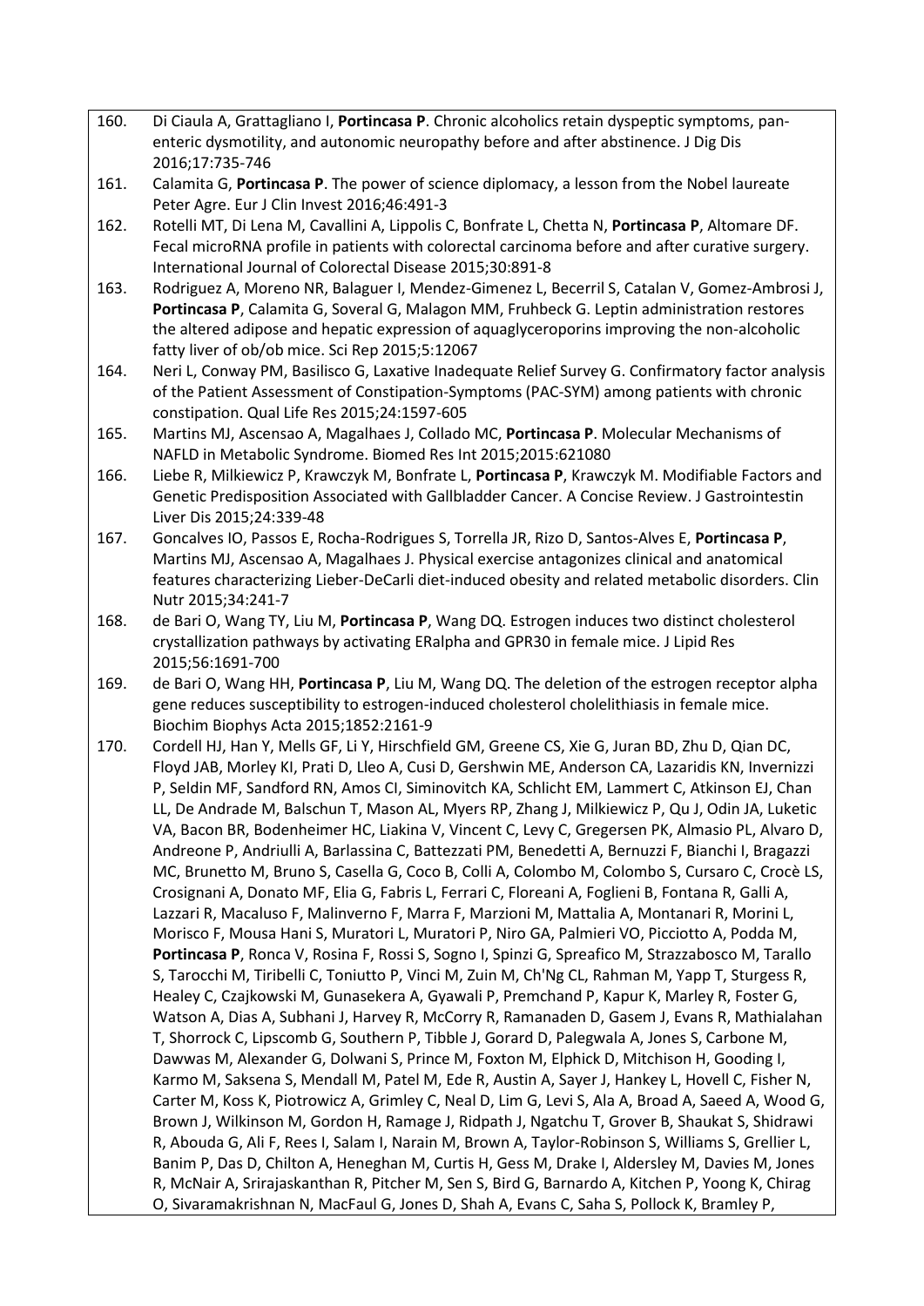160. Di Ciaula A, Grattagliano I, **Portincasa P**. Chronic alcoholics retain dyspeptic symptoms, pan-enteric dysmotility, and autonomic neuropathy before and after abstinence. J Dig Dis 2016;17:735-746

161. Calamita G, **Portincasa P**. The power of science diplomacy, a lesson from the Nobel laureate Peter Agre. Eur J Clin Invest 2016;46:491-3

162. Rotelli MT, Di Lena M, Cavallini A, Lippolis C, Bonfrate L, Chetta N, **Portincasa P**, Altomare DF. Fecal microRNA profile in patients with colorectal carcinoma before and after curative surgery. International Journal of Colorectal Disease 2015;30:891-8

163. Rodriguez A, Moreno NR, Balaguer I, Mendez-Gimenez L, Becerril S, Catalan V, Gomez-Ambrosi J, **Portincasa P**, Calamita G, Soveral G, Malagon MM, Fruhbeck G. Leptin administration restores the altered adipose and hepatic expression of aquaglyceroporins improving the non-alcoholic fatty liver of ob/ob mice. Sci Rep 2015;5:12067

164. Neri L, Conway PM, Basilisco G, Laxative Inadequate Relief Survey G. Confirmatory factor analysis of the Patient Assessment of Constipation-Symptoms (PAC-SYM) among patients with chronic constipation. Qual Life Res 2015;24:1597-605

165. Martins MJ, Ascensao A, Magalhaes J, Collado MC, **Portincasa P**. Molecular Mechanisms of NAFLD in Metabolic Syndrome. Biomed Res Int 2015;2015:621080

166. Liebe R, Milkiewicz P, Krawczyk M, Bonfrate L, **Portincasa P**, Krawczyk M. Modifiable Factors and Genetic Predisposition Associated with Gallbladder Cancer. A Concise Review. J Gastrointestin Liver Dis 2015;24:339-48

167. Goncalves IO, Passos E, Rocha-Rodrigues S, Torrella JR, Rizo D, Santos-Alves E, **Portincasa P**, Martins MJ, Ascensao A, Magalhaes J. Physical exercise antagonizes clinical and anatomical features characterizing Lieber-DeCarli diet-induced obesity and related metabolic disorders. Clin Nutr 2015;34:241-7

168. de Bari O, Wang TY, Liu M, **Portincasa P**, Wang DQ. Estrogen induces two distinct cholesterol crystallization pathways by activating ERalpha and GPR30 in female mice. J Lipid Res 2015;56:1691-700

169. de Bari O, Wang HH, **Portincasa P**, Liu M, Wang DQ. The deletion of the estrogen receptor alpha gene reduces susceptibility to estrogen-induced cholesterol cholelithiasis in female mice. Biochim Biophys Acta 2015;1852:2161-9

170. Cordell HJ, Han Y, Mells GF, Li Y, Hirschfield GM, Greene CS, Xie G, Juran BD, Zhu D, Qian DC, Floyd JAB, Morley KI, Prati D, Lleo A, Cusi D, Gershwin ME, Anderson CA, Lazaridis KN, Invernizzi P, Seldin MF, Sandford RN, Amos CI, Siminovitch KA, Schlicht EM, Lammert C, Atkinson EJ, Chan LL, De Andrade M, Balschun T, Mason AL, Myers RP, Zhang J, Milkiewicz P, Qu J, Odin JA, Luketic VA, Bacon BR, Bodenheimer HC, Liakina V, Vincent C, Levy C, Gregersen PK, Almasio PL, Alvaro D, Andreone P, Andriulli A, Barlassina C, Battezzati PM, Benedetti A, Bernuzzi F, Bianchi I, Bragazzi MC, Brunetto M, Bruno S, Casella G, Coco B, Colli A, Colombo M, Colombo S, Cursaro C, Crocè LS, Crosignani A, Donato MF, Elia G, Fabris L, Ferrari C, Floreani A, Foglieni B, Fontana R, Galli A, Lazzari R, Macaluso F, Malinverno F, Marra F, Marzioni M, Mattalia A, Montanari R, Morini L, Morisco F, Mousa Hani S, Muratori L, Muratori P, Niro GA, Palmieri VO, Picciotto A, Podda M, **Portincasa P**, Ronca V, Rosina F, Rossi S, Sogno I, Spinzi G, Spreafico M, Strazzabosco M, Tarallo S, Tarocchi M, Tiribelli C, Toniutto P, Vinci M, Zuin M, Ch'Ng CL, Rahman M, Yapp T, Sturgess R, Healey C, Czajkowski M, Gunasekera A, Gyawali P, Premchand P, Kapur K, Marley R, Foster G, Watson A, Dias A, Subhani J, Harvey R, McCorry R, Ramanaden D, Gasem J, Evans R, Mathialahan T, Shorrock C, Lipscomb G, Southern P, Tibble J, Gorard D, Palegwala A, Jones S, Carbone M, Dawwas M, Alexander G, Dolwani S, Prince M, Foxton M, Elphick D, Mitchison H, Gooding I, Karmo M, Saksena S, Mendall M, Patel M, Ede R, Austin A, Sayer J, Hankey L, Hovell C, Fisher N, Carter M, Koss K, Piotrowicz A, Grimley C, Neal D, Lim G, Levi S, Ala A, Broad A, Saeed A, Wood G, Brown J, Wilkinson M, Gordon H, Ramage J, Ridpath J, Ngatchu T, Grover B, Shaukat S, Shidrawi R, Abouda G, Ali F, Rees I, Salam I, Narain M, Brown A, Taylor-Robinson S, Williams S, Grellier L, Banim P, Das D, Chilton A, Heneghan M, Curtis H, Gess M, Drake I, Aldersley M, Davies M, Jones R, McNair A, Srirajaskanthan R, Pitcher M, Sen S, Bird G, Barnardo A, Kitchen P, Yoong K, Chirag O, Sivaramakrishnan N, MacFaul G, Jones D, Shah A, Evans C, Saha S, Pollock K, Bramley P,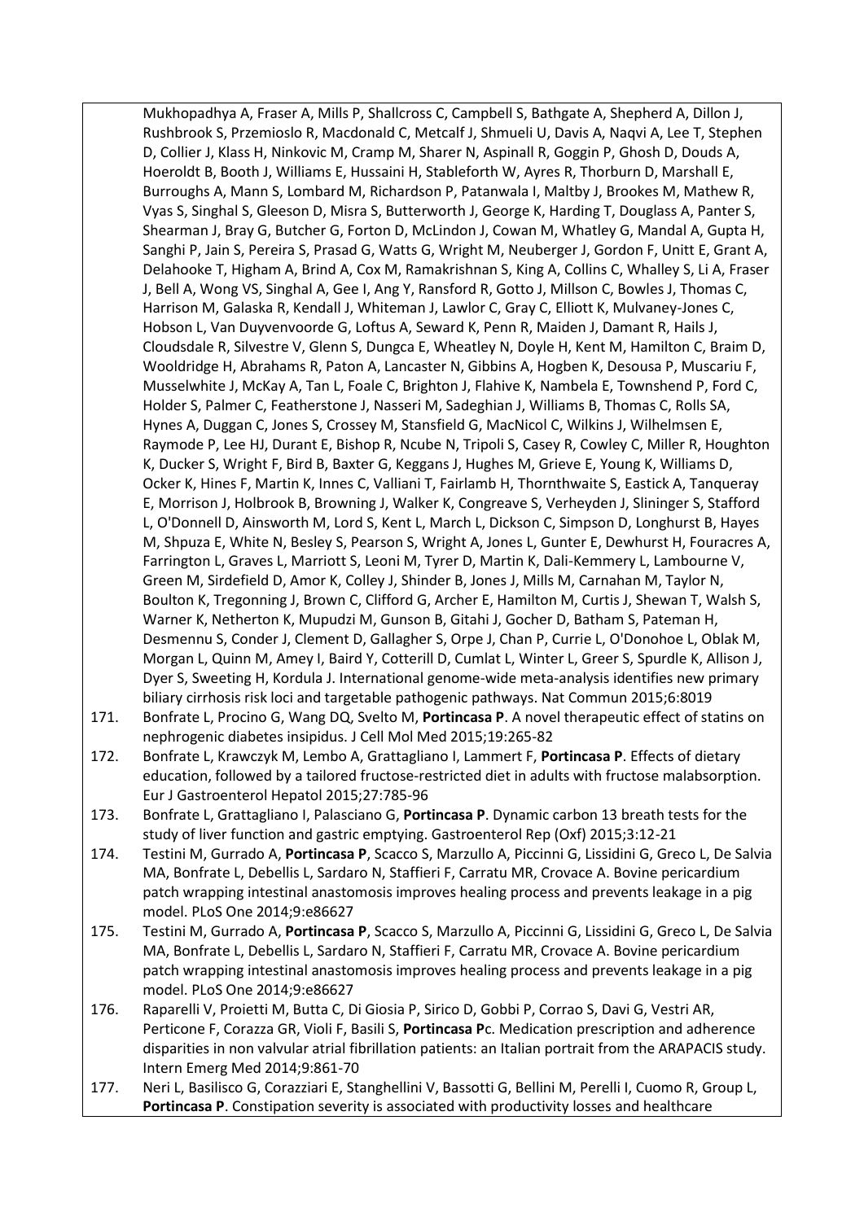Mukhopadhya A, Fraser A, Mills P, Shallcross C, Campbell S, Bathgate A, Shepherd A, Dillon J, Rushbrook S, Przemioslo R, Macdonald C, Metcalf J, Shmueli U, Davis A, Naqvi A, Lee T, Stephen D, Collier J, Klass H, Ninkovic M, Cramp M, Sharer N, Aspinall R, Goggin P, Ghosh D, Douds A, Hoeroldt B, Booth J, Williams E, Hussaini H, Stableforth W, Ayres R, Thorburn D, Marshall E, Burroughs A, Mann S, Lombard M, Richardson P, Patanwala I, Maltby J, Brookes M, Mathew R, Vyas S, Singhal S, Gleeson D, Misra S, Butterworth J, George K, Harding T, Douglass A, Panter S, Shearman J, Bray G, Butcher G, Forton D, McLindon J, Cowan M, Whatley G, Mandal A, Gupta H, Sanghi P, Jain S, Pereira S, Prasad G, Watts G, Wright M, Neuberger J, Gordon F, Unitt E, Grant A, Delahooke T, Higham A, Brind A, Cox M, Ramakrishnan S, King A, Collins C, Whalley S, Li A, Fraser J, Bell A, Wong VS, Singhal A, Gee I, Ang Y, Ransford R, Gotto J, Millson C, Bowles J, Thomas C, Harrison M, Galaska R, Kendall J, Whiteman J, Lawlor C, Gray C, Elliott K, Mulvaney-Jones C, Hobson L, Van Duyvenvoorde G, Loftus A, Seward K, Penn R, Maiden J, Damant R, Hails J, Cloudsdale R, Silvestre V, Glenn S, Dungca E, Wheatley N, Doyle H, Kent M, Hamilton C, Braim D, Wooldridge H, Abrahams R, Paton A, Lancaster N, Gibbins A, Hogben K, Desousa P, Muscariu F, Musselwhite J, McKay A, Tan L, Foale C, Brighton J, Flahive K, Nambela E, Townshend P, Ford C, Holder S, Palmer C, Featherstone J, Nasseri M, Sadeghian J, Williams B, Thomas C, Rolls SA, Hynes A, Duggan C, Jones S, Crossey M, Stansfield G, MacNicol C, Wilkins J, Wilhelmsen E, Raymode P, Lee HJ, Durant E, Bishop R, Ncube N, Tripoli S, Casey R, Cowley C, Miller R, Houghton K, Ducker S, Wright F, Bird B, Baxter G, Keggans J, Hughes M, Grieve E, Young K, Williams D, Ocker K, Hines F, Martin K, Innes C, Valliani T, Fairlamb H, Thornthwaite S, Eastick A, Tanqueray E, Morrison J, Holbrook B, Browning J, Walker K, Congreave S, Verheyden J, Slininger S, Stafford L, O'Donnell D, Ainsworth M, Lord S, Kent L, March L, Dickson C, Simpson D, Longhurst B, Hayes M, Shpuza E, White N, Besley S, Pearson S, Wright A, Jones L, Gunter E, Dewhurst H, Fouracres A, Farrington L, Graves L, Marriott S, Leoni M, Tyrer D, Martin K, Dali-Kemmery L, Lambourne V, Green M, Sirdefield D, Amor K, Colley J, Shinder B, Jones J, Mills M, Carnahan M, Taylor N, Boulton K, Tregonning J, Brown C, Clifford G, Archer E, Hamilton M, Curtis J, Shewan T, Walsh S, Warner K, Netherton K, Mupudzi M, Gunson B, Gitahi J, Gocher D, Batham S, Pateman H, Desmennu S, Conder J, Clement D, Gallagher S, Orpe J, Chan P, Currie L, O'Donohoe L, Oblak M, Morgan L, Quinn M, Amey I, Baird Y, Cotterill D, Cumlat L, Winter L, Greer S, Spurdle K, Allison J, Dyer S, Sweeting H, Kordula J. International genome-wide meta-analysis identifies new primary biliary cirrhosis risk loci and targetable pathogenic pathways. Nat Commun 2015;6:8019

171. Bonfrate L, Procino G, Wang DQ, Svelto M, **Portincasa P**. A novel therapeutic effect of statins on nephrogenic diabetes insipidus. J Cell Mol Med 2015;19:265-82
172. Bonfrate L, Krawczyk M, Lembo A, Grattagliano I, Lammert F, **Portincasa P**. Effects of dietary education, followed by a tailored fructose-restricted diet in adults with fructose malabsorption. Eur J Gastroenterol Hepatol 2015;27:785-96
173. Bonfrate L, Grattagliano I, Palasciano G, **Portincasa P**. Dynamic carbon 13 breath tests for the study of liver function and gastric emptying. Gastroenterol Rep (Oxf) 2015;3:12-21
174. Testini M, Gurrado A, **Portincasa P**, Scacco S, Marzullo A, Piccinni G, Lissidini G, Greco L, De Salvia MA, Bonfrate L, Debellis L, Sardaro N, Staffieri F, Carratu MR, Crovace A. Bovine pericardium patch wrapping intestinal anastomosis improves healing process and prevents leakage in a pig model. PLoS One 2014;9:e86627
175. Testini M, Gurrado A, **Portincasa P**, Scacco S, Marzullo A, Piccinni G, Lissidini G, Greco L, De Salvia MA, Bonfrate L, Debellis L, Sardaro N, Staffieri F, Carratu MR, Crovace A. Bovine pericardium patch wrapping intestinal anastomosis improves healing process and prevents leakage in a pig model. PLoS One 2014;9:e86627
176. Raparelli V, Proietti M, Butta C, Di Giosia P, Sirico D, Gobbi P, Corrao S, Davi G, Vestri AR, Perticone F, Corazza GR, Violi F, Basili S, **Portincasa P**c. Medication prescription and adherence disparities in non valvular atrial fibrillation patients: an Italian portrait from the ARAPACIS study. Intern Emerg Med 2014;9:861-70
177. Neri L, Basilisco G, Corazziari E, Stanghellini V, Bassotti G, Bellini M, Perelli I, Cuomo R, Group L, **Portincasa P**. Constipation severity is associated with productivity losses and healthcare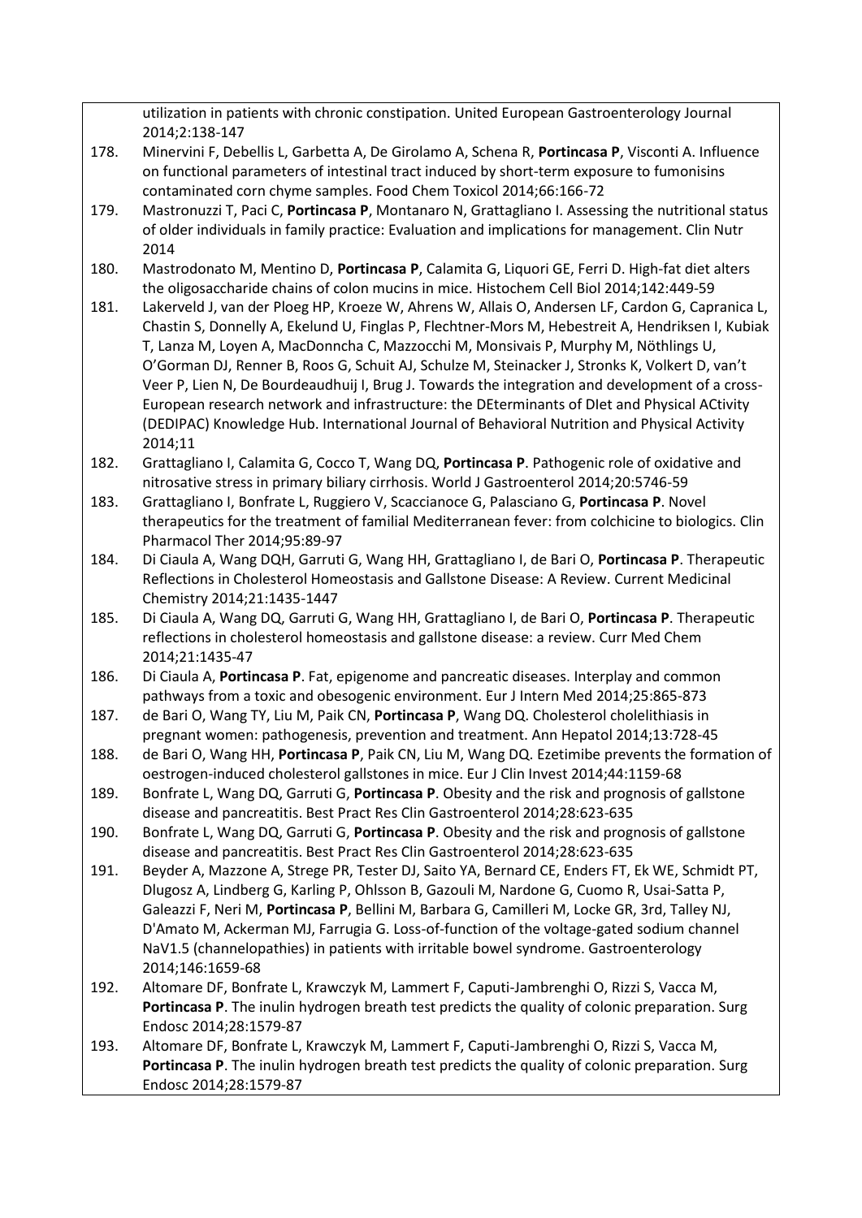utilization in patients with chronic constipation. United European Gastroenterology Journal 2014;2:138-147

178. Minervini F, Debellis L, Garbetta A, De Girolamo A, Schena R, **Portincasa P**, Visconti A. Influence on functional parameters of intestinal tract induced by short-term exposure to fumonisins contaminated corn chyme samples. Food Chem Toxicol 2014;66:166-72
179. Mastronuzzi T, Paci C, **Portincasa P**, Montanaro N, Grattagliano I. Assessing the nutritional status of older individuals in family practice: Evaluation and implications for management. Clin Nutr 2014
180. Mastrodonato M, Mentino D, **Portincasa P**, Calamita G, Liquori GE, Ferri D. High-fat diet alters the oligosaccharide chains of colon mucins in mice. Histochem Cell Biol 2014;142:449-59
181. Lakerveld J, van der Ploeg HP, Kroeze W, Ahrens W, Allais O, Andersen LF, Cardon G, Capranica L, Chastin S, Donnelly A, Ekelund U, Finglas P, Flechtner-Mors M, Hebestreit A, Hendriksen I, Kubiak T, Lanza M, Loyen A, MacDonncha C, Mazzocchi M, Monsivais P, Murphy M, Nöthlings U, O'Gorman DJ, Renner B, Roos G, Schuit AJ, Schulze M, Steinacker J, Stronks K, Volkert D, van't Veer P, Lien N, De Bourdeaudhuij I, Brug J. Towards the integration and development of a cross-European research network and infrastructure: the DEterminants of DIet and Physical ACtivity (DEDIPAC) Knowledge Hub. International Journal of Behavioral Nutrition and Physical Activity 2014;11
182. Grattagliano I, Calamita G, Cocco T, Wang DQ, **Portincasa P**. Pathogenic role of oxidative and nitrosative stress in primary biliary cirrhosis. World J Gastroenterol 2014;20:5746-59
183. Grattagliano I, Bonfrate L, Ruggiero V, Scaccianoce G, Palasciano G, **Portincasa P**. Novel therapeutics for the treatment of familial Mediterranean fever: from colchicine to biologics. Clin Pharmacol Ther 2014;95:89-97
184. Di Ciaula A, Wang DQH, Garruti G, Wang HH, Grattagliano I, de Bari O, **Portincasa P**. Therapeutic Reflections in Cholesterol Homeostasis and Gallstone Disease: A Review. Current Medicinal Chemistry 2014;21:1435-1447
185. Di Ciaula A, Wang DQ, Garruti G, Wang HH, Grattagliano I, de Bari O, **Portincasa P**. Therapeutic reflections in cholesterol homeostasis and gallstone disease: a review. Curr Med Chem 2014;21:1435-47
186. Di Ciaula A, **Portincasa P**. Fat, epigenome and pancreatic diseases. Interplay and common pathways from a toxic and obesogenic environment. Eur J Intern Med 2014;25:865-873
187. de Bari O, Wang TY, Liu M, Paik CN, **Portincasa P**, Wang DQ. Cholesterol cholelithiasis in pregnant women: pathogenesis, prevention and treatment. Ann Hepatol 2014;13:728-45
188. de Bari O, Wang HH, **Portincasa P**, Paik CN, Liu M, Wang DQ. Ezetimibe prevents the formation of oestrogen-induced cholesterol gallstones in mice. Eur J Clin Invest 2014;44:1159-68
189. Bonfrate L, Wang DQ, Garruti G, **Portincasa P**. Obesity and the risk and prognosis of gallstone disease and pancreatitis. Best Pract Res Clin Gastroenterol 2014;28:623-635
190. Bonfrate L, Wang DQ, Garruti G, **Portincasa P**. Obesity and the risk and prognosis of gallstone disease and pancreatitis. Best Pract Res Clin Gastroenterol 2014;28:623-635
191. Beyder A, Mazzone A, Strege PR, Tester DJ, Saito YA, Bernard CE, Enders FT, Ek WE, Schmidt PT, Dlugosz A, Lindberg G, Karling P, Ohlsson B, Gazouli M, Nardone G, Cuomo R, Usai-Satta P, Galeazzi F, Neri M, **Portincasa P**, Bellini M, Barbara G, Camilleri M, Locke GR, 3rd, Talley NJ, D'Amato M, Ackerman MJ, Farrugia G. Loss-of-function of the voltage-gated sodium channel NaV1.5 (channelopathies) in patients with irritable bowel syndrome. Gastroenterology 2014;146:1659-68
192. Altomare DF, Bonfrate L, Krawczyk M, Lammert F, Caputi-Jambrenghi O, Rizzi S, Vacca M, **Portincasa P**. The inulin hydrogen breath test predicts the quality of colonic preparation. Surg Endosc 2014;28:1579-87
193. Altomare DF, Bonfrate L, Krawczyk M, Lammert F, Caputi-Jambrenghi O, Rizzi S, Vacca M, **Portincasa P**. The inulin hydrogen breath test predicts the quality of colonic preparation. Surg Endosc 2014;28:1579-87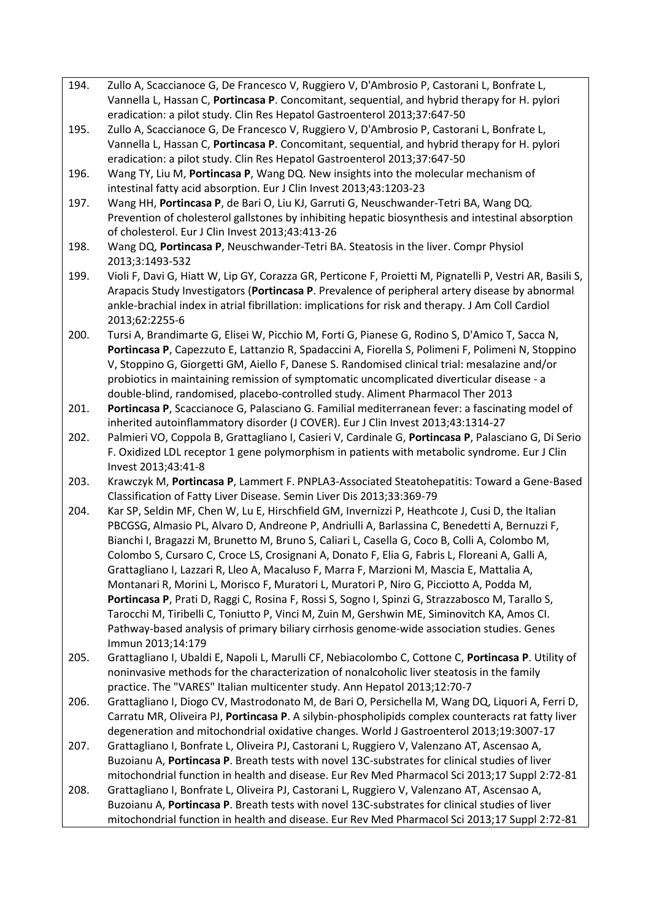194. Zullo A, Scaccianoce G, De Francesco V, Ruggiero V, D'Ambrosio P, Castorani L, Bonfrate L, Vannella L, Hassan C, **Portincasa P**. Concomitant, sequential, and hybrid therapy for H. pylori eradication: a pilot study. Clin Res Hepatol Gastroenterol 2013;37:647-50

195. Zullo A, Scaccianoce G, De Francesco V, Ruggiero V, D'Ambrosio P, Castorani L, Bonfrate L, Vannella L, Hassan C, **Portincasa P**. Concomitant, sequential, and hybrid therapy for H. pylori eradication: a pilot study. Clin Res Hepatol Gastroenterol 2013;37:647-50

196. Wang TY, Liu M, **Portincasa P**, Wang DQ. New insights into the molecular mechanism of intestinal fatty acid absorption. Eur J Clin Invest 2013;43:1203-23

197. Wang HH, **Portincasa P**, de Bari O, Liu KJ, Garruti G, Neuschwander-Tetri BA, Wang DQ. Prevention of cholesterol gallstones by inhibiting hepatic biosynthesis and intestinal absorption of cholesterol. Eur J Clin Invest 2013;43:413-26

198. Wang DQ, **Portincasa P**, Neuschwander-Tetri BA. Steatosis in the liver. Compr Physiol 2013;3:1493-532

199. Violi F, Davi G, Hiatt W, Lip GY, Corazza GR, Perticone F, Proietti M, Pignatelli P, Vestri AR, Basili S, Arapacis Study Investigators (**Portincasa P**. Prevalence of peripheral artery disease by abnormal ankle-brachial index in atrial fibrillation: implications for risk and therapy. J Am Coll Cardiol 2013;62:2255-6

200. Tursi A, Brandimarte G, Elisei W, Picchio M, Forti G, Pianese G, Rodino S, D'Amico T, Sacca N, **Portincasa P**, Capezzuto E, Lattanzio R, Spadaccini A, Fiorella S, Polimeni F, Polimeni N, Stoppino V, Stoppino G, Giorgetti GM, Aiello F, Danese S. Randomised clinical trial: mesalazine and/or probiotics in maintaining remission of symptomatic uncomplicated diverticular disease - a double-blind, randomised, placebo-controlled study. Aliment Pharmacol Ther 2013

201. **Portincasa P**, Scaccianoce G, Palasciano G. Familial mediterranean fever: a fascinating model of inherited autoinflammatory disorder (J COVER). Eur J Clin Invest 2013;43:1314-27

202. Palmieri VO, Coppola B, Grattagliano I, Casieri V, Cardinale G, **Portincasa P**, Palasciano G, Di Serio F. Oxidized LDL receptor 1 gene polymorphism in patients with metabolic syndrome. Eur J Clin Invest 2013;43:41-8

203. Krawczyk M, **Portincasa P**, Lammert F. PNPLA3-Associated Steatohepatitis: Toward a Gene-Based Classification of Fatty Liver Disease. Semin Liver Dis 2013;33:369-79

204. Kar SP, Seldin MF, Chen W, Lu E, Hirschfield GM, Invernizzi P, Heathcote J, Cusi D, the Italian PBCGSG, Almasio PL, Alvaro D, Andreone P, Andriulli A, Barlassina C, Benedetti A, Bernuzzi F, Bianchi I, Bragazzi M, Brunetto M, Bruno S, Caliari L, Casella G, Coco B, Colli A, Colombo M, Colombo S, Cursaro C, Croce LS, Crosignani A, Donato F, Elia G, Fabris L, Floreani A, Galli A, Grattagliano I, Lazzari R, Lleo A, Macaluso F, Marra F, Marzioni M, Mascia E, Mattalia A, Montanari R, Morini L, Morisco F, Muratori L, Muratori P, Niro G, Picciotto A, Podda M, **Portincasa P**, Prati D, Raggi C, Rosina F, Rossi S, Sogno I, Spinzi G, Strazzabosco M, Tarallo S, Tarocchi M, Tiribelli C, Toniutto P, Vinci M, Zuin M, Gershwin ME, Siminovitch KA, Amos CI. Pathway-based analysis of primary biliary cirrhosis genome-wide association studies. Genes Immun 2013;14:179

205. Grattagliano I, Ubaldi E, Napoli L, Marulli CF, Nebiacolombo C, Cottone C, **Portincasa P**. Utility of noninvasive methods for the characterization of nonalcoholic liver steatosis in the family practice. The "VARES" Italian multicenter study. Ann Hepatol 2013;12:70-7

206. Grattagliano I, Diogo CV, Mastrodonato M, de Bari O, Persichella M, Wang DQ, Liquori A, Ferri D, Carratu MR, Oliveira PJ, **Portincasa P**. A silybin-phospholipids complex counteracts rat fatty liver degeneration and mitochondrial oxidative changes. World J Gastroenterol 2013;19:3007-17

207. Grattagliano I, Bonfrate L, Oliveira PJ, Castorani L, Ruggiero V, Valenzano AT, Ascensao A, Buzoianu A, **Portincasa P**. Breath tests with novel 13C-substrates for clinical studies of liver mitochondrial function in health and disease. Eur Rev Med Pharmacol Sci 2013;17 Suppl 2:72-81

208. Grattagliano I, Bonfrate L, Oliveira PJ, Castorani L, Ruggiero V, Valenzano AT, Ascensao A, Buzoianu A, **Portincasa P**. Breath tests with novel 13C-substrates for clinical studies of liver mitochondrial function in health and disease. Eur Rev Med Pharmacol Sci 2013;17 Suppl 2:72-81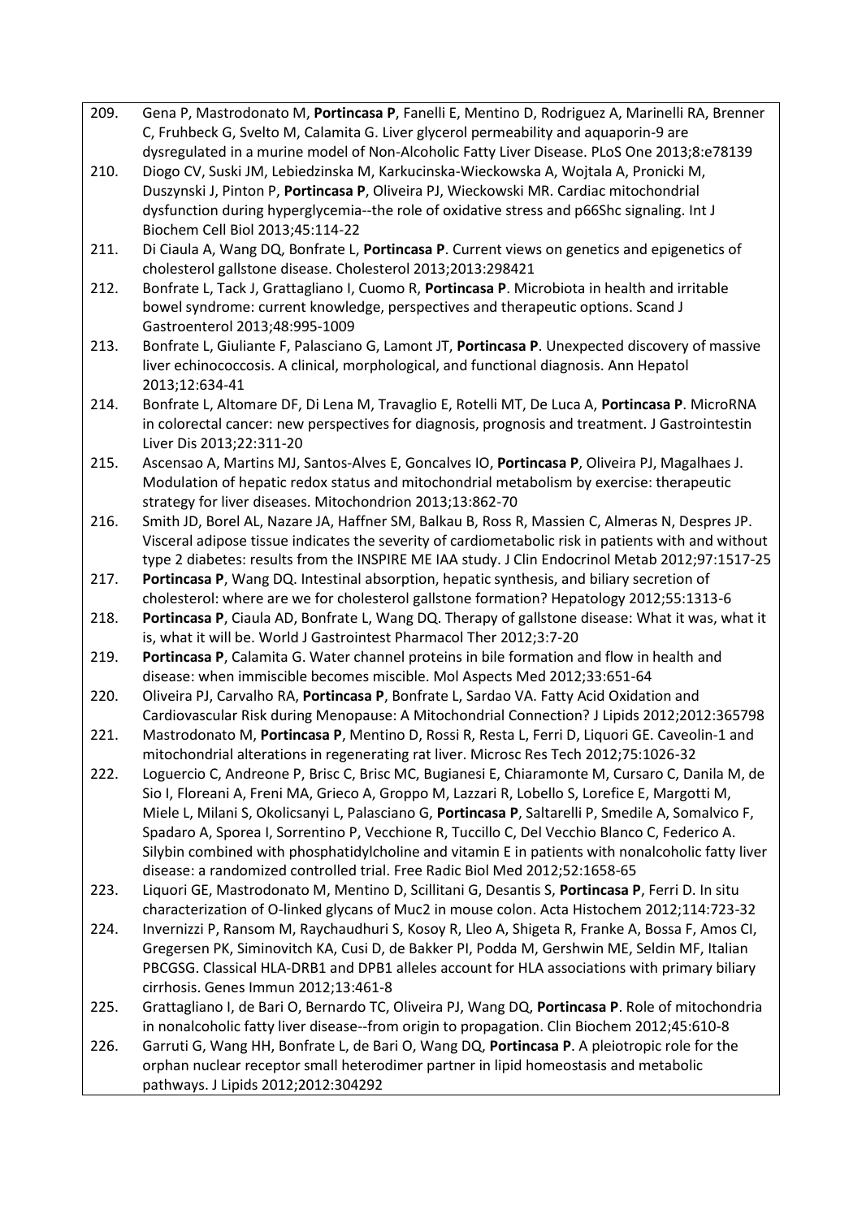209. Gena P, Mastrodonato M, **Portincasa P**, Fanelli E, Mentino D, Rodriguez A, Marinelli RA, Brenner C, Fruhbeck G, Svelto M, Calamita G. Liver glycerol permeability and aquaporin-9 are dysregulated in a murine model of Non-Alcoholic Fatty Liver Disease. PLoS One 2013;8:e78139
210. Diogo CV, Suski JM, Lebiedzinska M, Karkucinska-Wieckowska A, Wojtala A, Pronicki M, Duszynski J, Pinton P, **Portincasa P**, Oliveira PJ, Wieckowski MR. Cardiac mitochondrial dysfunction during hyperglycemia--the role of oxidative stress and p66Shc signaling. Int J Biochem Cell Biol 2013;45:114-22
211. Di Ciaula A, Wang DQ, Bonfrate L, **Portincasa P**. Current views on genetics and epigenetics of cholesterol gallstone disease. Cholesterol 2013;2013:298421
212. Bonfrate L, Tack J, Grattagliano I, Cuomo R, **Portincasa P**. Microbiota in health and irritable bowel syndrome: current knowledge, perspectives and therapeutic options. Scand J Gastroenterol 2013;48:995-1009
213. Bonfrate L, Giuliante F, Palasciano G, Lamont JT, **Portincasa P**. Unexpected discovery of massive liver echinococcosis. A clinical, morphological, and functional diagnosis. Ann Hepatol 2013;12:634-41
214. Bonfrate L, Altomare DF, Di Lena M, Travaglio E, Rotelli MT, De Luca A, **Portincasa P**. MicroRNA in colorectal cancer: new perspectives for diagnosis, prognosis and treatment. J Gastrointestin Liver Dis 2013;22:311-20
215. Ascensao A, Martins MJ, Santos-Alves E, Goncalves IO, **Portincasa P**, Oliveira PJ, Magalhaes J. Modulation of hepatic redox status and mitochondrial metabolism by exercise: therapeutic strategy for liver diseases. Mitochondrion 2013;13:862-70
216. Smith JD, Borel AL, Nazare JA, Haffner SM, Balkau B, Ross R, Massien C, Almeras N, Despres JP. Visceral adipose tissue indicates the severity of cardiometabolic risk in patients with and without type 2 diabetes: results from the INSPIRE ME IAA study. J Clin Endocrinol Metab 2012;97:1517-25
217. **Portincasa P**, Wang DQ. Intestinal absorption, hepatic synthesis, and biliary secretion of cholesterol: where are we for cholesterol gallstone formation? Hepatology 2012;55:1313-6
218. **Portincasa P**, Ciaula AD, Bonfrate L, Wang DQ. Therapy of gallstone disease: What it was, what it is, what it will be. World J Gastrointest Pharmacol Ther 2012;3:7-20
219. **Portincasa P**, Calamita G. Water channel proteins in bile formation and flow in health and disease: when immiscible becomes miscible. Mol Aspects Med 2012;33:651-64
220. Oliveira PJ, Carvalho RA, **Portincasa P**, Bonfrate L, Sardao VA. Fatty Acid Oxidation and Cardiovascular Risk during Menopause: A Mitochondrial Connection? J Lipids 2012;2012:365798
221. Mastrodonato M, **Portincasa P**, Mentino D, Rossi R, Resta L, Ferri D, Liquori GE. Caveolin-1 and mitochondrial alterations in regenerating rat liver. Microsc Res Tech 2012;75:1026-32
222. Loguercio C, Andreone P, Brisc C, Brisc MC, Bugianesi E, Chiaramonte M, Cursaro C, Danila M, de Sio I, Floreani A, Freni MA, Grieco A, Groppo M, Lazzari R, Lobello S, Lorefice E, Margotti M, Miele L, Milani S, Okolicsanyi L, Palasciano G, **Portincasa P**, Saltarelli P, Smedile A, Somalvico F, Spadaro A, Sporea I, Sorrentino P, Vecchione R, Tuccillo C, Del Vecchio Blanco C, Federico A. Silybin combined with phosphatidylcholine and vitamin E in patients with nonalcoholic fatty liver disease: a randomized controlled trial. Free Radic Biol Med 2012;52:1658-65
223. Liquori GE, Mastrodonato M, Mentino D, Scillitani G, Desantis S, **Portincasa P**, Ferri D. In situ characterization of O-linked glycans of Muc2 in mouse colon. Acta Histochem 2012;114:723-32
224. Invernizzi P, Ransom M, Raychaudhuri S, Kosoy R, Lleo A, Shigeta R, Franke A, Bossa F, Amos CI, Gregersen PK, Siminovitch KA, Cusi D, de Bakker PI, Podda M, Gershwin ME, Seldin MF, Italian PBCGSG. Classical HLA-DRB1 and DPB1 alleles account for HLA associations with primary biliary cirrhosis. Genes Immun 2012;13:461-8
225. Grattagliano I, de Bari O, Bernardo TC, Oliveira PJ, Wang DQ, **Portincasa P**. Role of mitochondria in nonalcoholic fatty liver disease--from origin to propagation. Clin Biochem 2012;45:610-8
226. Garruti G, Wang HH, Bonfrate L, de Bari O, Wang DQ, **Portincasa P**. A pleiotropic role for the orphan nuclear receptor small heterodimer partner in lipid homeostasis and metabolic pathways. J Lipids 2012;2012:304292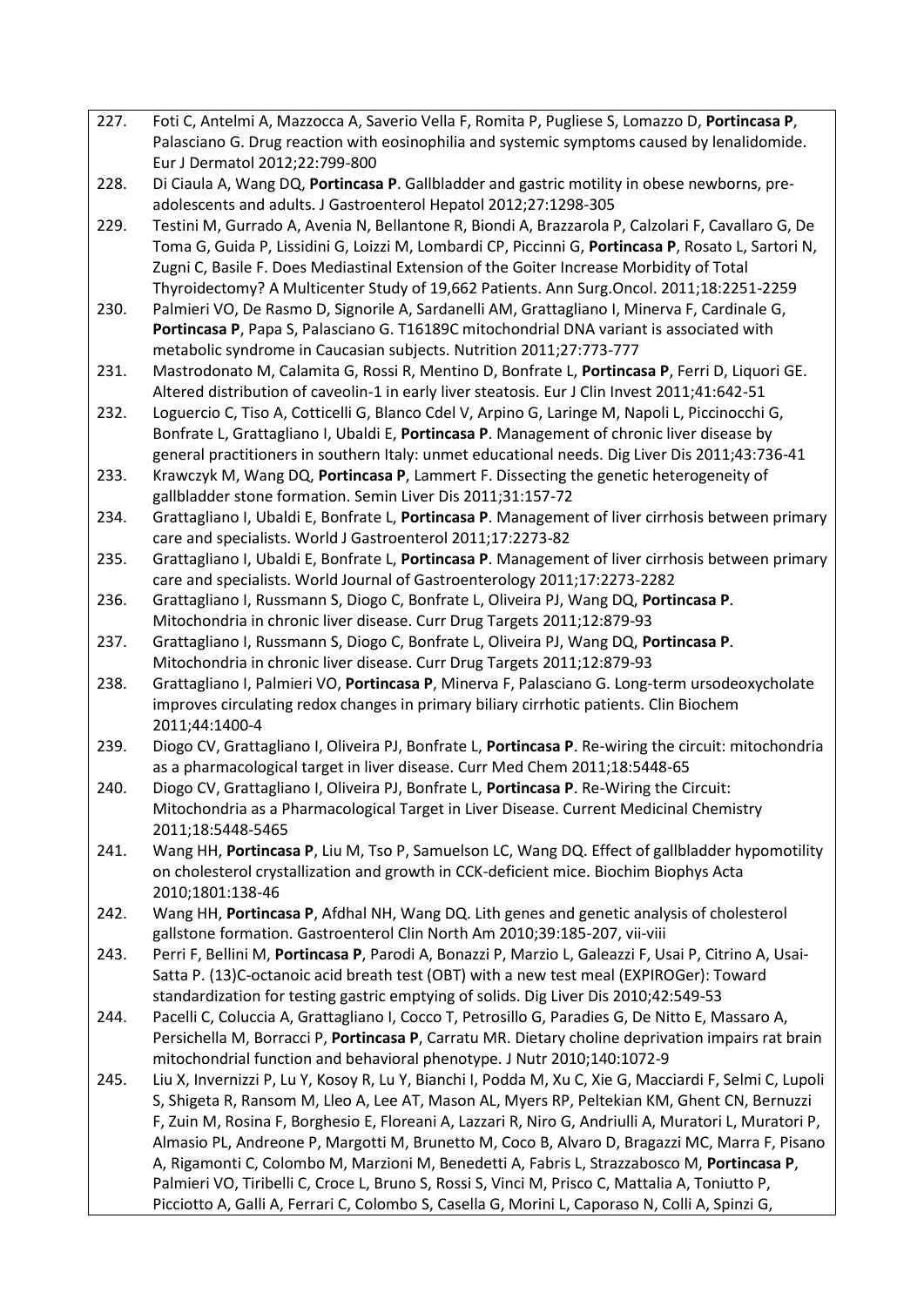227. Foti C, Antelmi A, Mazzocca A, Saverio Vella F, Romita P, Pugliese S, Lomazzo D, **Portincasa P**, Palasciano G. Drug reaction with eosinophilia and systemic symptoms caused by lenalidomide. Eur J Dermatol 2012;22:799-800
228. Di Ciaula A, Wang DQ, **Portincasa P**. Gallbladder and gastric motility in obese newborns, pre-adolescents and adults. J Gastroenterol Hepatol 2012;27:1298-305
229. Testini M, Gurrado A, Avenia N, Bellantone R, Biondi A, Brazzarola P, Calzolari F, Cavallaro G, De Toma G, Guida P, Lissidini G, Loizzi M, Lombardi CP, Piccinni G, **Portincasa P**, Rosato L, Sartori N, Zugni C, Basile F. Does Mediastinal Extension of the Goiter Increase Morbidity of Total Thyroidectomy? A Multicenter Study of 19,662 Patients. Ann Surg.Oncol. 2011;18:2251-2259
230. Palmieri VO, De Rasmo D, Signorile A, Sardanelli AM, Grattagliano I, Minerva F, Cardinale G, **Portincasa P**, Papa S, Palasciano G. T16189C mitochondrial DNA variant is associated with metabolic syndrome in Caucasian subjects. Nutrition 2011;27:773-777
231. Mastrodonato M, Calamita G, Rossi R, Mentino D, Bonfrate L, **Portincasa P**, Ferri D, Liquori GE. Altered distribution of caveolin-1 in early liver steatosis. Eur J Clin Invest 2011;41:642-51
232. Loguercio C, Tiso A, Cotticelli G, Blanco Cdel V, Arpino G, Laringe M, Napoli L, Piccinocchi G, Bonfrate L, Grattagliano I, Ubaldi E, **Portincasa P**. Management of chronic liver disease by general practitioners in southern Italy: unmet educational needs. Dig Liver Dis 2011;43:736-41
233. Krawczyk M, Wang DQ, **Portincasa P**, Lammert F. Dissecting the genetic heterogeneity of gallbladder stone formation. Semin Liver Dis 2011;31:157-72
234. Grattagliano I, Ubaldi E, Bonfrate L, **Portincasa P**. Management of liver cirrhosis between primary care and specialists. World J Gastroenterol 2011;17:2273-82
235. Grattagliano I, Ubaldi E, Bonfrate L, **Portincasa P**. Management of liver cirrhosis between primary care and specialists. World Journal of Gastroenterology 2011;17:2273-2282
236. Grattagliano I, Russmann S, Diogo C, Bonfrate L, Oliveira PJ, Wang DQ, **Portincasa P**. Mitochondria in chronic liver disease. Curr Drug Targets 2011;12:879-93
237. Grattagliano I, Russmann S, Diogo C, Bonfrate L, Oliveira PJ, Wang DQ, **Portincasa P**. Mitochondria in chronic liver disease. Curr Drug Targets 2011;12:879-93
238. Grattagliano I, Palmieri VO, **Portincasa P**, Minerva F, Palasciano G. Long-term ursodeoxycholate improves circulating redox changes in primary biliary cirrhotic patients. Clin Biochem 2011;44:1400-4
239. Diogo CV, Grattagliano I, Oliveira PJ, Bonfrate L, **Portincasa P**. Re-wiring the circuit: mitochondria as a pharmacological target in liver disease. Curr Med Chem 2011;18:5448-65
240. Diogo CV, Grattagliano I, Oliveira PJ, Bonfrate L, **Portincasa P**. Re-Wiring the Circuit: Mitochondria as a Pharmacological Target in Liver Disease. Current Medicinal Chemistry 2011;18:5448-5465
241. Wang HH, **Portincasa P**, Liu M, Tso P, Samuelson LC, Wang DQ. Effect of gallbladder hypomotility on cholesterol crystallization and growth in CCK-deficient mice. Biochim Biophys Acta 2010;1801:138-46
242. Wang HH, **Portincasa P**, Afdhal NH, Wang DQ. Lith genes and genetic analysis of cholesterol gallstone formation. Gastroenterol Clin North Am 2010;39:185-207, vii-viii
243. Perri F, Bellini M, **Portincasa P**, Parodi A, Bonazzi P, Marzio L, Galeazzi F, Usai P, Citrino A, Usai-Satta P. (13)C-octanoic acid breath test (OBT) with a new test meal (EXPIROGer): Toward standardization for testing gastric emptying of solids. Dig Liver Dis 2010;42:549-53
244. Pacelli C, Coluccia A, Grattagliano I, Cocco T, Petrosillo G, Paradies G, De Nitto E, Massaro A, Persichella M, Borracci P, **Portincasa P**, Carratu MR. Dietary choline deprivation impairs rat brain mitochondrial function and behavioral phenotype. J Nutr 2010;140:1072-9
245. Liu X, Invernizzi P, Lu Y, Kosoy R, Lu Y, Bianchi I, Podda M, Xu C, Xie G, Macciardi F, Selmi C, Lupoli S, Shigeta R, Ransom M, Lleo A, Lee AT, Mason AL, Myers RP, Peltekian KM, Ghent CN, Bernuzzi F, Zuin M, Rosina F, Borghesio E, Floreani A, Lazzari R, Niro G, Andriulli A, Muratori L, Muratori P, Almasio PL, Andreone P, Margotti M, Brunetto M, Coco B, Alvaro D, Bragazzi MC, Marra F, Pisano A, Rigamonti C, Colombo M, Marzioni M, Benedetti A, Fabris L, Strazzabosco M, **Portincasa P**, Palmieri VO, Tiribelli C, Croce L, Bruno S, Rossi S, Vinci M, Prisco C, Mattalia A, Toniutto P, Picciotto A, Galli A, Ferrari C, Colombo S, Casella G, Morini L, Caporaso N, Colli A, Spinzi G,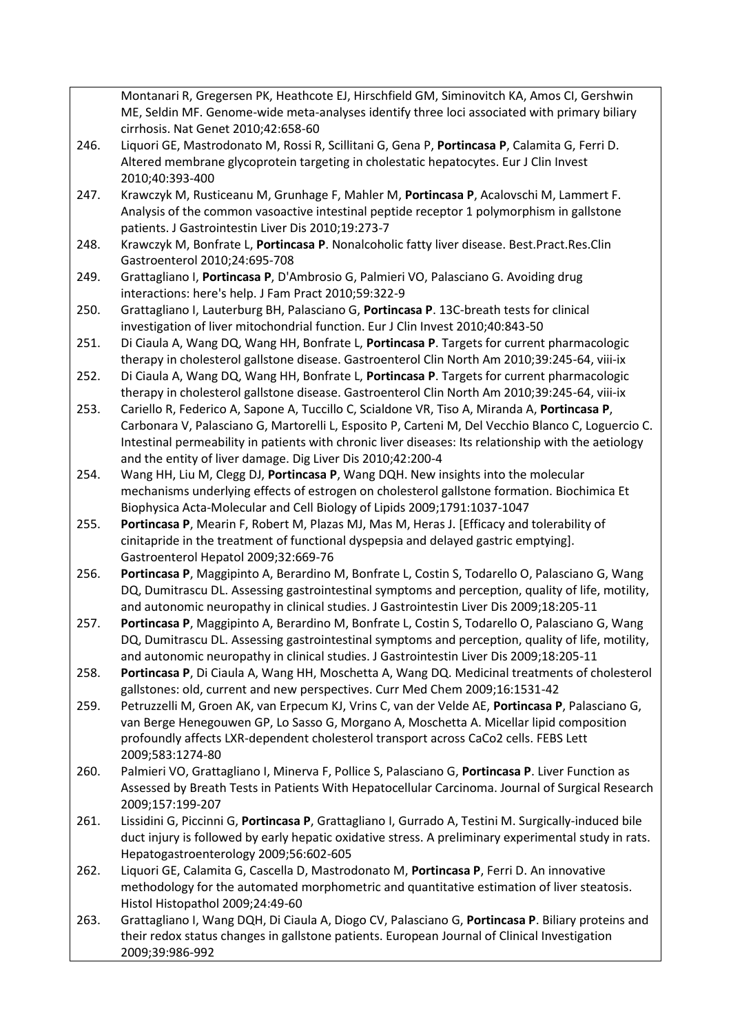Montanari R, Gregersen PK, Heathcote EJ, Hirschfield GM, Siminovitch KA, Amos CI, Gershwin ME, Seldin MF. Genome-wide meta-analyses identify three loci associated with primary biliary cirrhosis. Nat Genet 2010;42:658-60

246. Liquori GE, Mastrodonato M, Rossi R, Scillitani G, Gena P, **Portincasa P**, Calamita G, Ferri D. Altered membrane glycoprotein targeting in cholestatic hepatocytes. Eur J Clin Invest 2010;40:393-400

247. Krawczyk M, Rusticeanu M, Grunhage F, Mahler M, **Portincasa P**, Acalovschi M, Lammert F. Analysis of the common vasoactive intestinal peptide receptor 1 polymorphism in gallstone patients. J Gastrointestin Liver Dis 2010;19:273-7

248. Krawczyk M, Bonfrate L, **Portincasa P**. Nonalcoholic fatty liver disease. Best.Pract.Res.Clin Gastroenterol 2010;24:695-708

249. Grattagliano I, **Portincasa P**, D'Ambrosio G, Palmieri VO, Palasciano G. Avoiding drug interactions: here's help. J Fam Pract 2010;59:322-9

250. Grattagliano I, Lauterburg BH, Palasciano G, **Portincasa P**. 13C-breath tests for clinical investigation of liver mitochondrial function. Eur J Clin Invest 2010;40:843-50

251. Di Ciaula A, Wang DQ, Wang HH, Bonfrate L, **Portincasa P**. Targets for current pharmacologic therapy in cholesterol gallstone disease. Gastroenterol Clin North Am 2010;39:245-64, viii-ix

252. Di Ciaula A, Wang DQ, Wang HH, Bonfrate L, **Portincasa P**. Targets for current pharmacologic therapy in cholesterol gallstone disease. Gastroenterol Clin North Am 2010;39:245-64, viii-ix

253. Cariello R, Federico A, Sapone A, Tuccillo C, Scialdone VR, Tiso A, Miranda A, **Portincasa P**, Carbonara V, Palasciano G, Martorelli L, Esposito P, Carteni M, Del Vecchio Blanco C, Loguercio C. Intestinal permeability in patients with chronic liver diseases: Its relationship with the aetiology and the entity of liver damage. Dig Liver Dis 2010;42:200-4

254. Wang HH, Liu M, Clegg DJ, **Portincasa P**, Wang DQH. New insights into the molecular mechanisms underlying effects of estrogen on cholesterol gallstone formation. Biochimica Et Biophysica Acta-Molecular and Cell Biology of Lipids 2009;1791:1037-1047

255. **Portincasa P**, Mearin F, Robert M, Plazas MJ, Mas M, Heras J. [Efficacy and tolerability of cinitapride in the treatment of functional dyspepsia and delayed gastric emptying]. Gastroenterol Hepatol 2009;32:669-76

256. **Portincasa P**, Maggipinto A, Berardino M, Bonfrate L, Costin S, Todarello O, Palasciano G, Wang DQ, Dumitrascu DL. Assessing gastrointestinal symptoms and perception, quality of life, motility, and autonomic neuropathy in clinical studies. J Gastrointestin Liver Dis 2009;18:205-11

257. **Portincasa P**, Maggipinto A, Berardino M, Bonfrate L, Costin S, Todarello O, Palasciano G, Wang DQ, Dumitrascu DL. Assessing gastrointestinal symptoms and perception, quality of life, motility, and autonomic neuropathy in clinical studies. J Gastrointestin Liver Dis 2009;18:205-11

258. **Portincasa P**, Di Ciaula A, Wang HH, Moschetta A, Wang DQ. Medicinal treatments of cholesterol gallstones: old, current and new perspectives. Curr Med Chem 2009;16:1531-42

259. Petruzzelli M, Groen AK, van Erpecum KJ, Vrins C, van der Velde AE, **Portincasa P**, Palasciano G, van Berge Henegouwen GP, Lo Sasso G, Morgano A, Moschetta A. Micellar lipid composition profoundly affects LXR-dependent cholesterol transport across CaCo2 cells. FEBS Lett 2009;583:1274-80

260. Palmieri VO, Grattagliano I, Minerva F, Pollice S, Palasciano G, **Portincasa P**. Liver Function as Assessed by Breath Tests in Patients With Hepatocellular Carcinoma. Journal of Surgical Research 2009;157:199-207

261. Lissidini G, Piccinni G, **Portincasa P**, Grattagliano I, Gurrado A, Testini M. Surgically-induced bile duct injury is followed by early hepatic oxidative stress. A preliminary experimental study in rats. Hepatogastroenterology 2009;56:602-605

262. Liquori GE, Calamita G, Cascella D, Mastrodonato M, **Portincasa P**, Ferri D. An innovative methodology for the automated morphometric and quantitative estimation of liver steatosis. Histol Histopathol 2009;24:49-60

263. Grattagliano I, Wang DQH, Di Ciaula A, Diogo CV, Palasciano G, **Portincasa P**. Biliary proteins and their redox status changes in gallstone patients. European Journal of Clinical Investigation 2009;39:986-992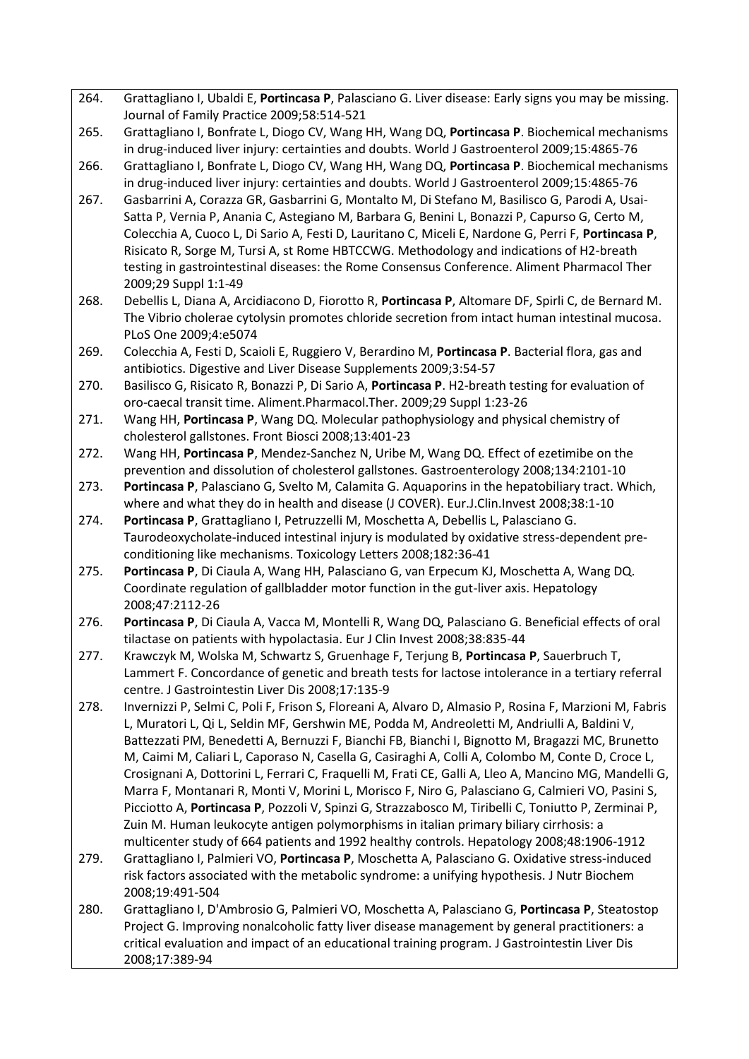264. Grattagliano I, Ubaldi E, **Portincasa P**, Palasciano G. Liver disease: Early signs you may be missing. Journal of Family Practice 2009;58:514-521

265. Grattagliano I, Bonfrate L, Diogo CV, Wang HH, Wang DQ, **Portincasa P**. Biochemical mechanisms in drug-induced liver injury: certainties and doubts. World J Gastroenterol 2009;15:4865-76

266. Grattagliano I, Bonfrate L, Diogo CV, Wang HH, Wang DQ, **Portincasa P**. Biochemical mechanisms in drug-induced liver injury: certainties and doubts. World J Gastroenterol 2009;15:4865-76

267. Gasbarrini A, Corazza GR, Gasbarrini G, Montalto M, Di Stefano M, Basilisco G, Parodi A, Usai-Satta P, Vernia P, Anania C, Astegiano M, Barbara G, Benini L, Bonazzi P, Capurso G, Certo M, Colecchia A, Cuoco L, Di Sario A, Festi D, Lauritano C, Miceli E, Nardone G, Perri F, **Portincasa P**, Risicato R, Sorge M, Tursi A, st Rome HBTCCWG. Methodology and indications of H2-breath testing in gastrointestinal diseases: the Rome Consensus Conference. Aliment Pharmacol Ther 2009;29 Suppl 1:1-49

268. Debellis L, Diana A, Arcidiacono D, Fiorotto R, **Portincasa P**, Altomare DF, Spirli C, de Bernard M. The Vibrio cholerae cytolysin promotes chloride secretion from intact human intestinal mucosa. PLoS One 2009;4:e5074

269. Colecchia A, Festi D, Scaioli E, Ruggiero V, Berardino M, **Portincasa P**. Bacterial flora, gas and antibiotics. Digestive and Liver Disease Supplements 2009;3:54-57

270. Basilisco G, Risicato R, Bonazzi P, Di Sario A, **Portincasa P**. H2-breath testing for evaluation of oro-caecal transit time. Aliment.Pharmacol.Ther. 2009;29 Suppl 1:23-26

271. Wang HH, **Portincasa P**, Wang DQ. Molecular pathophysiology and physical chemistry of cholesterol gallstones. Front Biosci 2008;13:401-23

272. Wang HH, **Portincasa P**, Mendez-Sanchez N, Uribe M, Wang DQ. Effect of ezetimibe on the prevention and dissolution of cholesterol gallstones. Gastroenterology 2008;134:2101-10

273. **Portincasa P**, Palasciano G, Svelto M, Calamita G. Aquaporins in the hepatobiliary tract. Which, where and what they do in health and disease (J COVER). Eur.J.Clin.Invest 2008;38:1-10

274. **Portincasa P**, Grattagliano I, Petruzzelli M, Moschetta A, Debellis L, Palasciano G. Taurodeoxycholate-induced intestinal injury is modulated by oxidative stress-dependent pre-conditioning like mechanisms. Toxicology Letters 2008;182:36-41

275. **Portincasa P**, Di Ciaula A, Wang HH, Palasciano G, van Erpecum KJ, Moschetta A, Wang DQ. Coordinate regulation of gallbladder motor function in the gut-liver axis. Hepatology 2008;47:2112-26

276. **Portincasa P**, Di Ciaula A, Vacca M, Montelli R, Wang DQ, Palasciano G. Beneficial effects of oral tilactase on patients with hypolactasia. Eur J Clin Invest 2008;38:835-44

277. Krawczyk M, Wolska M, Schwartz S, Gruenhage F, Terjung B, **Portincasa P**, Sauerbruch T, Lammert F. Concordance of genetic and breath tests for lactose intolerance in a tertiary referral centre. J Gastrointestin Liver Dis 2008;17:135-9

278. Invernizzi P, Selmi C, Poli F, Frison S, Floreani A, Alvaro D, Almasio P, Rosina F, Marzioni M, Fabris L, Muratori L, Qi L, Seldin MF, Gershwin ME, Podda M, Andreoletti M, Andriulli A, Baldini V, Battezzati PM, Benedetti A, Bernuzzi F, Bianchi FB, Bianchi I, Bignotto M, Bragazzi MC, Brunetto M, Caimi M, Caliari L, Caporaso N, Casella G, Casiraghi A, Colli A, Colombo M, Conte D, Croce L, Crosignani A, Dottorini L, Ferrari C, Fraquelli M, Frati CE, Galli A, Lleo A, Mancino MG, Mandelli G, Marra F, Montanari R, Monti V, Morini L, Morisco F, Niro G, Palasciano G, Calmieri VO, Pasini S, Picciotto A, **Portincasa P**, Pozzoli V, Spinzi G, Strazzabosco M, Tiribelli C, Toniutto P, Zerminai P, Zuin M. Human leukocyte antigen polymorphisms in italian primary biliary cirrhosis: a multicenter study of 664 patients and 1992 healthy controls. Hepatology 2008;48:1906-1912

279. Grattagliano I, Palmieri VO, **Portincasa P**, Moschetta A, Palasciano G. Oxidative stress-induced risk factors associated with the metabolic syndrome: a unifying hypothesis. J Nutr Biochem 2008;19:491-504

280. Grattagliano I, D'Ambrosio G, Palmieri VO, Moschetta A, Palasciano G, **Portincasa P**, Steatostop Project G. Improving nonalcoholic fatty liver disease management by general practitioners: a critical evaluation and impact of an educational training program. J Gastrointestin Liver Dis 2008;17:389-94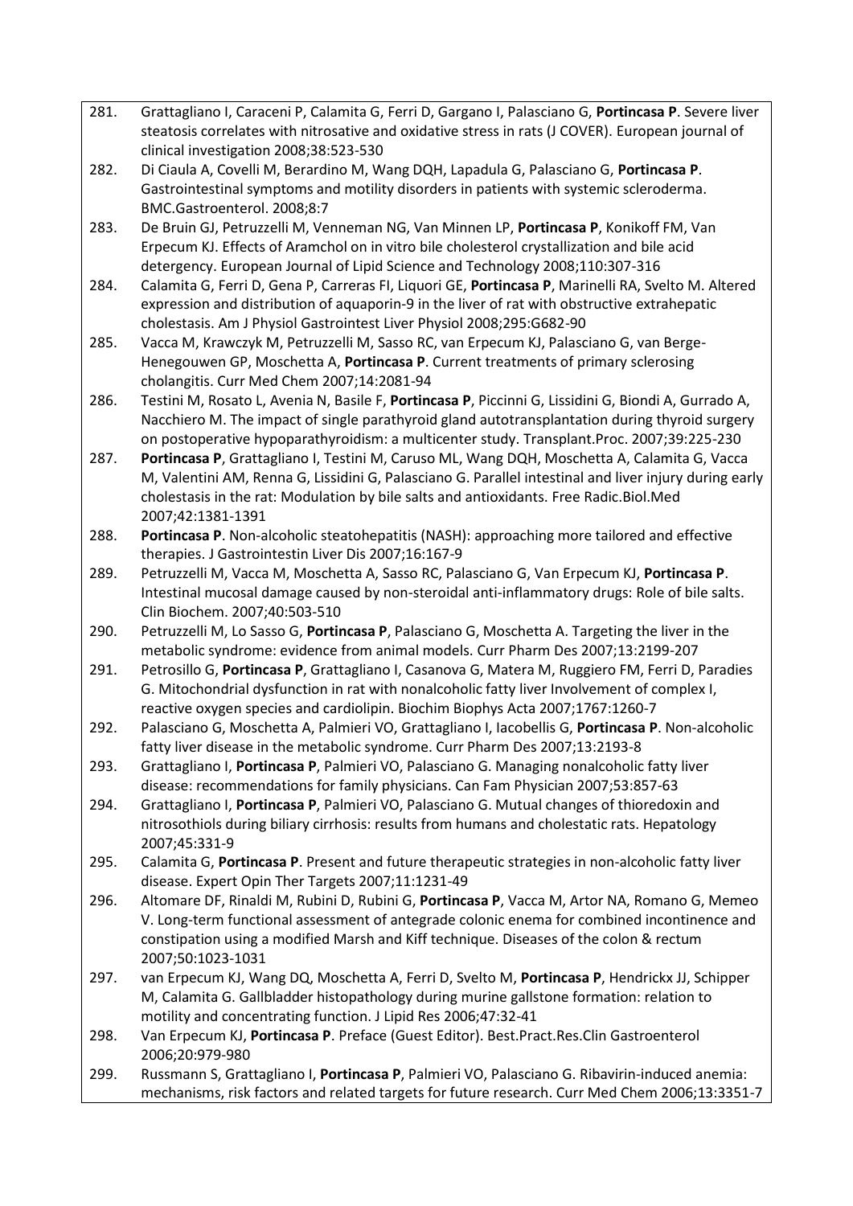281. Grattagliano I, Caraceni P, Calamita G, Ferri D, Gargano I, Palasciano G, **Portincasa P**. Severe liver steatosis correlates with nitrosative and oxidative stress in rats (J COVER). European journal of clinical investigation 2008;38:523-530
282. Di Ciaula A, Covelli M, Berardino M, Wang DQH, Lapadula G, Palasciano G, **Portincasa P**. Gastrointestinal symptoms and motility disorders in patients with systemic scleroderma. BMC.Gastroenterol. 2008;8:7
283. De Bruin GJ, Petruzzelli M, Venneman NG, Van Minnen LP, **Portincasa P**, Konikoff FM, Van Erpecum KJ. Effects of Aramchol on in vitro bile cholesterol crystallization and bile acid detergency. European Journal of Lipid Science and Technology 2008;110:307-316
284. Calamita G, Ferri D, Gena P, Carreras FI, Liquori GE, **Portincasa P**, Marinelli RA, Svelto M. Altered expression and distribution of aquaporin-9 in the liver of rat with obstructive extrahepatic cholestasis. Am J Physiol Gastrointest Liver Physiol 2008;295:G682-90
285. Vacca M, Krawczyk M, Petruzzelli M, Sasso RC, van Erpecum KJ, Palasciano G, van Berge-Henegouwen GP, Moschetta A, **Portincasa P**. Current treatments of primary sclerosing cholangitis. Curr Med Chem 2007;14:2081-94
286. Testini M, Rosato L, Avenia N, Basile F, **Portincasa P**, Piccinni G, Lissidini G, Biondi A, Gurrado A, Nacchiero M. The impact of single parathyroid gland autotransplantation during thyroid surgery on postoperative hypoparathyroidism: a multicenter study. Transplant.Proc. 2007;39:225-230
287. **Portincasa P**, Grattagliano I, Testini M, Caruso ML, Wang DQH, Moschetta A, Calamita G, Vacca M, Valentini AM, Renna G, Lissidini G, Palasciano G. Parallel intestinal and liver injury during early cholestasis in the rat: Modulation by bile salts and antioxidants. Free Radic.Biol.Med 2007;42:1381-1391
288. **Portincasa P**. Non-alcoholic steatohepatitis (NASH): approaching more tailored and effective therapies. J Gastrointestin Liver Dis 2007;16:167-9
289. Petruzzelli M, Vacca M, Moschetta A, Sasso RC, Palasciano G, Van Erpecum KJ, **Portincasa P**. Intestinal mucosal damage caused by non-steroidal anti-inflammatory drugs: Role of bile salts. Clin Biochem. 2007;40:503-510
290. Petruzzelli M, Lo Sasso G, **Portincasa P**, Palasciano G, Moschetta A. Targeting the liver in the metabolic syndrome: evidence from animal models. Curr Pharm Des 2007;13:2199-207
291. Petrosillo G, **Portincasa P**, Grattagliano I, Casanova G, Matera M, Ruggiero FM, Ferri D, Paradies G. Mitochondrial dysfunction in rat with nonalcoholic fatty liver Involvement of complex I, reactive oxygen species and cardiolipin. Biochim Biophys Acta 2007;1767:1260-7
292. Palasciano G, Moschetta A, Palmieri VO, Grattagliano I, Iacobellis G, **Portincasa P**. Non-alcoholic fatty liver disease in the metabolic syndrome. Curr Pharm Des 2007;13:2193-8
293. Grattagliano I, **Portincasa P**, Palmieri VO, Palasciano G. Managing nonalcoholic fatty liver disease: recommendations for family physicians. Can Fam Physician 2007;53:857-63
294. Grattagliano I, **Portincasa P**, Palmieri VO, Palasciano G. Mutual changes of thioredoxin and nitrosothiols during biliary cirrhosis: results from humans and cholestatic rats. Hepatology 2007;45:331-9
295. Calamita G, **Portincasa P**. Present and future therapeutic strategies in non-alcoholic fatty liver disease. Expert Opin Ther Targets 2007;11:1231-49
296. Altomare DF, Rinaldi M, Rubini D, Rubini G, **Portincasa P**, Vacca M, Artor NA, Romano G, Memeo V. Long-term functional assessment of antegrade colonic enema for combined incontinence and constipation using a modified Marsh and Kiff technique. Diseases of the colon & rectum 2007;50:1023-1031
297. van Erpecum KJ, Wang DQ, Moschetta A, Ferri D, Svelto M, **Portincasa P**, Hendrickx JJ, Schipper M, Calamita G. Gallbladder histopathology during murine gallstone formation: relation to motility and concentrating function. J Lipid Res 2006;47:32-41
298. Van Erpecum KJ, **Portincasa P**. Preface (Guest Editor). Best.Pract.Res.Clin Gastroenterol 2006;20:979-980
299. Russmann S, Grattagliano I, **Portincasa P**, Palmieri VO, Palasciano G. Ribavirin-induced anemia: mechanisms, risk factors and related targets for future research. Curr Med Chem 2006;13:3351-7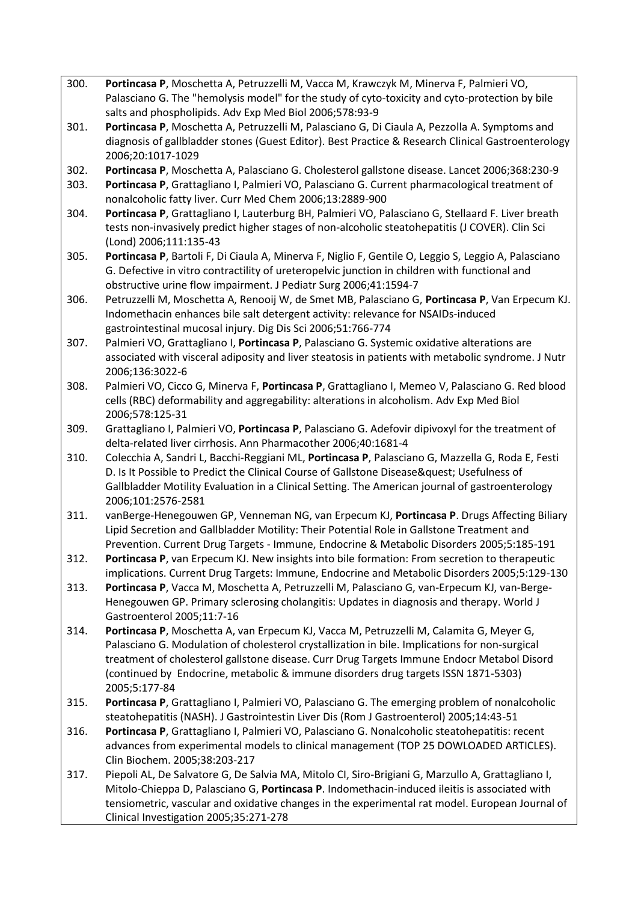300. **Portincasa P**, Moschetta A, Petruzzelli M, Vacca M, Krawczyk M, Minerva F, Palmieri VO, Palasciano G. The "hemolysis model" for the study of cyto-toxicity and cyto-protection by bile salts and phospholipids. Adv Exp Med Biol 2006;578:93-9
301. **Portincasa P**, Moschetta A, Petruzzelli M, Palasciano G, Di Ciaula A, Pezzolla A. Symptoms and diagnosis of gallbladder stones (Guest Editor). Best Practice & Research Clinical Gastroenterology 2006;20:1017-1029
302. **Portincasa P**, Moschetta A, Palasciano G. Cholesterol gallstone disease. Lancet 2006;368:230-9
303. **Portincasa P**, Grattagliano I, Palmieri VO, Palasciano G. Current pharmacological treatment of nonalcoholic fatty liver. Curr Med Chem 2006;13:2889-900
304. **Portincasa P**, Grattagliano I, Lauterburg BH, Palmieri VO, Palasciano G, Stellaard F. Liver breath tests non-invasively predict higher stages of non-alcoholic steatohepatitis (J COVER). Clin Sci (Lond) 2006;111:135-43
305. **Portincasa P**, Bartoli F, Di Ciaula A, Minerva F, Niglio F, Gentile O, Leggio S, Leggio A, Palasciano G. Defective in vitro contractility of ureteropelvic junction in children with functional and obstructive urine flow impairment. J Pediatr Surg 2006;41:1594-7
306. Petruzzelli M, Moschetta A, Renooij W, de Smet MB, Palasciano G, **Portincasa P**, Van Erpecum KJ. Indomethacin enhances bile salt detergent activity: relevance for NSAIDs-induced gastrointestinal mucosal injury. Dig Dis Sci 2006;51:766-774
307. Palmieri VO, Grattagliano I, **Portincasa P**, Palasciano G. Systemic oxidative alterations are associated with visceral adiposity and liver steatosis in patients with metabolic syndrome. J Nutr 2006;136:3022-6
308. Palmieri VO, Cicco G, Minerva F, **Portincasa P**, Grattagliano I, Memeo V, Palasciano G. Red blood cells (RBC) deformability and aggregability: alterations in alcoholism. Adv Exp Med Biol 2006;578:125-31
309. Grattagliano I, Palmieri VO, **Portincasa P**, Palasciano G. Adefovir dipivoxyl for the treatment of delta-related liver cirrhosis. Ann Pharmacother 2006;40:1681-4
310. Colecchia A, Sandri L, Bacchi-Reggiani ML, **Portincasa P**, Palasciano G, Mazzella G, Roda E, Festi D. Is It Possible to Predict the Clinical Course of Gallstone Disease&quest; Usefulness of Gallbladder Motility Evaluation in a Clinical Setting. The American journal of gastroenterology 2006;101:2576-2581
311. vanBerge-Henegouwen GP, Venneman NG, van Erpecum KJ, **Portincasa P**. Drugs Affecting Biliary Lipid Secretion and Gallbladder Motility: Their Potential Role in Gallstone Treatment and Prevention. Current Drug Targets - Immune, Endocrine & Metabolic Disorders 2005;5:185-191
312. **Portincasa P**, van Erpecum KJ. New insights into bile formation: From secretion to therapeutic implications. Current Drug Targets: Immune, Endocrine and Metabolic Disorders 2005;5:129-130
313. **Portincasa P**, Vacca M, Moschetta A, Petruzzelli M, Palasciano G, van-Erpecum KJ, van-Berge-Henegouwen GP. Primary sclerosing cholangitis: Updates in diagnosis and therapy. World J Gastroenterol 2005;11:7-16
314. **Portincasa P**, Moschetta A, van Erpecum KJ, Vacca M, Petruzzelli M, Calamita G, Meyer G, Palasciano G. Modulation of cholesterol crystallization in bile. Implications for non-surgical treatment of cholesterol gallstone disease. Curr Drug Targets Immune Endocr Metabol Disord (continued by Endocrine, metabolic & immune disorders drug targets ISSN 1871-5303) 2005;5:177-84
315. **Portincasa P**, Grattagliano I, Palmieri VO, Palasciano G. The emerging problem of nonalcoholic steatohepatitis (NASH). J Gastrointestin Liver Dis (Rom J Gastroenterol) 2005;14:43-51
316. **Portincasa P**, Grattagliano I, Palmieri VO, Palasciano G. Nonalcoholic steatohepatitis: recent advances from experimental models to clinical management (TOP 25 DOWLOADED ARTICLES). Clin Biochem. 2005;38:203-217
317. Piepoli AL, De Salvatore G, De Salvia MA, Mitolo CI, Siro-Brigiani G, Marzullo A, Grattagliano I, Mitolo-Chieppa D, Palasciano G, **Portincasa P**. Indomethacin-induced ileitis is associated with tensiometric, vascular and oxidative changes in the experimental rat model. European Journal of Clinical Investigation 2005;35:271-278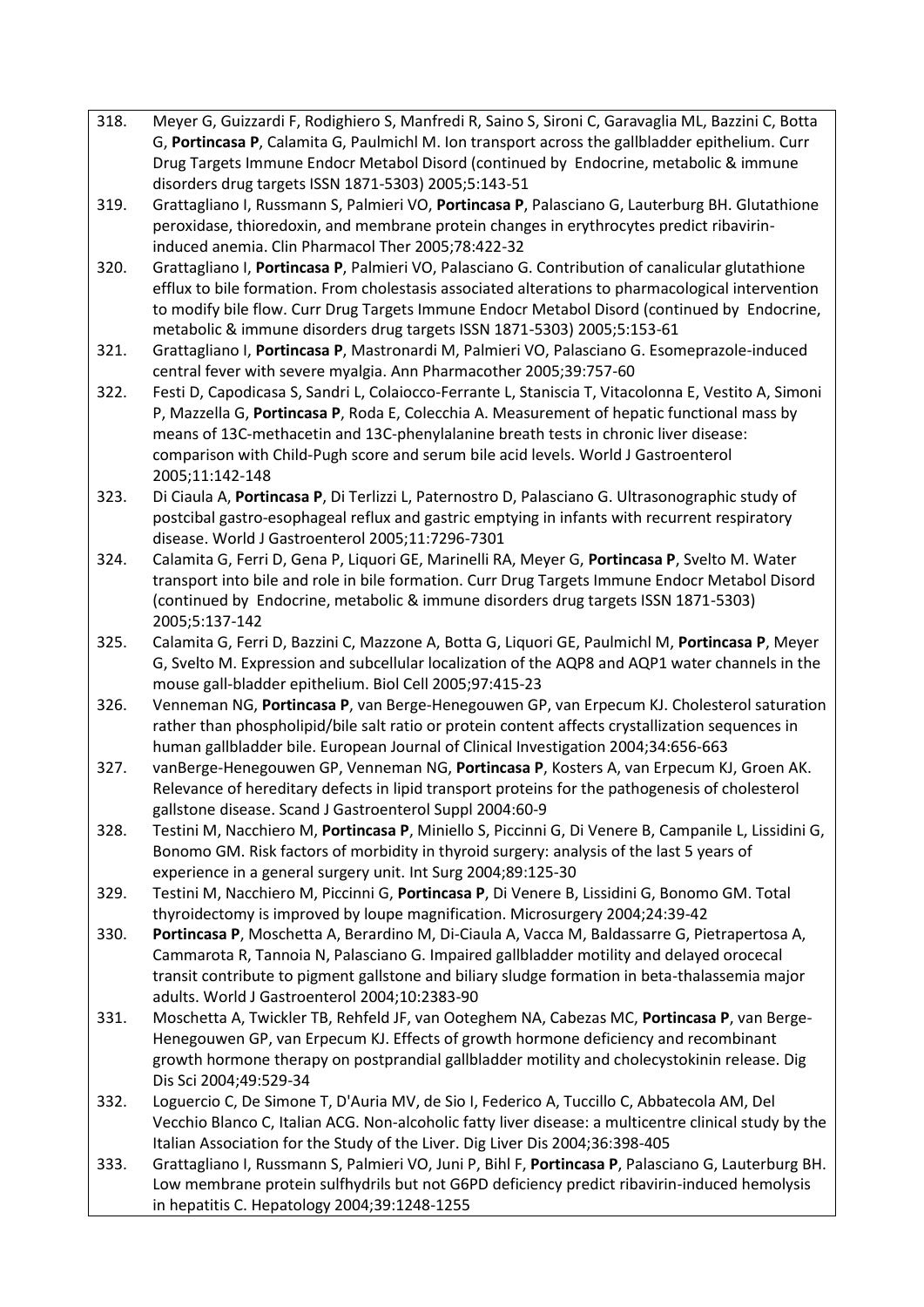318. Meyer G, Guizzardi F, Rodighiero S, Manfredi R, Saino S, Sironi C, Garavaglia ML, Bazzini C, Botta G, **Portincasa P**, Calamita G, Paulmichl M. Ion transport across the gallbladder epithelium. Curr Drug Targets Immune Endocr Metabol Disord (continued by Endocrine, metabolic & immune disorders drug targets ISSN 1871-5303) 2005;5:143-51

319. Grattagliano I, Russmann S, Palmieri VO, **Portincasa P**, Palasciano G, Lauterburg BH. Glutathione peroxidase, thioredoxin, and membrane protein changes in erythrocytes predict ribavirin-induced anemia. Clin Pharmacol Ther 2005;78:422-32

320. Grattagliano I, **Portincasa P**, Palmieri VO, Palasciano G. Contribution of canalicular glutathione efflux to bile formation. From cholestasis associated alterations to pharmacological intervention to modify bile flow. Curr Drug Targets Immune Endocr Metabol Disord (continued by Endocrine, metabolic & immune disorders drug targets ISSN 1871-5303) 2005;5:153-61

321. Grattagliano I, **Portincasa P**, Mastronardi M, Palmieri VO, Palasciano G. Esomeprazole-induced central fever with severe myalgia. Ann Pharmacother 2005;39:757-60

322. Festi D, Capodicasa S, Sandri L, Colaiocco-Ferrante L, Staniscia T, Vitacolonna E, Vestito A, Simoni P, Mazzella G, **Portincasa P**, Roda E, Colecchia A. Measurement of hepatic functional mass by means of 13C-methacetin and 13C-phenylalanine breath tests in chronic liver disease: comparison with Child-Pugh score and serum bile acid levels. World J Gastroenterol 2005;11:142-148

323. Di Ciaula A, **Portincasa P**, Di Terlizzi L, Paternostro D, Palasciano G. Ultrasonographic study of postcibal gastro-esophageal reflux and gastric emptying in infants with recurrent respiratory disease. World J Gastroenterol 2005;11:7296-7301

324. Calamita G, Ferri D, Gena P, Liquori GE, Marinelli RA, Meyer G, **Portincasa P**, Svelto M. Water transport into bile and role in bile formation. Curr Drug Targets Immune Endocr Metabol Disord (continued by Endocrine, metabolic & immune disorders drug targets ISSN 1871-5303) 2005;5:137-142

325. Calamita G, Ferri D, Bazzini C, Mazzone A, Botta G, Liquori GE, Paulmichl M, **Portincasa P**, Meyer G, Svelto M. Expression and subcellular localization of the AQP8 and AQP1 water channels in the mouse gall-bladder epithelium. Biol Cell 2005;97:415-23

326. Venneman NG, **Portincasa P**, van Berge-Henegouwen GP, van Erpecum KJ. Cholesterol saturation rather than phospholipid/bile salt ratio or protein content affects crystallization sequences in human gallbladder bile. European Journal of Clinical Investigation 2004;34:656-663

327. vanBerge-Henegouwen GP, Venneman NG, **Portincasa P**, Kosters A, van Erpecum KJ, Groen AK. Relevance of hereditary defects in lipid transport proteins for the pathogenesis of cholesterol gallstone disease. Scand J Gastroenterol Suppl 2004:60-9

328. Testini M, Nacchiero M, **Portincasa P**, Miniello S, Piccinni G, Di Venere B, Campanile L, Lissidini G, Bonomo GM. Risk factors of morbidity in thyroid surgery: analysis of the last 5 years of experience in a general surgery unit. Int Surg 2004;89:125-30

329. Testini M, Nacchiero M, Piccinni G, **Portincasa P**, Di Venere B, Lissidini G, Bonomo GM. Total thyroidectomy is improved by loupe magnification. Microsurgery 2004;24:39-42

330. **Portincasa P**, Moschetta A, Berardino M, Di-Ciaula A, Vacca M, Baldassarre G, Pietrapertosa A, Cammarota R, Tannoia N, Palasciano G. Impaired gallbladder motility and delayed orocecal transit contribute to pigment gallstone and biliary sludge formation in beta-thalassemia major adults. World J Gastroenterol 2004;10:2383-90

331. Moschetta A, Twickler TB, Rehfeld JF, van Ooteghem NA, Cabezas MC, **Portincasa P**, van Berge-Henegouwen GP, van Erpecum KJ. Effects of growth hormone deficiency and recombinant growth hormone therapy on postprandial gallbladder motility and cholecystokinin release. Dig Dis Sci 2004;49:529-34

332. Loguercio C, De Simone T, D'Auria MV, de Sio I, Federico A, Tuccillo C, Abbatecola AM, Del Vecchio Blanco C, Italian ACG. Non-alcoholic fatty liver disease: a multicentre clinical study by the Italian Association for the Study of the Liver. Dig Liver Dis 2004;36:398-405

333. Grattagliano I, Russmann S, Palmieri VO, Juni P, Bihl F, **Portincasa P**, Palasciano G, Lauterburg BH. Low membrane protein sulfhydrils but not G6PD deficiency predict ribavirin-induced hemolysis in hepatitis C. Hepatology 2004;39:1248-1255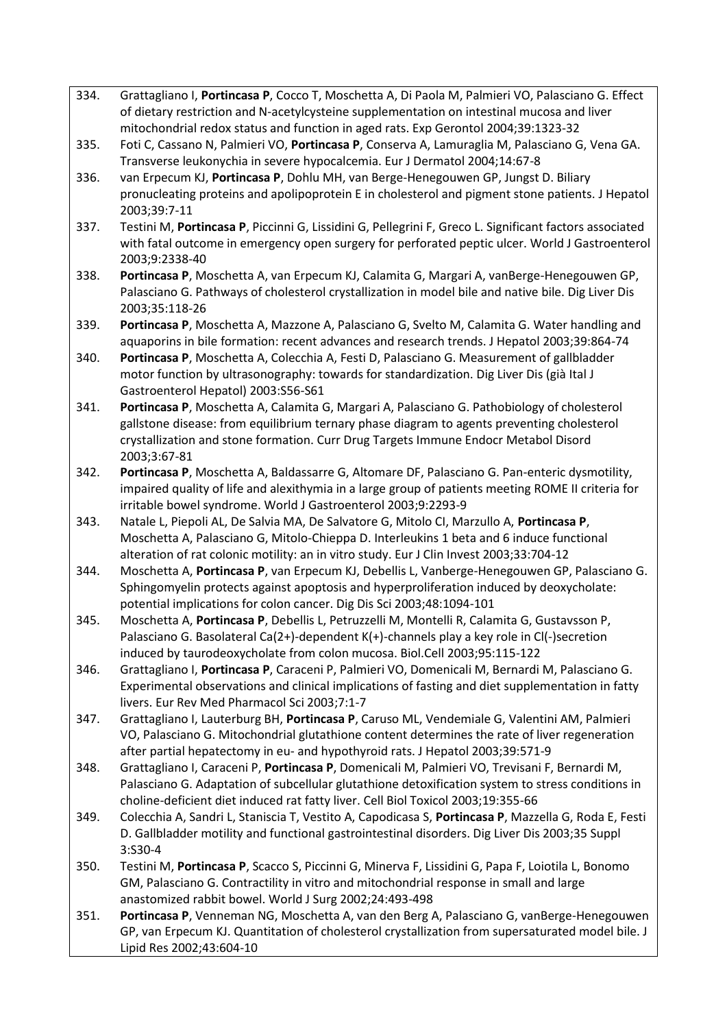334. Grattagliano I, **Portincasa P**, Cocco T, Moschetta A, Di Paola M, Palmieri VO, Palasciano G. Effect of dietary restriction and N-acetylcysteine supplementation on intestinal mucosa and liver mitochondrial redox status and function in aged rats. Exp Gerontol 2004;39:1323-32

335. Foti C, Cassano N, Palmieri VO, **Portincasa P**, Conserva A, Lamuraglia M, Palasciano G, Vena GA. Transverse leukonychia in severe hypocalcemia. Eur J Dermatol 2004;14:67-8

336. van Erpecum KJ, **Portincasa P**, Dohlu MH, van Berge-Henegouwen GP, Jungst D. Biliary pronucleating proteins and apolipoprotein E in cholesterol and pigment stone patients. J Hepatol 2003;39:7-11

337. Testini M, **Portincasa P**, Piccinni G, Lissidini G, Pellegrini F, Greco L. Significant factors associated with fatal outcome in emergency open surgery for perforated peptic ulcer. World J Gastroenterol 2003;9:2338-40

338. **Portincasa P**, Moschetta A, van Erpecum KJ, Calamita G, Margari A, vanBerge-Henegouwen GP, Palasciano G. Pathways of cholesterol crystallization in model bile and native bile. Dig Liver Dis 2003;35:118-26

339. **Portincasa P**, Moschetta A, Mazzone A, Palasciano G, Svelto M, Calamita G. Water handling and aquaporins in bile formation: recent advances and research trends. J Hepatol 2003;39:864-74

340. **Portincasa P**, Moschetta A, Colecchia A, Festi D, Palasciano G. Measurement of gallbladder motor function by ultrasonography: towards for standardization. Dig Liver Dis (già Ital J Gastroenterol Hepatol) 2003:S56-S61

341. **Portincasa P**, Moschetta A, Calamita G, Margari A, Palasciano G. Pathobiology of cholesterol gallstone disease: from equilibrium ternary phase diagram to agents preventing cholesterol crystallization and stone formation. Curr Drug Targets Immune Endocr Metabol Disord 2003;3:67-81

342. **Portincasa P**, Moschetta A, Baldassarre G, Altomare DF, Palasciano G. Pan-enteric dysmotility, impaired quality of life and alexithymia in a large group of patients meeting ROME II criteria for irritable bowel syndrome. World J Gastroenterol 2003;9:2293-9

343. Natale L, Piepoli AL, De Salvia MA, De Salvatore G, Mitolo CI, Marzullo A, **Portincasa P**, Moschetta A, Palasciano G, Mitolo-Chieppa D. Interleukins 1 beta and 6 induce functional alteration of rat colonic motility: an in vitro study. Eur J Clin Invest 2003;33:704-12

344. Moschetta A, **Portincasa P**, van Erpecum KJ, Debellis L, Vanberge-Henegouwen GP, Palasciano G. Sphingomyelin protects against apoptosis and hyperproliferation induced by deoxycholate: potential implications for colon cancer. Dig Dis Sci 2003;48:1094-101

345. Moschetta A, **Portincasa P**, Debellis L, Petruzzelli M, Montelli R, Calamita G, Gustavsson P, Palasciano G. Basolateral Ca(2+)-dependent K(+)-channels play a key role in Cl(-)secretion induced by taurodeoxycholate from colon mucosa. Biol.Cell 2003;95:115-122

346. Grattagliano I, **Portincasa P**, Caraceni P, Palmieri VO, Domenicali M, Bernardi M, Palasciano G. Experimental observations and clinical implications of fasting and diet supplementation in fatty livers. Eur Rev Med Pharmacol Sci 2003;7:1-7

347. Grattagliano I, Lauterburg BH, **Portincasa P**, Caruso ML, Vendemiale G, Valentini AM, Palmieri VO, Palasciano G. Mitochondrial glutathione content determines the rate of liver regeneration after partial hepatectomy in eu- and hypothyroid rats. J Hepatol 2003;39:571-9

348. Grattagliano I, Caraceni P, **Portincasa P**, Domenicali M, Palmieri VO, Trevisani F, Bernardi M, Palasciano G. Adaptation of subcellular glutathione detoxification system to stress conditions in choline-deficient diet induced rat fatty liver. Cell Biol Toxicol 2003;19:355-66

349. Colecchia A, Sandri L, Staniscia T, Vestito A, Capodicasa S, **Portincasa P**, Mazzella G, Roda E, Festi D. Gallbladder motility and functional gastrointestinal disorders. Dig Liver Dis 2003;35 Suppl 3:S30-4

350. Testini M, **Portincasa P**, Scacco S, Piccinni G, Minerva F, Lissidini G, Papa F, Loiotila L, Bonomo GM, Palasciano G. Contractility in vitro and mitochondrial response in small and large anastomized rabbit bowel. World J Surg 2002;24:493-498

351. **Portincasa P**, Venneman NG, Moschetta A, van den Berg A, Palasciano G, vanBerge-Henegouwen GP, van Erpecum KJ. Quantitation of cholesterol crystallization from supersaturated model bile. J Lipid Res 2002;43:604-10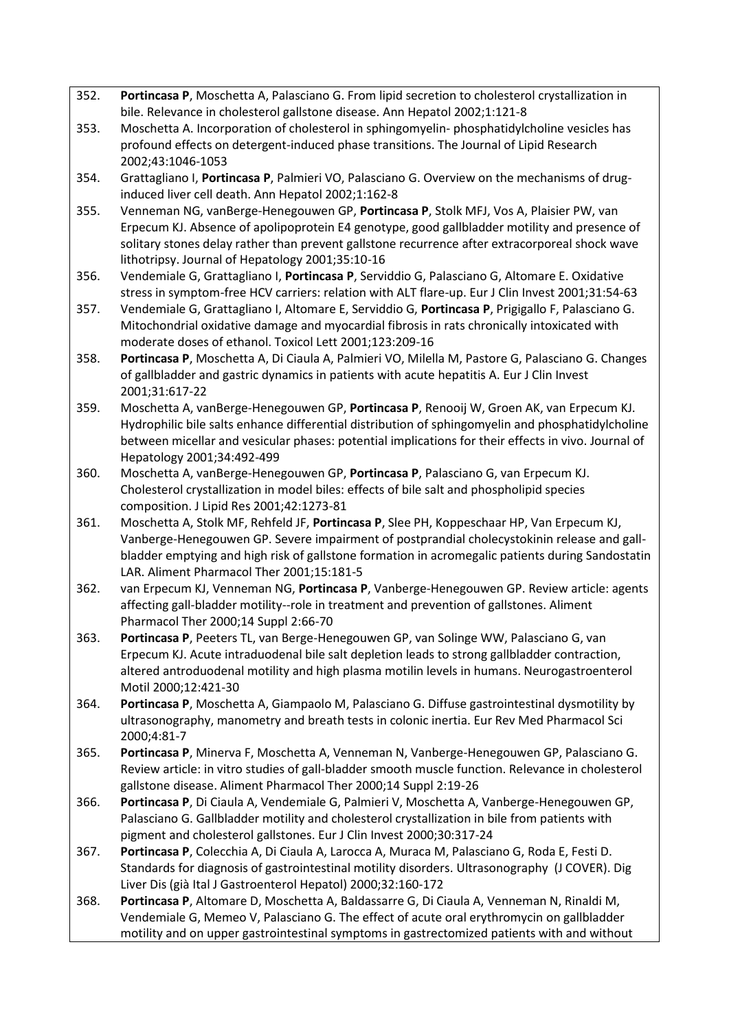352. **Portincasa P**, Moschetta A, Palasciano G. From lipid secretion to cholesterol crystallization in bile. Relevance in cholesterol gallstone disease. Ann Hepatol 2002;1:121-8
353. Moschetta A. Incorporation of cholesterol in sphingomyelin- phosphatidylcholine vesicles has profound effects on detergent-induced phase transitions. The Journal of Lipid Research 2002;43:1046-1053
354. Grattagliano I, **Portincasa P**, Palmieri VO, Palasciano G. Overview on the mechanisms of drug-induced liver cell death. Ann Hepatol 2002;1:162-8
355. Venneman NG, vanBerge-Henegouwen GP, **Portincasa P**, Stolk MFJ, Vos A, Plaisier PW, van Erpecum KJ. Absence of apolipoprotein E4 genotype, good gallbladder motility and presence of solitary stones delay rather than prevent gallstone recurrence after extracorporeal shock wave lithotripsy. Journal of Hepatology 2001;35:10-16
356. Vendemiale G, Grattagliano I, **Portincasa P**, Serviddio G, Palasciano G, Altomare E. Oxidative stress in symptom-free HCV carriers: relation with ALT flare-up. Eur J Clin Invest 2001;31:54-63
357. Vendemiale G, Grattagliano I, Altomare E, Serviddio G, **Portincasa P**, Prigigallo F, Palasciano G. Mitochondrial oxidative damage and myocardial fibrosis in rats chronically intoxicated with moderate doses of ethanol. Toxicol Lett 2001;123:209-16
358. **Portincasa P**, Moschetta A, Di Ciaula A, Palmieri VO, Milella M, Pastore G, Palasciano G. Changes of gallbladder and gastric dynamics in patients with acute hepatitis A. Eur J Clin Invest 2001;31:617-22
359. Moschetta A, vanBerge-Henegouwen GP, **Portincasa P**, Renooij W, Groen AK, van Erpecum KJ. Hydrophilic bile salts enhance differential distribution of sphingomyelin and phosphatidylcholine between micellar and vesicular phases: potential implications for their effects in vivo. Journal of Hepatology 2001;34:492-499
360. Moschetta A, vanBerge-Henegouwen GP, **Portincasa P**, Palasciano G, van Erpecum KJ. Cholesterol crystallization in model biles: effects of bile salt and phospholipid species composition. J Lipid Res 2001;42:1273-81
361. Moschetta A, Stolk MF, Rehfeld JF, **Portincasa P**, Slee PH, Koppeschaar HP, Van Erpecum KJ, Vanberge-Henegouwen GP. Severe impairment of postprandial cholecystokinin release and gall-bladder emptying and high risk of gallstone formation in acromegalic patients during Sandostatin LAR. Aliment Pharmacol Ther 2001;15:181-5
362. van Erpecum KJ, Venneman NG, **Portincasa P**, Vanberge-Henegouwen GP. Review article: agents affecting gall-bladder motility--role in treatment and prevention of gallstones. Aliment Pharmacol Ther 2000;14 Suppl 2:66-70
363. **Portincasa P**, Peeters TL, van Berge-Henegouwen GP, van Solinge WW, Palasciano G, van Erpecum KJ. Acute intraduodenal bile salt depletion leads to strong gallbladder contraction, altered antroduodenal motility and high plasma motilin levels in humans. Neurogastroenterol Motil 2000;12:421-30
364. **Portincasa P**, Moschetta A, Giampaolo M, Palasciano G. Diffuse gastrointestinal dysmotility by ultrasonography, manometry and breath tests in colonic inertia. Eur Rev Med Pharmacol Sci 2000;4:81-7
365. **Portincasa P**, Minerva F, Moschetta A, Venneman N, Vanberge-Henegouwen GP, Palasciano G. Review article: in vitro studies of gall-bladder smooth muscle function. Relevance in cholesterol gallstone disease. Aliment Pharmacol Ther 2000;14 Suppl 2:19-26
366. **Portincasa P**, Di Ciaula A, Vendemiale G, Palmieri V, Moschetta A, Vanberge-Henegouwen GP, Palasciano G. Gallbladder motility and cholesterol crystallization in bile from patients with pigment and cholesterol gallstones. Eur J Clin Invest 2000;30:317-24
367. **Portincasa P**, Colecchia A, Di Ciaula A, Larocca A, Muraca M, Palasciano G, Roda E, Festi D. Standards for diagnosis of gastrointestinal motility disorders. Ultrasonography (J COVER). Dig Liver Dis (già Ital J Gastroenterol Hepatol) 2000;32:160-172
368. **Portincasa P**, Altomare D, Moschetta A, Baldassarre G, Di Ciaula A, Venneman N, Rinaldi M, Vendemiale G, Memeo V, Palasciano G. The effect of acute oral erythromycin on gallbladder motility and on upper gastrointestinal symptoms in gastrectomized patients with and without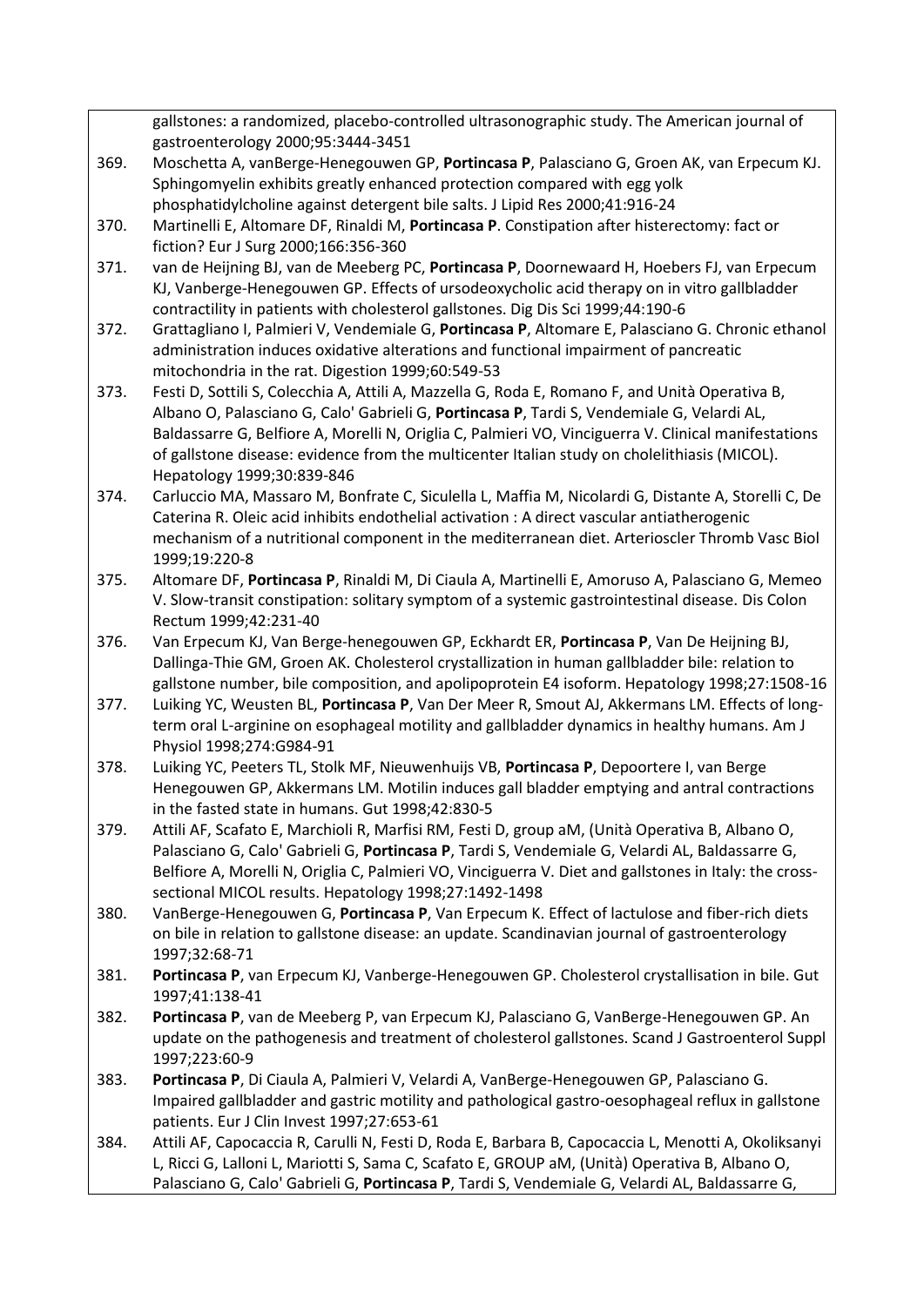gallstones: a randomized, placebo-controlled ultrasonographic study. The American journal of gastroenterology 2000;95:3444-3451

369. Moschetta A, vanBerge-Henegouwen GP, **Portincasa P**, Palasciano G, Groen AK, van Erpecum KJ. Sphingomyelin exhibits greatly enhanced protection compared with egg yolk phosphatidylcholine against detergent bile salts. J Lipid Res 2000;41:916-24
370. Martinelli E, Altomare DF, Rinaldi M, **Portincasa P**. Constipation after histerectomy: fact or fiction? Eur J Surg 2000;166:356-360
371. van de Heijning BJ, van de Meeberg PC, **Portincasa P**, Doornewaard H, Hoebers FJ, van Erpecum KJ, Vanberge-Henegouwen GP. Effects of ursodeoxycholic acid therapy on in vitro gallbladder contractility in patients with cholesterol gallstones. Dig Dis Sci 1999;44:190-6
372. Grattagliano I, Palmieri V, Vendemiale G, **Portincasa P**, Altomare E, Palasciano G. Chronic ethanol administration induces oxidative alterations and functional impairment of pancreatic mitochondria in the rat. Digestion 1999;60:549-53
373. Festi D, Sottili S, Colecchia A, Attili A, Mazzella G, Roda E, Romano F, and Unità Operativa B, Albano O, Palasciano G, Calo' Gabrieli G, **Portincasa P**, Tardi S, Vendemiale G, Velardi AL, Baldassarre G, Belfiore A, Morelli N, Origlia C, Palmieri VO, Vinciguerra V. Clinical manifestations of gallstone disease: evidence from the multicenter Italian study on cholelithiasis (MICOL). Hepatology 1999;30:839-846
374. Carluccio MA, Massaro M, Bonfrate C, Siculella L, Maffia M, Nicolardi G, Distante A, Storelli C, De Caterina R. Oleic acid inhibits endothelial activation : A direct vascular antiatherogenic mechanism of a nutritional component in the mediterranean diet. Arterioscler Thromb Vasc Biol 1999;19:220-8
375. Altomare DF, **Portincasa P**, Rinaldi M, Di Ciaula A, Martinelli E, Amoruso A, Palasciano G, Memeo V. Slow-transit constipation: solitary symptom of a systemic gastrointestinal disease. Dis Colon Rectum 1999;42:231-40
376. Van Erpecum KJ, Van Berge-henegouwen GP, Eckhardt ER, **Portincasa P**, Van De Heijning BJ, Dallinga-Thie GM, Groen AK. Cholesterol crystallization in human gallbladder bile: relation to gallstone number, bile composition, and apolipoprotein E4 isoform. Hepatology 1998;27:1508-16
377. Luiking YC, Weusten BL, **Portincasa P**, Van Der Meer R, Smout AJ, Akkermans LM. Effects of long-term oral L-arginine on esophageal motility and gallbladder dynamics in healthy humans. Am J Physiol 1998;274:G984-91
378. Luiking YC, Peeters TL, Stolk MF, Nieuwenhuijs VB, **Portincasa P**, Depoortere I, van Berge Henegouwen GP, Akkermans LM. Motilin induces gall bladder emptying and antral contractions in the fasted state in humans. Gut 1998;42:830-5
379. Attili AF, Scafato E, Marchioli R, Marfisi RM, Festi D, group aM, (Unità Operativa B, Albano O, Palasciano G, Calo' Gabrieli G, **Portincasa P**, Tardi S, Vendemiale G, Velardi AL, Baldassarre G, Belfiore A, Morelli N, Origlia C, Palmieri VO, Vinciguerra V. Diet and gallstones in Italy: the cross-sectional MICOL results. Hepatology 1998;27:1492-1498
380. VanBerge-Henegouwen G, **Portincasa P**, Van Erpecum K. Effect of lactulose and fiber-rich diets on bile in relation to gallstone disease: an update. Scandinavian journal of gastroenterology 1997;32:68-71
381. **Portincasa P**, van Erpecum KJ, Vanberge-Henegouwen GP. Cholesterol crystallisation in bile. Gut 1997;41:138-41
382. **Portincasa P**, van de Meeberg P, van Erpecum KJ, Palasciano G, VanBerge-Henegouwen GP. An update on the pathogenesis and treatment of cholesterol gallstones. Scand J Gastroenterol Suppl 1997;223:60-9
383. **Portincasa P**, Di Ciaula A, Palmieri V, Velardi A, VanBerge-Henegouwen GP, Palasciano G. Impaired gallbladder and gastric motility and pathological gastro-oesophageal reflux in gallstone patients. Eur J Clin Invest 1997;27:653-61
384. Attili AF, Capocaccia R, Carulli N, Festi D, Roda E, Barbara B, Capocaccia L, Menotti A, Okoliksanyi L, Ricci G, Lalloni L, Mariotti S, Sama C, Scafato E, GROUP aM, (Unità) Operativa B, Albano O, Palasciano G, Calo' Gabrieli G, **Portincasa P**, Tardi S, Vendemiale G, Velardi AL, Baldassarre G,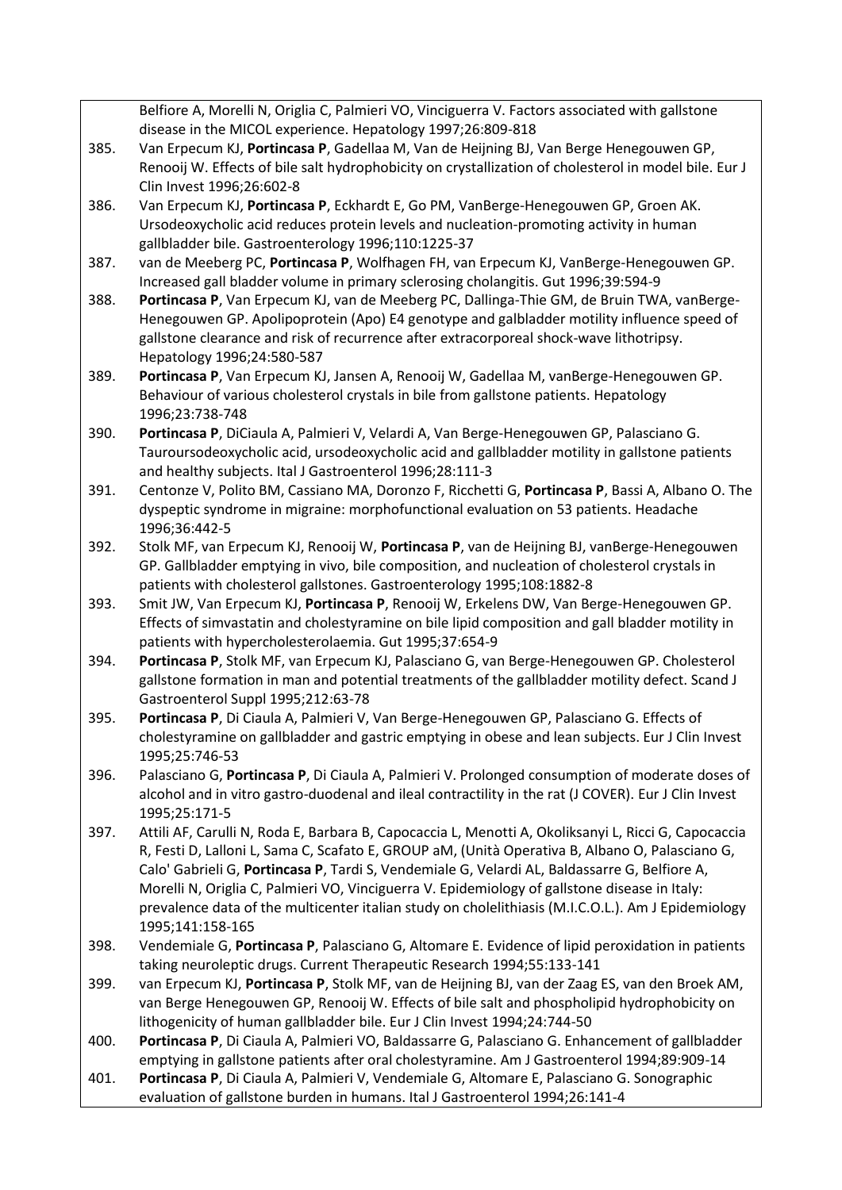Belfiore A, Morelli N, Origlia C, Palmieri VO, Vinciguerra V. Factors associated with gallstone disease in the MICOL experience. Hepatology 1997;26:809-818

385. Van Erpecum KJ, **Portincasa P**, Gadellaa M, Van de Heijning BJ, Van Berge Henegouwen GP, Renooij W. Effects of bile salt hydrophobicity on crystallization of cholesterol in model bile. Eur J Clin Invest 1996;26:602-8
386. Van Erpecum KJ, **Portincasa P**, Eckhardt E, Go PM, VanBerge-Henegouwen GP, Groen AK. Ursodeoxycholic acid reduces protein levels and nucleation-promoting activity in human gallbladder bile. Gastroenterology 1996;110:1225-37
387. van de Meeberg PC, **Portincasa P**, Wolfhagen FH, van Erpecum KJ, VanBerge-Henegouwen GP. Increased gall bladder volume in primary sclerosing cholangitis. Gut 1996;39:594-9
388. **Portincasa P**, Van Erpecum KJ, van de Meeberg PC, Dallinga-Thie GM, de Bruin TWA, vanBerge-Henegouwen GP. Apolipoprotein (Apo) E4 genotype and galbladder motility influence speed of gallstone clearance and risk of recurrence after extracorporeal shock-wave lithotripsy. Hepatology 1996;24:580-587
389. **Portincasa P**, Van Erpecum KJ, Jansen A, Renooij W, Gadellaa M, vanBerge-Henegouwen GP. Behaviour of various cholesterol crystals in bile from gallstone patients. Hepatology 1996;23:738-748
390. **Portincasa P**, DiCiaula A, Palmieri V, Velardi A, Van Berge-Henegouwen GP, Palasciano G. Tauroursodeoxycholic acid, ursodeoxycholic acid and gallbladder motility in gallstone patients and healthy subjects. Ital J Gastroenterol 1996;28:111-3
391. Centonze V, Polito BM, Cassiano MA, Doronzo F, Ricchetti G, **Portincasa P**, Bassi A, Albano O. The dyspeptic syndrome in migraine: morphofunctional evaluation on 53 patients. Headache 1996;36:442-5
392. Stolk MF, van Erpecum KJ, Renooij W, **Portincasa P**, van de Heijning BJ, vanBerge-Henegouwen GP. Gallbladder emptying in vivo, bile composition, and nucleation of cholesterol crystals in patients with cholesterol gallstones. Gastroenterology 1995;108:1882-8
393. Smit JW, Van Erpecum KJ, **Portincasa P**, Renooij W, Erkelens DW, Van Berge-Henegouwen GP. Effects of simvastatin and cholestyramine on bile lipid composition and gall bladder motility in patients with hypercholesterolaemia. Gut 1995;37:654-9
394. **Portincasa P**, Stolk MF, van Erpecum KJ, Palasciano G, van Berge-Henegouwen GP. Cholesterol gallstone formation in man and potential treatments of the gallbladder motility defect. Scand J Gastroenterol Suppl 1995;212:63-78
395. **Portincasa P**, Di Ciaula A, Palmieri V, Van Berge-Henegouwen GP, Palasciano G. Effects of cholestyramine on gallbladder and gastric emptying in obese and lean subjects. Eur J Clin Invest 1995;25:746-53
396. Palasciano G, **Portincasa P**, Di Ciaula A, Palmieri V. Prolonged consumption of moderate doses of alcohol and in vitro gastro-duodenal and ileal contractility in the rat (J COVER). Eur J Clin Invest 1995;25:171-5
397. Attili AF, Carulli N, Roda E, Barbara B, Capocaccia L, Menotti A, Okoliksanyi L, Ricci G, Capocaccia R, Festi D, Lalloni L, Sama C, Scafato E, GROUP aM, (Unità Operativa B, Albano O, Palasciano G, Calo' Gabrieli G, **Portincasa P**, Tardi S, Vendemiale G, Velardi AL, Baldassarre G, Belfiore A, Morelli N, Origlia C, Palmieri VO, Vinciguerra V. Epidemiology of gallstone disease in Italy: prevalence data of the multicenter italian study on cholelithiasis (M.I.C.O.L.). Am J Epidemiology 1995;141:158-165
398. Vendemiale G, **Portincasa P**, Palasciano G, Altomare E. Evidence of lipid peroxidation in patients taking neuroleptic drugs. Current Therapeutic Research 1994;55:133-141
399. van Erpecum KJ, **Portincasa P**, Stolk MF, van de Heijning BJ, van der Zaag ES, van den Broek AM, van Berge Henegouwen GP, Renooij W. Effects of bile salt and phospholipid hydrophobicity on lithogenicity of human gallbladder bile. Eur J Clin Invest 1994;24:744-50
400. **Portincasa P**, Di Ciaula A, Palmieri VO, Baldassarre G, Palasciano G. Enhancement of gallbladder emptying in gallstone patients after oral cholestyramine. Am J Gastroenterol 1994;89:909-14
401. **Portincasa P**, Di Ciaula A, Palmieri V, Vendemiale G, Altomare E, Palasciano G. Sonographic evaluation of gallstone burden in humans. Ital J Gastroenterol 1994;26:141-4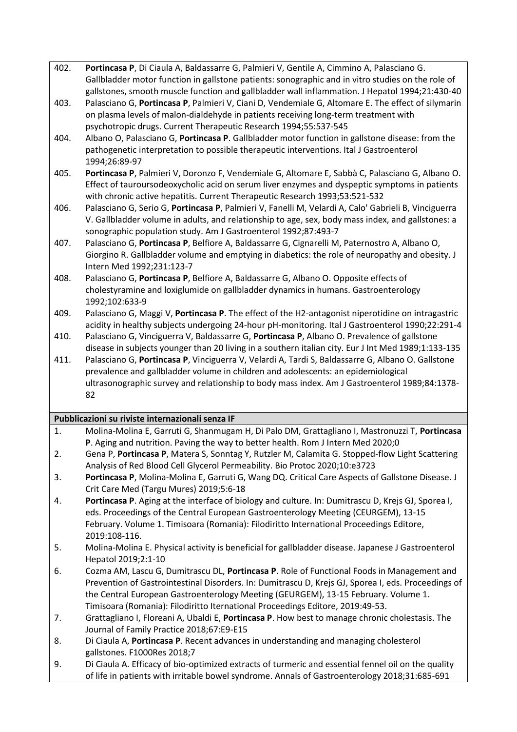402. **Portincasa P**, Di Ciaula A, Baldassarre G, Palmieri V, Gentile A, Cimmino A, Palasciano G. Gallbladder motor function in gallstone patients: sonographic and in vitro studies on the role of gallstones, smooth muscle function and gallbladder wall inflammation. J Hepatol 1994;21:430-40

403. Palasciano G, **Portincasa P**, Palmieri V, Ciani D, Vendemiale G, Altomare E. The effect of silymarin on plasma levels of malon-dialdehyde in patients receiving long-term treatment with psychotropic drugs. Current Therapeutic Research 1994;55:537-545

404. Albano O, Palasciano G, **Portincasa P**. Gallbladder motor function in gallstone disease: from the pathogenetic interpretation to possible therapeutic interventions. Ital J Gastroenterol 1994;26:89-97

405. **Portincasa P**, Palmieri V, Doronzo F, Vendemiale G, Altomare E, Sabbà C, Palasciano G, Albano O. Effect of tauroursodeoxycholic acid on serum liver enzymes and dyspeptic symptoms in patients with chronic active hepatitis. Current Therapeutic Research 1993;53:521-532

406. Palasciano G, Serio G, **Portincasa P**, Palmieri V, Fanelli M, Velardi A, Calo' Gabrieli B, Vinciguerra V. Gallbladder volume in adults, and relationship to age, sex, body mass index, and gallstones: a sonographic population study. Am J Gastroenterol 1992;87:493-7

407. Palasciano G, **Portincasa P**, Belfiore A, Baldassarre G, Cignarelli M, Paternostro A, Albano O, Giorgino R. Gallbladder volume and emptying in diabetics: the role of neuropathy and obesity. J Intern Med 1992;231:123-7

408. Palasciano G, **Portincasa P**, Belfiore A, Baldassarre G, Albano O. Opposite effects of cholestyramine and loxiglumide on gallbladder dynamics in humans. Gastroenterology 1992;102:633-9

409. Palasciano G, Maggi V, **Portincasa P**. The effect of the H2-antagonist niperotidine on intragastric acidity in healthy subjects undergoing 24-hour pH-monitoring. Ital J Gastroenterol 1990;22:291-4

410. Palasciano G, Vinciguerra V, Baldassarre G, **Portincasa P**, Albano O. Prevalence of gallstone disease in subjects younger than 20 living in a southern italian city. Eur J Int Med 1989;1:133-135

411. Palasciano G, **Portincasa P**, Vinciguerra V, Velardi A, Tardi S, Baldassarre G, Albano O. Gallstone prevalence and gallbladder volume in children and adolescents: an epidemiological ultrasonographic survey and relationship to body mass index. Am J Gastroenterol 1989;84:1378-82

**Pubblicazioni su riviste internazionali senza IF**

1. Molina-Molina E, Garruti G, Shanmugam H, Di Palo DM, Grattagliano I, Mastronuzzi T, **Portincasa P**. Aging and nutrition. Paving the way to better health. Rom J Intern Med 2020;0
2. Gena P, **Portincasa P**, Matera S, Sonntag Y, Rutzler M, Calamita G. Stopped-flow Light Scattering Analysis of Red Blood Cell Glycerol Permeability. Bio Protoc 2020;10:e3723
3. **Portincasa P**, Molina-Molina E, Garruti G, Wang DQ. Critical Care Aspects of Gallstone Disease. J Crit Care Med (Targu Mures) 2019;5:6-18
4. **Portincasa P**. Aging at the interface of biology and culture. In: Dumitrascu D, Krejs GJ, Sporea I, eds. Proceedings of the Central European Gastroenterology Meeting (CEURGEM), 13-15 February. Volume 1. Timisoara (Romania): Filodiritto International Proceedings Editore, 2019:108-116.
5. Molina-Molina E. Physical activity is beneficial for gallbladder disease. Japanese J Gastroenterol Hepatol 2019;2:1-10
6. Cozma AM, Lascu G, Dumitrascu DL, **Portincasa P**. Role of Functional Foods in Management and Prevention of Gastrointestinal Disorders. In: Dumitrascu D, Krejs GJ, Sporea I, eds. Proceedings of the Central European Gastroenterology Meeting (GEURGEM), 13-15 February. Volume 1. Timisoara (Romania): Filodiritto Iternational Proceedings Editore, 2019:49-53.
7. Grattagliano I, Floreani A, Ubaldi E, **Portincasa P**. How best to manage chronic cholestasis. The Journal of Family Practice 2018;67:E9-E15
8. Di Ciaula A, **Portincasa P**. Recent advances in understanding and managing cholesterol gallstones. F1000Res 2018;7
9. Di Ciaula A. Efficacy of bio-optimized extracts of turmeric and essential fennel oil on the quality of life in patients with irritable bowel syndrome. Annals of Gastroenterology 2018;31:685-691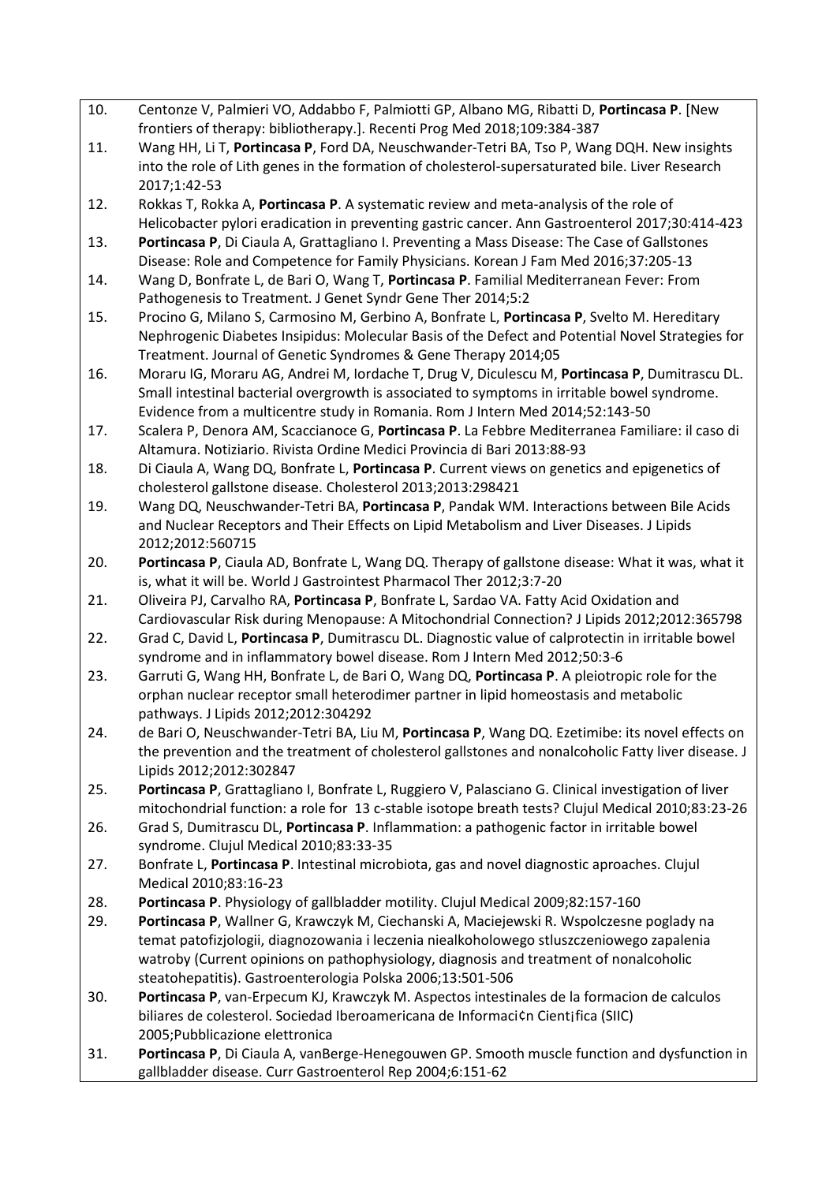10. Centonze V, Palmieri VO, Addabbo F, Palmiotti GP, Albano MG, Ribatti D, **Portincasa P**. [New frontiers of therapy: bibliotherapy.]. Recenti Prog Med 2018;109:384-387
11. Wang HH, Li T, **Portincasa P**, Ford DA, Neuschwander-Tetri BA, Tso P, Wang DQH. New insights into the role of Lith genes in the formation of cholesterol-supersaturated bile. Liver Research 2017;1:42-53
12. Rokkas T, Rokka A, **Portincasa P**. A systematic review and meta-analysis of the role of Helicobacter pylori eradication in preventing gastric cancer. Ann Gastroenterol 2017;30:414-423
13. **Portincasa P**, Di Ciaula A, Grattagliano I. Preventing a Mass Disease: The Case of Gallstones Disease: Role and Competence for Family Physicians. Korean J Fam Med 2016;37:205-13
14. Wang D, Bonfrate L, de Bari O, Wang T, **Portincasa P**. Familial Mediterranean Fever: From Pathogenesis to Treatment. J Genet Syndr Gene Ther 2014;5:2
15. Procino G, Milano S, Carmosino M, Gerbino A, Bonfrate L, **Portincasa P**, Svelto M. Hereditary Nephrogenic Diabetes Insipidus: Molecular Basis of the Defect and Potential Novel Strategies for Treatment. Journal of Genetic Syndromes & Gene Therapy 2014;05
16. Moraru IG, Moraru AG, Andrei M, Iordache T, Drug V, Diculescu M, **Portincasa P**, Dumitrascu DL. Small intestinal bacterial overgrowth is associated to symptoms in irritable bowel syndrome. Evidence from a multicentre study in Romania. Rom J Intern Med 2014;52:143-50
17. Scalera P, Denora AM, Scaccianoce G, **Portincasa P**. La Febbre Mediterranea Familiare: il caso di Altamura. Notiziario. Rivista Ordine Medici Provincia di Bari 2013:88-93
18. Di Ciaula A, Wang DQ, Bonfrate L, **Portincasa P**. Current views on genetics and epigenetics of cholesterol gallstone disease. Cholesterol 2013;2013:298421
19. Wang DQ, Neuschwander-Tetri BA, **Portincasa P**, Pandak WM. Interactions between Bile Acids and Nuclear Receptors and Their Effects on Lipid Metabolism and Liver Diseases. J Lipids 2012;2012:560715
20. **Portincasa P**, Ciaula AD, Bonfrate L, Wang DQ. Therapy of gallstone disease: What it was, what it is, what it will be. World J Gastrointest Pharmacol Ther 2012;3:7-20
21. Oliveira PJ, Carvalho RA, **Portincasa P**, Bonfrate L, Sardao VA. Fatty Acid Oxidation and Cardiovascular Risk during Menopause: A Mitochondrial Connection? J Lipids 2012;2012:365798
22. Grad C, David L, **Portincasa P**, Dumitrascu DL. Diagnostic value of calprotectin in irritable bowel syndrome and in inflammatory bowel disease. Rom J Intern Med 2012;50:3-6
23. Garruti G, Wang HH, Bonfrate L, de Bari O, Wang DQ, **Portincasa P**. A pleiotropic role for the orphan nuclear receptor small heterodimer partner in lipid homeostasis and metabolic pathways. J Lipids 2012;2012:304292
24. de Bari O, Neuschwander-Tetri BA, Liu M, **Portincasa P**, Wang DQ. Ezetimibe: its novel effects on the prevention and the treatment of cholesterol gallstones and nonalcoholic Fatty liver disease. J Lipids 2012;2012:302847
25. **Portincasa P**, Grattagliano I, Bonfrate L, Ruggiero V, Palasciano G. Clinical investigation of liver mitochondrial function: a role for 13 c-stable isotope breath tests? Clujul Medical 2010;83:23-26
26. Grad S, Dumitrascu DL, **Portincasa P**. Inflammation: a pathogenic factor in irritable bowel syndrome. Clujul Medical 2010;83:33-35
27. Bonfrate L, **Portincasa P**. Intestinal microbiota, gas and novel diagnostic aproaches. Clujul Medical 2010;83:16-23
28. **Portincasa P**. Physiology of gallbladder motility. Clujul Medical 2009;82:157-160
29. **Portincasa P**, Wallner G, Krawczyk M, Ciechanski A, Maciejewski R. Wspolczesne poglady na temat patofizjologii, diagnozowania i leczenia niealkoholowego stluszczeniowego zapalenia watroby (Current opinions on pathophysiology, diagnosis and treatment of nonalcoholic steatohepatitis). Gastroenterologia Polska 2006;13:501-506
30. **Portincasa P**, van-Erpecum KJ, Krawczyk M. Aspectos intestinales de la formacion de calculos biliares de colesterol. Sociedad Iberoamericana de Informaci¢n Cient¡fica (SIIC) 2005;Pubblicazione elettronica
31. **Portincasa P**, Di Ciaula A, vanBerge-Henegouwen GP. Smooth muscle function and dysfunction in gallbladder disease. Curr Gastroenterol Rep 2004;6:151-62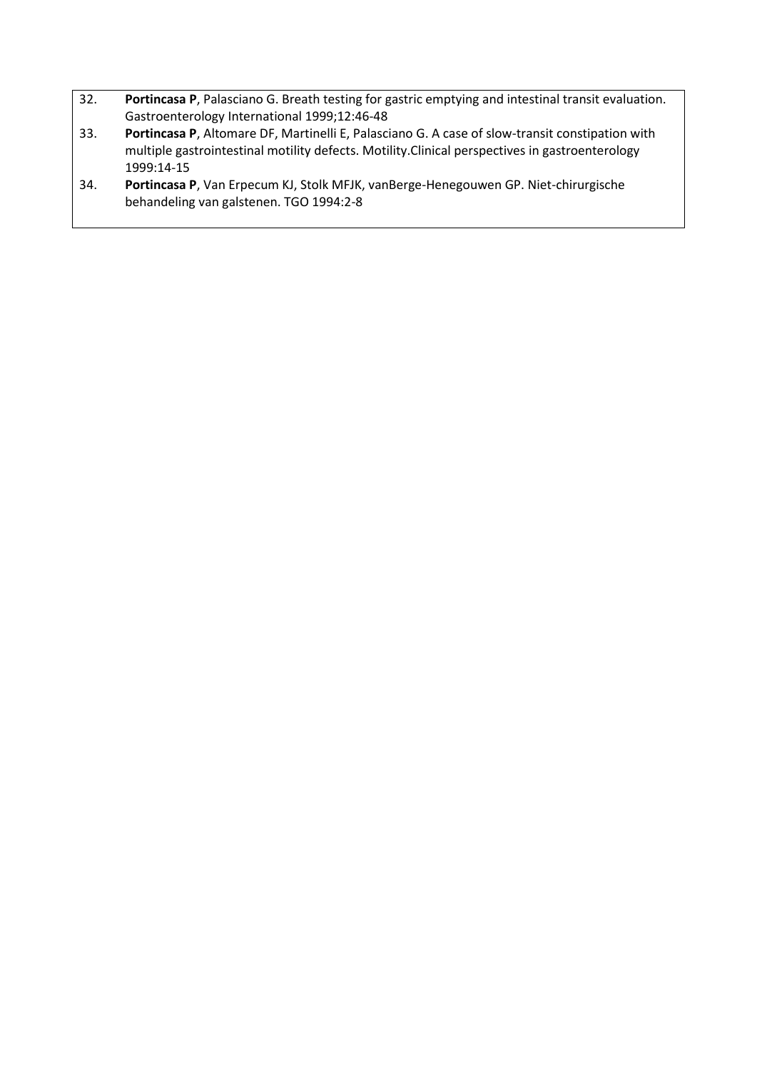32. **Portincasa P**, Palasciano G. Breath testing for gastric emptying and intestinal transit evaluation. Gastroenterology International 1999;12:46-48
33. **Portincasa P**, Altomare DF, Martinelli E, Palasciano G. A case of slow-transit constipation with multiple gastrointestinal motility defects. Motility.Clinical perspectives in gastroenterology 1999:14-15
34. **Portincasa P**, Van Erpecum KJ, Stolk MFJK, vanBerge-Henegouwen GP. Niet-chirurgische behandeling van galstenen. TGO 1994:2-8